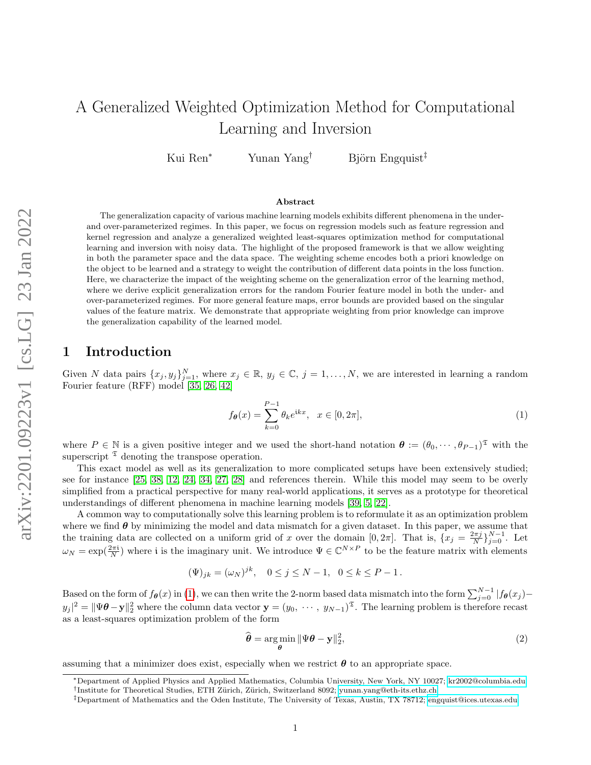# A Generalized Weighted Optimization Method for Computational Learning and Inversion

Kui Ren[*] Yunan Yang[†] Björn Engquist[‡]

### Abstract

The generalization capacity of various machine learning models exhibits different phenomena in the under- and over-parameterized regimes. In this paper, we focus on regression models such as feature regression and kernel regression and analyze a generalized weighted least-squares optimization method for computational learning and inversion with noisy data. The highlight of the proposed framework is that we allow weighting in both the parameter space and the data space. The weighting scheme encodes both a priori knowledge on the object to be learned and a strategy to weight the contribution of different data points in the loss function. Here, we characterize the impact of the weighting scheme on the generalization error of the learning method, where we derive explicit generalization errors for the random Fourier feature model in both the under- and over-parameterized regimes. For more general feature maps, error bounds are provided based on the singular values of the feature matrix. We demonstrate that appropriate weighting from prior knowledge can improve the generalization capability of the learned model.

## 1 Introduction

Given $N$ data pairs $\{x_j, y_j\}_{j=1}^N$, where $x_j \in \mathbb{R}$, $y_j \in \mathbb{C}$, $j = 1, \ldots, N$, we are interested in learning a random Fourier feature (RFF) model [35, 26, 42]

$$f_{\boldsymbol{\theta}}(x) = \sum_{k=0}^{P-1} \theta_k e^{\mathrm{i}kx}, \quad x \in [0, 2\pi], \tag{1}$$

where $P \in \mathbb{N}$ is a given positive integer and we used the short-hand notation $\boldsymbol{\theta} := (\theta_0, \cdots, \theta_{P-1})^{\mathfrak{T}}$ with the superscript $^{\mathfrak{T}}$ denoting the transpose operation.

This exact model as well as its generalization to more complicated setups have been extensively studied; see for instance [25, 38, 12, 24, 34, 27, 28] and references therein. While this model may seem to be overly simplified from a practical perspective for many real-world applications, it serves as a prototype for theoretical understandings of different phenomena in machine learning models [39, 5, 22].

A common way to computationally solve this learning problem is to reformulate it as an optimization problem where we find $\boldsymbol{\theta}$ by minimizing the model and data mismatch for a given dataset. In this paper, we assume that the training data are collected on a uniform grid of $x$ over the domain $[0, 2\pi]$. That is, $\{x_j = \frac{2\pi j}{N}\}_{j=0}^{N-1}$. Let $\omega_N = \exp(\frac{2\pi \mathrm{i}}{N})$ where $\mathrm{i}$ is the imaginary unit. We introduce $\Psi \in \mathbb{C}^{N \times P}$ to be the feature matrix with elements

$$(\Psi)_{jk} = (\omega_N)^{jk}, \quad 0 \le j \le N-1, \quad 0 \le k \le P-1 \,.$$

Based on the form of $f_{\boldsymbol{\theta}}(x)$ in (1), we can then write the 2-norm based data mismatch into the form $\sum_{j=0}^{N-1} |f_{\boldsymbol{\theta}}(x_j) - y_j|^2 = \|\Psi\boldsymbol{\theta} - \mathbf{y}\|_2^2$ where the column data vector $\mathbf{y} = (y_0, \cdots, y_{N-1})^{\mathfrak{T}}$. The learning problem is therefore recast as a least-squares optimization problem of the form

$$\widehat{\boldsymbol{\theta}} = \underset{\boldsymbol{\theta}}{\arg\min} \|\Psi\boldsymbol{\theta} - \mathbf{y}\|_2^2, \tag{2}$$

assuming that a minimizer does exist, especially when we restrict $\boldsymbol{\theta}$ to an appropriate space.

[*] Department of Applied Physics and Applied Mathematics, Columbia University, New York, NY 10027; kr2002@columbia.edu
[†] Institute for Theoretical Studies, ETH Zürich, Zürich, Switzerland 8092; yunan.yang@eth-its.ethz.ch
[‡] Department of Mathematics and the Oden Institute, The University of Texas, Austin, TX 78712; engquist@ices.utexas.edu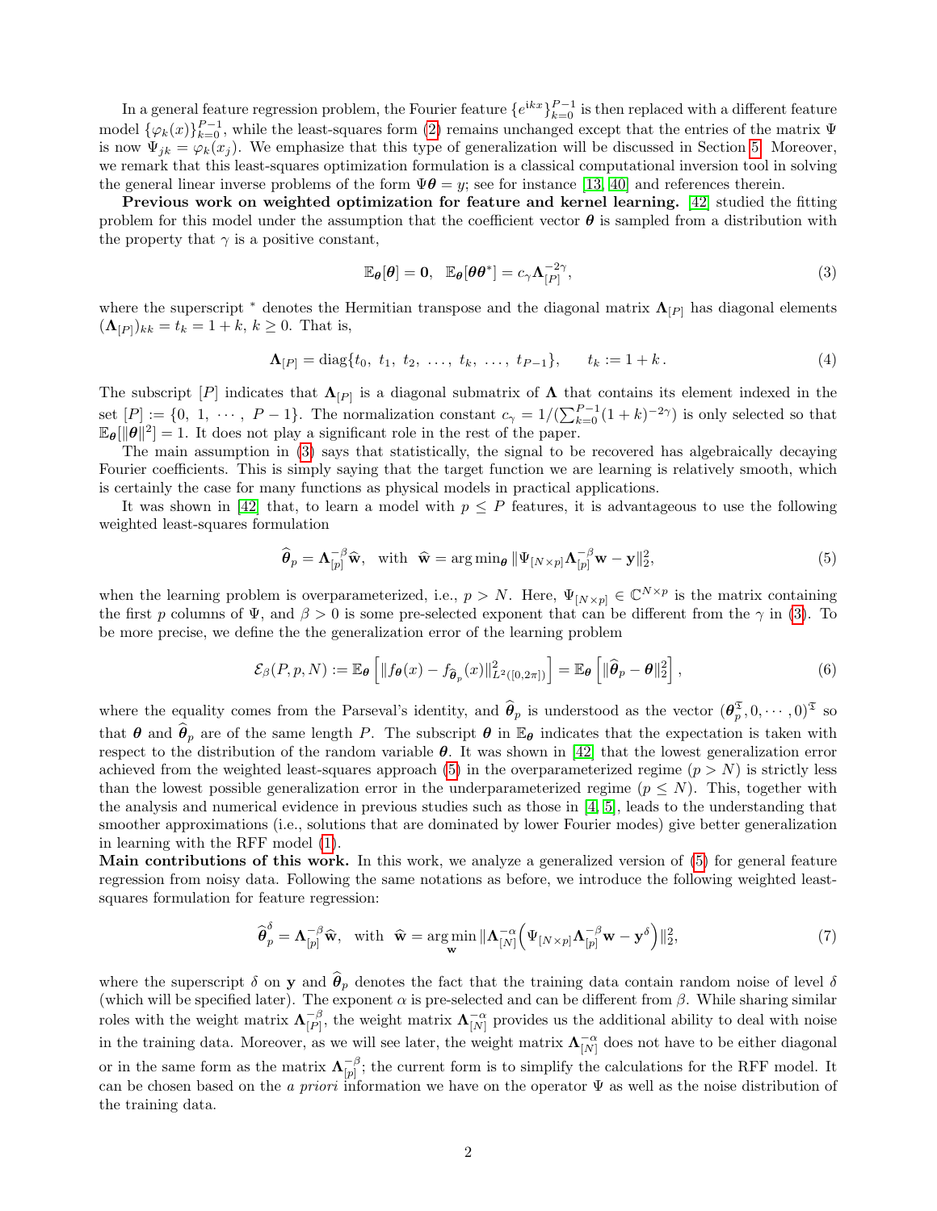In a general feature regression problem, the Fourier feature $\{e^{\mathrm{i}kx}\}_{k=0}^{P-1}$ is then replaced with a different feature model $\{\varphi_k(x)\}_{k=0}^{P-1}$, while the least-squares form (2) remains unchanged except that the entries of the matrix $\Psi$ is now $\Psi_{jk} = \varphi_k(x_j)$. We emphasize that this type of generalization will be discussed in Section 5. Moreover, we remark that this least-squares optimization formulation is a classical computational inversion tool in solving the general linear inverse problems of the form $\Psi\boldsymbol{\theta} = y$; see for instance [13, 40] and references therein.

**Previous work on weighted optimization for feature and kernel learning.** [42] studied the fitting problem for this model under the assumption that the coefficient vector $\boldsymbol{\theta}$ is sampled from a distribution with the property that $\gamma$ is a positive constant,

$$\mathbb{E}_{\boldsymbol{\theta}}[\boldsymbol{\theta}] = \mathbf{0}, \quad \mathbb{E}_{\boldsymbol{\theta}}[\boldsymbol{\theta}\boldsymbol{\theta}^*] = c_\gamma \boldsymbol{\Lambda}_{[P]}^{-2\gamma}, \tag{3}$$

where the superscript $^*$ denotes the Hermitian transpose and the diagonal matrix $\boldsymbol{\Lambda}_{[P]}$ has diagonal elements $(\boldsymbol{\Lambda}_{[P]})_{kk} = t_k = 1 + k$, $k \geq 0$. That is,

$$\boldsymbol{\Lambda}_{[P]} = \mathrm{diag}\{t_0,\ t_1,\ t_2,\ \ldots,\ t_k,\ \ldots,\ t_{P-1}\}, \qquad t_k := 1 + k\,. \tag{4}$$

The subscript $[P]$ indicates that $\boldsymbol{\Lambda}_{[P]}$ is a diagonal submatrix of $\boldsymbol{\Lambda}$ that contains its element indexed in the set $[P] := \{0,\ 1,\ \cdots,\ P-1\}$. The normalization constant $c_\gamma = 1/(\sum_{k=0}^{P-1}(1+k)^{-2\gamma})$ is only selected so that $\mathbb{E}_{\boldsymbol{\theta}}[\|\boldsymbol{\theta}\|^2] = 1$. It does not play a significant role in the rest of the paper.

The main assumption in (3) says that statistically, the signal to be recovered has algebraically decaying Fourier coefficients. This is simply saying that the target function we are learning is relatively smooth, which is certainly the case for many functions as physical models in practical applications.

It was shown in [42] that, to learn a model with $p \leq P$ features, it is advantageous to use the following weighted least-squares formulation

$$\widehat{\boldsymbol{\theta}}_p = \boldsymbol{\Lambda}_{[p]}^{-\beta}\widehat{\mathbf{w}}, \quad \text{with} \quad \widehat{\mathbf{w}} = \arg\min_{\boldsymbol{\theta}} \|\Psi_{[N\times p]}\boldsymbol{\Lambda}_{[p]}^{-\beta}\mathbf{w} - \mathbf{y}\|_2^2, \tag{5}$$

when the learning problem is overparameterized, i.e., $p > N$. Here, $\Psi_{[N\times p]} \in \mathbb{C}^{N\times p}$ is the matrix containing the first $p$ columns of $\Psi$, and $\beta > 0$ is some pre-selected exponent that can be different from the $\gamma$ in (3). To be more precise, we define the the generalization error of the learning problem

$$\mathcal{E}_\beta(P, p, N) := \mathbb{E}_{\boldsymbol{\theta}}\left[\|f_{\boldsymbol{\theta}}(x) - f_{\widehat{\boldsymbol{\theta}}_p}(x)\|^2_{L^2([0,2\pi])}\right] = \mathbb{E}_{\boldsymbol{\theta}}\left[\|\widehat{\boldsymbol{\theta}}_p - \boldsymbol{\theta}\|_2^2\right], \tag{6}$$

where the equality comes from the Parseval's identity, and $\widehat{\boldsymbol{\theta}}_p$ is understood as the vector $(\boldsymbol{\theta}_p^{\mathfrak{T}}, 0, \cdots, 0)^{\mathfrak{T}}$ so that $\boldsymbol{\theta}$ and $\widehat{\boldsymbol{\theta}}_p$ are of the same length $P$. The subscript $\boldsymbol{\theta}$ in $\mathbb{E}_{\boldsymbol{\theta}}$ indicates that the expectation is taken with respect to the distribution of the random variable $\boldsymbol{\theta}$. It was shown in [42] that the lowest generalization error achieved from the weighted least-squares approach (5) in the overparameterized regime ($p > N$) is strictly less than the lowest possible generalization error in the underparameterized regime ($p \leq N$). This, together with the analysis and numerical evidence in previous studies such as those in [4, 5], leads to the understanding that smoother approximations (i.e., solutions that are dominated by lower Fourier modes) give better generalization in learning with the RFF model (1).

**Main contributions of this work.** In this work, we analyze a generalized version of (5) for general feature regression from noisy data. Following the same notations as before, we introduce the following weighted least-squares formulation for feature regression:

$$\widehat{\boldsymbol{\theta}}_p^\delta = \boldsymbol{\Lambda}_{[p]}^{-\beta}\widehat{\mathbf{w}}, \quad \text{with} \quad \widehat{\mathbf{w}} = \arg\min_{\mathbf{w}} \|\boldsymbol{\Lambda}_{[N]}^{-\alpha}\Big(\Psi_{[N\times p]}\boldsymbol{\Lambda}_{[p]}^{-\beta}\mathbf{w} - \mathbf{y}^\delta\Big)\|_2^2, \tag{7}$$

where the superscript $\delta$ on $\mathbf{y}$ and $\widehat{\boldsymbol{\theta}}_p$ denotes the fact that the training data contain random noise of level $\delta$ (which will be specified later). The exponent $\alpha$ is pre-selected and can be different from $\beta$. While sharing similar roles with the weight matrix $\boldsymbol{\Lambda}_{[P]}^{-\beta}$, the weight matrix $\boldsymbol{\Lambda}_{[N]}^{-\alpha}$ provides us the additional ability to deal with noise in the training data. Moreover, as we will see later, the weight matrix $\boldsymbol{\Lambda}_{[N]}^{-\alpha}$ does not have to be either diagonal or in the same form as the matrix $\boldsymbol{\Lambda}_{[p]}^{-\beta}$; the current form is to simplify the calculations for the RFF model. It can be chosen based on the *a priori* information we have on the operator $\Psi$ as well as the noise distribution of the training data.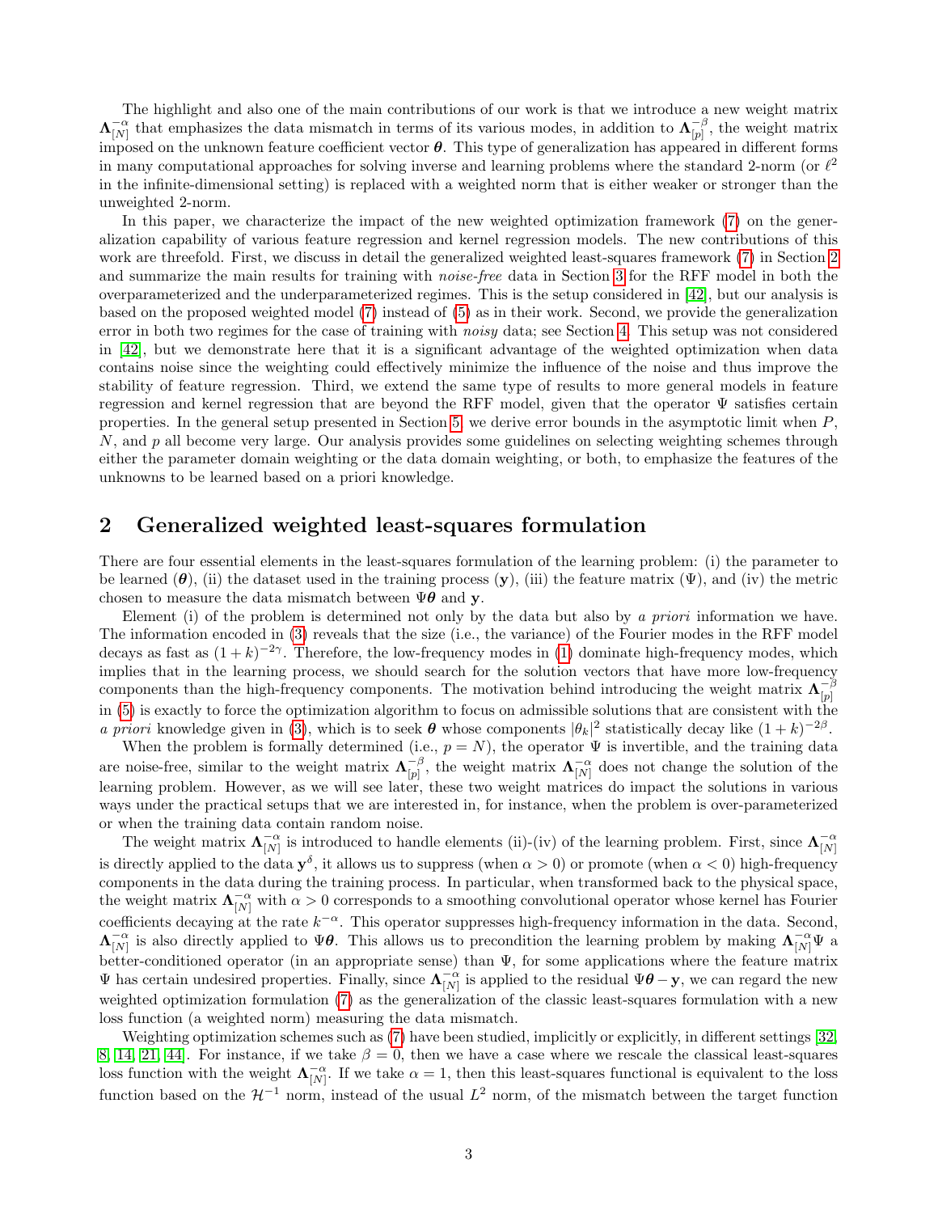The highlight and also one of the main contributions of our work is that we introduce a new weight matrix $\mathbf{\Lambda}_{[N]}^{-\alpha}$ that emphasizes the data mismatch in terms of its various modes, in addition to $\mathbf{\Lambda}_{[p]}^{-\beta}$, the weight matrix imposed on the unknown feature coefficient vector $\boldsymbol{\theta}$. This type of generalization has appeared in different forms in many computational approaches for solving inverse and learning problems where the standard 2-norm (or $\ell^2$ in the infinite-dimensional setting) is replaced with a weighted norm that is either weaker or stronger than the unweighted 2-norm.

In this paper, we characterize the impact of the new weighted optimization framework (7) on the generalization capability of various feature regression and kernel regression models. The new contributions of this work are threefold. First, we discuss in detail the generalized weighted least-squares framework (7) in Section 2 and summarize the main results for training with *noise-free* data in Section 3 for the RFF model in both the overparameterized and the underparameterized regimes. This is the setup considered in [42], but our analysis is based on the proposed weighted model (7) instead of (5) as in their work. Second, we provide the generalization error in both two regimes for the case of training with *noisy* data; see Section 4. This setup was not considered in [42], but we demonstrate here that it is a significant advantage of the weighted optimization when data contains noise since the weighting could effectively minimize the influence of the noise and thus improve the stability of feature regression. Third, we extend the same type of results to more general models in feature regression and kernel regression that are beyond the RFF model, given that the operator $\Psi$ satisfies certain properties. In the general setup presented in Section 5, we derive error bounds in the asymptotic limit when $P$, $N$, and $p$ all become very large. Our analysis provides some guidelines on selecting weighting schemes through either the parameter domain weighting or the data domain weighting, or both, to emphasize the features of the unknowns to be learned based on a priori knowledge.

## 2 Generalized weighted least-squares formulation

There are four essential elements in the least-squares formulation of the learning problem: (i) the parameter to be learned ($\boldsymbol{\theta}$), (ii) the dataset used in the training process ($\mathbf{y}$), (iii) the feature matrix ($\Psi$), and (iv) the metric chosen to measure the data mismatch between $\Psi\boldsymbol{\theta}$ and $\mathbf{y}$.

Element (i) of the problem is determined not only by the data but also by *a priori* information we have. The information encoded in (3) reveals that the size (i.e., the variance) of the Fourier modes in the RFF model decays as fast as $(1+k)^{-2\gamma}$. Therefore, the low-frequency modes in (1) dominate high-frequency modes, which implies that in the learning process, we should search for the solution vectors that have more low-frequency components than the high-frequency components. The motivation behind introducing the weight matrix $\mathbf{\Lambda}_{[p]}^{-\beta}$ in (5) is exactly to force the optimization algorithm to focus on admissible solutions that are consistent with the *a priori* knowledge given in (3), which is to seek $\boldsymbol{\theta}$ whose components $|\theta_k|^2$ statistically decay like $(1+k)^{-2\beta}$.

When the problem is formally determined (i.e., $p = N$), the operator $\Psi$ is invertible, and the training data are noise-free, similar to the weight matrix $\mathbf{\Lambda}_{[p]}^{-\beta}$, the weight matrix $\mathbf{\Lambda}_{[N]}^{-\alpha}$ does not change the solution of the learning problem. However, as we will see later, these two weight matrices do impact the solutions in various ways under the practical setups that we are interested in, for instance, when the problem is over-parameterized or when the training data contain random noise.

The weight matrix $\mathbf{\Lambda}_{[N]}^{-\alpha}$ is introduced to handle elements (ii)-(iv) of the learning problem. First, since $\mathbf{\Lambda}_{[N]}^{-\alpha}$ is directly applied to the data $\mathbf{y}^\delta$, it allows us to suppress (when $\alpha > 0$) or promote (when $\alpha < 0$) high-frequency components in the data during the training process. In particular, when transformed back to the physical space, the weight matrix $\mathbf{\Lambda}_{[N]}^{-\alpha}$ with $\alpha > 0$ corresponds to a smoothing convolutional operator whose kernel has Fourier coefficients decaying at the rate $k^{-\alpha}$. This operator suppresses high-frequency information in the data. Second, $\mathbf{\Lambda}_{[N]}^{-\alpha}$ is also directly applied to $\Psi\boldsymbol{\theta}$. This allows us to precondition the learning problem by making $\mathbf{\Lambda}_{[N]}^{-\alpha}\Psi$ a better-conditioned operator (in an appropriate sense) than $\Psi$, for some applications where the feature matrix $\Psi$ has certain undesired properties. Finally, since $\mathbf{\Lambda}_{[N]}^{-\alpha}$ is applied to the residual $\Psi\boldsymbol{\theta} - \mathbf{y}$, we can regard the new weighted optimization formulation (7) as the generalization of the classic least-squares formulation with a new loss function (a weighted norm) measuring the data mismatch.

Weighting optimization schemes such as (7) have been studied, implicitly or explicitly, in different settings [32, 8, 14, 21, 44]. For instance, if we take $\beta = 0$, then we have a case where we rescale the classical least-squares loss function with the weight $\mathbf{\Lambda}_{[N]}^{-\alpha}$. If we take $\alpha = 1$, then this least-squares functional is equivalent to the loss function based on the $\mathcal{H}^{-1}$ norm, instead of the usual $L^2$ norm, of the mismatch between the target function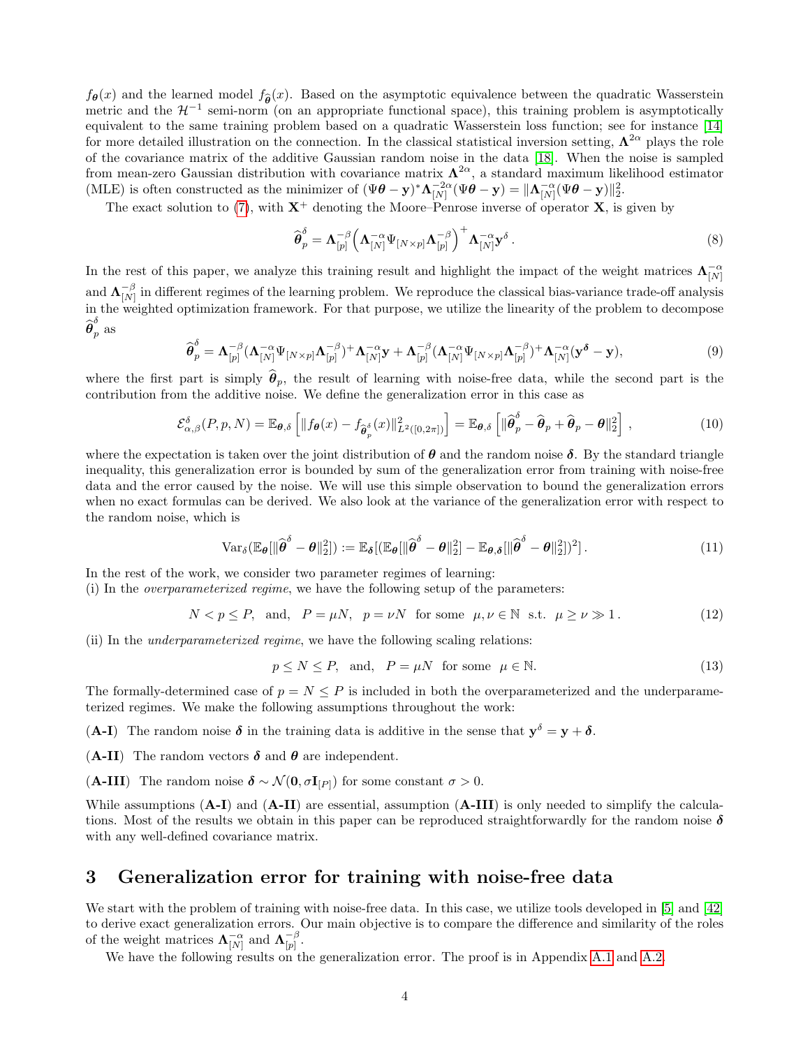$f_{\boldsymbol{\theta}}(x)$ and the learned model $f_{\widehat{\boldsymbol{\theta}}}(x)$. Based on the asymptotic equivalence between the quadratic Wasserstein metric and the $\mathcal{H}^{-1}$ semi-norm (on an appropriate functional space), this training problem is asymptotically equivalent to the same training problem based on a quadratic Wasserstein loss function; see for instance [14] for more detailed illustration on the connection. In the classical statistical inversion setting, $\boldsymbol{\Lambda}^{2\alpha}$ plays the role of the covariance matrix of the additive Gaussian random noise in the data [18]. When the noise is sampled from mean-zero Gaussian distribution with covariance matrix $\boldsymbol{\Lambda}^{2\alpha}$, a standard maximum likelihood estimator (MLE) is often constructed as the minimizer of $(\Psi\boldsymbol{\theta} - \mathbf{y})^* \boldsymbol{\Lambda}_{[N]}^{-2\alpha}(\Psi\boldsymbol{\theta} - \mathbf{y}) = \|\boldsymbol{\Lambda}_{[N]}^{-\alpha}(\Psi\boldsymbol{\theta} - \mathbf{y})\|_2^2$.

The exact solution to (7), with $\mathbf{X}^+$ denoting the Moore–Penrose inverse of operator $\mathbf{X}$, is given by

$$\widehat{\boldsymbol{\theta}}_p^\delta = \boldsymbol{\Lambda}_{[p]}^{-\beta}\Big(\boldsymbol{\Lambda}_{[N]}^{-\alpha}\Psi_{[N\times p]}\boldsymbol{\Lambda}_{[p]}^{-\beta}\Big)^+ \boldsymbol{\Lambda}_{[N]}^{-\alpha}\mathbf{y}^\delta\,. \tag{8}$$

In the rest of this paper, we analyze this training result and highlight the impact of the weight matrices $\boldsymbol{\Lambda}_{[N]}^{-\alpha}$ and $\boldsymbol{\Lambda}_{[N]}^{-\beta}$ in different regimes of the learning problem. We reproduce the classical bias-variance trade-off analysis in the weighted optimization framework. For that purpose, we utilize the linearity of the problem to decompose $\widehat{\boldsymbol{\theta}}_p^\delta$ as

$$\widehat{\boldsymbol{\theta}}_p^\delta = \boldsymbol{\Lambda}_{[p]}^{-\beta}(\boldsymbol{\Lambda}_{[N]}^{-\alpha}\Psi_{[N\times p]}\boldsymbol{\Lambda}_{[p]}^{-\beta})^+\boldsymbol{\Lambda}_{[N]}^{-\alpha}\mathbf{y} + \boldsymbol{\Lambda}_{[p]}^{-\beta}(\boldsymbol{\Lambda}_{[N]}^{-\alpha}\Psi_{[N\times p]}\boldsymbol{\Lambda}_{[p]}^{-\beta})^+\boldsymbol{\Lambda}_{[N]}^{-\alpha}(\mathbf{y}^{\boldsymbol{\delta}} - \mathbf{y}), \tag{9}$$

where the first part is simply $\widehat{\boldsymbol{\theta}}_p$, the result of learning with noise-free data, while the second part is the contribution from the additive noise. We define the generalization error in this case as

$$\mathcal{E}_{\alpha,\beta}^\delta(P,p,N) = \mathbb{E}_{\boldsymbol{\theta},\delta}\left[\|f_{\boldsymbol{\theta}}(x) - f_{\widehat{\boldsymbol{\theta}}_p^\delta}(x)\|_{L^2([0,2\pi])}^2\right] = \mathbb{E}_{\boldsymbol{\theta},\delta}\left[\|\widehat{\boldsymbol{\theta}}_p^\delta - \widehat{\boldsymbol{\theta}}_p + \widehat{\boldsymbol{\theta}}_p - \boldsymbol{\theta}\|_2^2\right]\,, \tag{10}$$

where the expectation is taken over the joint distribution of $\boldsymbol{\theta}$ and the random noise $\boldsymbol{\delta}$. By the standard triangle inequality, this generalization error is bounded by sum of the generalization error from training with noise-free data and the error caused by the noise. We will use this simple observation to bound the generalization errors when no exact formulas can be derived. We also look at the variance of the generalization error with respect to the random noise, which is

$$\mathrm{Var}_\delta(\mathbb{E}_{\boldsymbol{\theta}}[\|\widehat{\boldsymbol{\theta}}^\delta - \boldsymbol{\theta}\|_2^2]) := \mathbb{E}_{\boldsymbol{\delta}}[(\mathbb{E}_{\boldsymbol{\theta}}[\|\widehat{\boldsymbol{\theta}}^\delta - \boldsymbol{\theta}\|_2^2] - \mathbb{E}_{\boldsymbol{\theta},\boldsymbol{\delta}}[\|\widehat{\boldsymbol{\theta}}^\delta - \boldsymbol{\theta}\|_2^2])^2]\,. \tag{11}$$

In the rest of the work, we consider two parameter regimes of learning:
(i) In the *overparameterized regime*, we have the following setup of the parameters:

$$N < p \le P, \quad \text{and,} \quad P = \mu N, \quad p = \nu N \quad \text{for some} \quad \mu, \nu \in \mathbb{N} \quad \text{s.t.} \quad \mu \ge \nu \gg 1\,. \tag{12}$$

(ii) In the *underparameterized regime*, we have the following scaling relations:

$$p \le N \le P, \quad \text{and,} \quad P = \mu N \quad \text{for some} \quad \mu \in \mathbb{N}. \tag{13}$$

The formally-determined case of $p = N \le P$ is included in both the overparameterized and the underparameterized regimes. We make the following assumptions throughout the work:

**(A-I)** The random noise $\boldsymbol{\delta}$ in the training data is additive in the sense that $\mathbf{y}^\delta = \mathbf{y} + \boldsymbol{\delta}$.

**(A-II)** The random vectors $\boldsymbol{\delta}$ and $\boldsymbol{\theta}$ are independent.

**(A-III)** The random noise $\boldsymbol{\delta} \sim \mathcal{N}(\mathbf{0}, \sigma\mathbf{I}_{[P]})$ for some constant $\sigma > 0$.

While assumptions **(A-I)** and **(A-II)** are essential, assumption **(A-III)** is only needed to simplify the calculations. Most of the results we obtain in this paper can be reproduced straightforwardly for the random noise $\boldsymbol{\delta}$ with any well-defined covariance matrix.

## 3 Generalization error for training with noise-free data

We start with the problem of training with noise-free data. In this case, we utilize tools developed in [5] and [42] to derive exact generalization errors. Our main objective is to compare the difference and similarity of the roles of the weight matrices $\boldsymbol{\Lambda}_{[N]}^{-\alpha}$ and $\boldsymbol{\Lambda}_{[p]}^{-\beta}$.

We have the following results on the generalization error. The proof is in Appendix A.1 and A.2.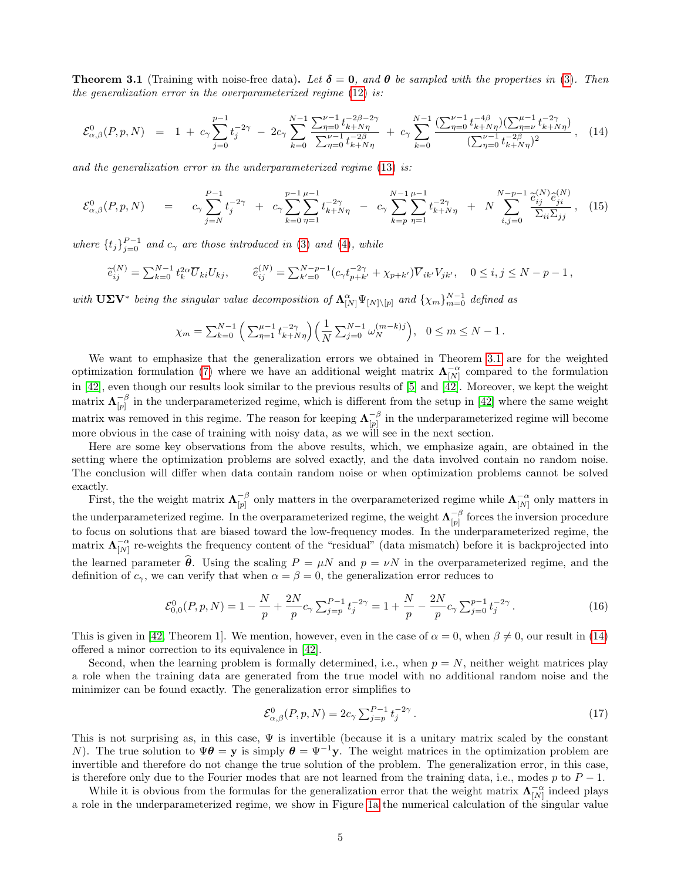**Theorem 3.1** (Training with noise-free data)**.** *Let $\boldsymbol{\delta} = \mathbf{0}$, and $\boldsymbol{\theta}$ be sampled with the properties in (3). Then the generalization error in the overparameterized regime (12) is:*

$$\mathcal{E}^0_{\alpha,\beta}(P,p,N) \;=\; 1 \,+\, c_\gamma \sum_{j=0}^{p-1} t_j^{-2\gamma} \,-\, 2c_\gamma \sum_{k=0}^{N-1} \frac{\sum_{\eta=0}^{\nu-1} t_{k+N\eta}^{-2\beta-2\gamma}}{\sum_{\eta=0}^{\nu-1} t_{k+N\eta}^{-2\beta}} \,+\, c_\gamma \sum_{k=0}^{N-1} \frac{(\sum_{\eta=0}^{\nu-1} t_{k+N\eta}^{-4\beta})(\sum_{\eta=\nu}^{\mu-1} t_{k+N\eta}^{-2\gamma})}{(\sum_{\eta=0}^{\nu-1} t_{k+N\eta}^{-2\beta})^2}\,, \quad (14)$$

*and the generalization error in the underparameterized regime (13) is:*

$$\mathcal{E}^0_{\alpha,\beta}(P,p,N) \quad = \quad c_\gamma \sum_{j=N}^{P-1} t_j^{-2\gamma} \;+\; c_\gamma \sum_{k=0}^{p-1}\sum_{\eta=1}^{\mu-1} t_{k+N\eta}^{-2\gamma} \;-\; c_\gamma \sum_{k=p}^{N-1}\sum_{\eta=1}^{\mu-1} t_{k+N\eta}^{-2\gamma} \;+\; N \sum_{i,j=0}^{N-p-1} \frac{\widetilde{e}_{ij}^{(N)}\widehat{e}_{ji}^{(N)}}{\Sigma_{ii}\Sigma_{jj}}\,, \quad (15)$$

*where $\{t_j\}_{j=0}^{P-1}$ and $c_\gamma$ are those introduced in (3) and (4), while*

$$\widetilde{e}_{ij}^{(N)} = \sum_{k=0}^{N-1} t_k^{2\alpha} \overline{U}_{ki} U_{kj}, \qquad \widehat{e}_{ij}^{(N)} = \sum_{k'=0}^{N-p-1} (c_\gamma t_{p+k'}^{-2\gamma} + \chi_{p+k'}) \overline{V}_{ik'} V_{jk'}, \quad 0 \le i,j \le N-p-1\,,$$

*with $\mathbf{U}\boldsymbol{\Sigma}\mathbf{V}^*$ being the singular value decomposition of $\boldsymbol{\Lambda}^{\alpha}_{[N]}\Psi_{[N]\setminus[p]}$ and $\{\chi_m\}_{m=0}^{N-1}$ defined as*

$$\chi_m = \sum_{k=0}^{N-1}\Big(\sum_{\eta=1}^{\mu-1} t_{k+N\eta}^{-2\gamma}\Big)\Big(\frac{1}{N}\sum_{j=0}^{N-1}\omega_N^{(m-k)j}\Big), \quad 0 \le m \le N-1\,.$$

We want to emphasize that the generalization errors we obtained in Theorem 3.1 are for the weighted optimization formulation (7) where we have an additional weight matrix $\boldsymbol{\Lambda}^{-\alpha}_{[N]}$ compared to the formulation in [42], even though our results look similar to the previous results of [5] and [42]. Moreover, we kept the weight matrix $\boldsymbol{\Lambda}^{-\beta}_{[p]}$ in the underparameterized regime, which is different from the setup in [42] where the same weight matrix was removed in this regime. The reason for keeping $\boldsymbol{\Lambda}^{-\beta}_{[p]}$ in the underparameterized regime will become more obvious in the case of training with noisy data, as we will see in the next section.

Here are some key observations from the above results, which, we emphasize again, are obtained in the setting where the optimization problems are solved exactly, and the data involved contain no random noise. The conclusion will differ when data contain random noise or when optimization problems cannot be solved exactly.

First, the the weight matrix $\boldsymbol{\Lambda}^{-\beta}_{[p]}$ only matters in the overparameterized regime while $\boldsymbol{\Lambda}^{-\alpha}_{[N]}$ only matters in the underparameterized regime. In the overparameterized regime, the weight $\boldsymbol{\Lambda}^{-\beta}_{[p]}$ forces the inversion procedure to focus on solutions that are biased toward the low-frequency modes. In the underparameterized regime, the matrix $\boldsymbol{\Lambda}^{-\alpha}_{[N]}$ re-weights the frequency content of the "residual" (data mismatch) before it is backprojected into the learned parameter $\widehat{\boldsymbol{\theta}}$. Using the scaling $P = \mu N$ and $p = \nu N$ in the overparameterized regime, and the definition of $c_\gamma$, we can verify that when $\alpha = \beta = 0$, the generalization error reduces to

$$\mathcal{E}^0_{0,0}(P,p,N) = 1 - \frac{N}{p} + \frac{2N}{p} c_\gamma \sum_{j=p}^{P-1} t_j^{-2\gamma} = 1 + \frac{N}{p} - \frac{2N}{p} c_\gamma \sum_{j=0}^{p-1} t_j^{-2\gamma}\,. \quad (16)$$

This is given in [42, Theorem 1]. We mention, however, even in the case of $\alpha = 0$, when $\beta \neq 0$, our result in (14) offered a minor correction to its equivalence in [42].

Second, when the learning problem is formally determined, i.e., when $p = N$, neither weight matrices play a role when the training data are generated from the true model with no additional random noise and the minimizer can be found exactly. The generalization error simplifies to

$$\mathcal{E}^0_{\alpha,\beta}(P,p,N) = 2c_\gamma \sum_{j=p}^{P-1} t_j^{-2\gamma}\,. \quad (17)$$

This is not surprising as, in this case, $\Psi$ is invertible (because it is a unitary matrix scaled by the constant $N$). The true solution to $\Psi\boldsymbol{\theta} = \mathbf{y}$ is simply $\boldsymbol{\theta} = \Psi^{-1}\mathbf{y}$. The weight matrices in the optimization problem are invertible and therefore do not change the true solution of the problem. The generalization error, in this case, is therefore only due to the Fourier modes that are not learned from the training data, i.e., modes $p$ to $P-1$.

While it is obvious from the formulas for the generalization error that the weight matrix $\boldsymbol{\Lambda}^{-\alpha}_{[N]}$ indeed plays a role in the underparameterized regime, we show in Figure 1a the numerical calculation of the singular value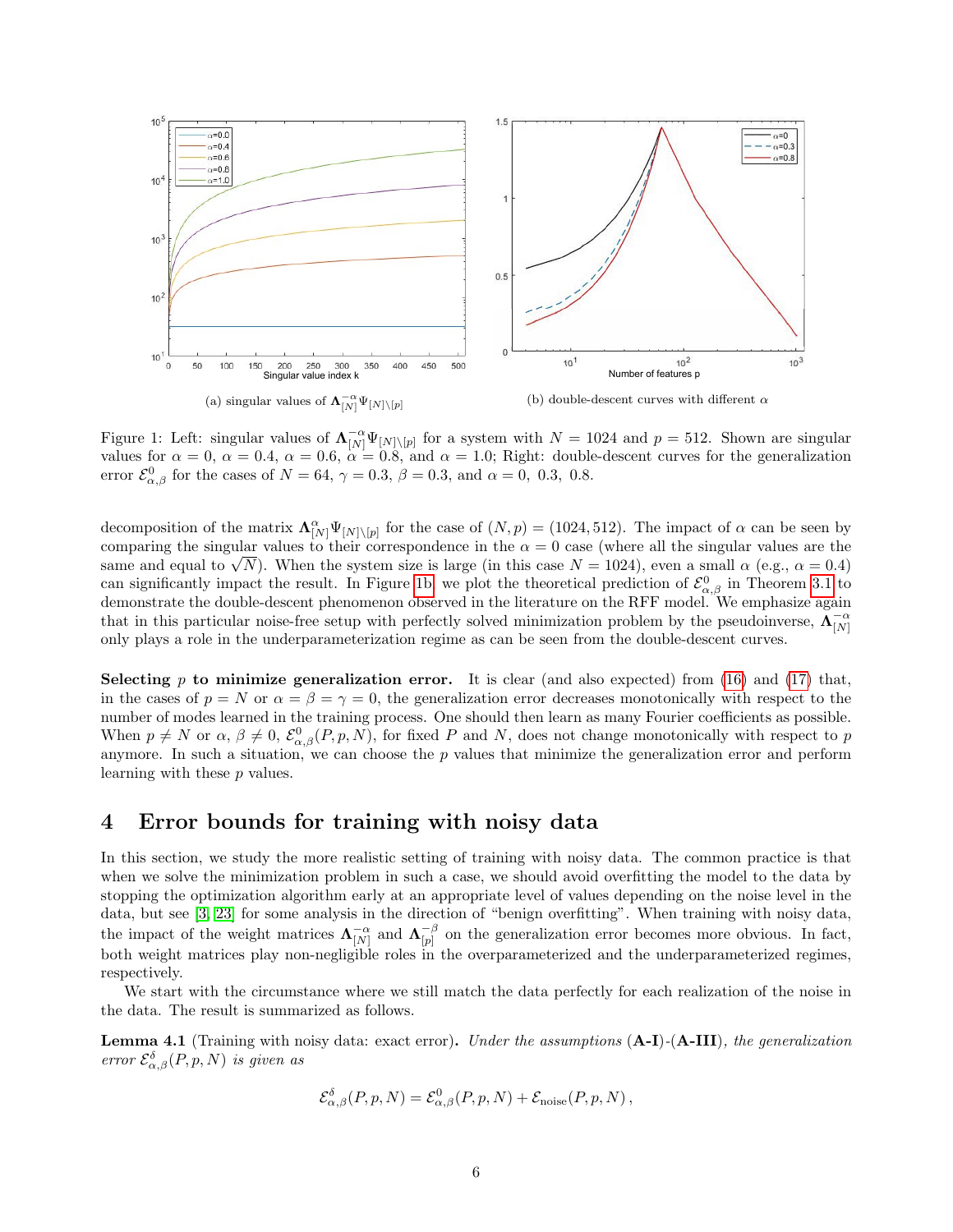(a) singular values of $\Lambda_{[N]}^{-\alpha}\Psi_{[N]\backslash[p]}$

(b) double-descent curves with different $\alpha$

Figure 1: Left: singular values of $\Lambda_{[N]}^{-\alpha}\Psi_{[N]\backslash[p]}$ for a system with $N = 1024$ and $p = 512$. Shown are singular values for $\alpha = 0$, $\alpha = 0.4$, $\alpha = 0.6$, $\alpha = 0.8$, and $\alpha = 1.0$; Right: double-descent curves for the generalization error $\mathcal{E}_{\alpha,\beta}^{0}$ for the cases of $N = 64$, $\gamma = 0.3$, $\beta = 0.3$, and $\alpha = 0,\ 0.3,\ 0.8$.

decomposition of the matrix $\Lambda_{[N]}^{\alpha}\Psi_{[N]\backslash[p]}$ for the case of $(N, p) = (1024, 512)$. The impact of $\alpha$ can be seen by comparing the singular values to their correspondence in the $\alpha = 0$ case (where all the singular values are the same and equal to $\sqrt{N}$). When the system size is large (in this case $N = 1024$), even a small $\alpha$ (e.g., $\alpha = 0.4$) can significantly impact the result. In Figure 1b we plot the theoretical prediction of $\mathcal{E}_{\alpha,\beta}^{0}$ in Theorem 3.1 to demonstrate the double-descent phenomenon observed in the literature on the RFF model. We emphasize again that in this particular noise-free setup with perfectly solved minimization problem by the pseudoinverse, $\Lambda_{[N]}^{-\alpha}$ only plays a role in the underparameterization regime as can be seen from the double-descent curves.

**Selecting $p$ to minimize generalization error.** It is clear (and also expected) from (16) and (17) that, in the cases of $p = N$ or $\alpha = \beta = \gamma = 0$, the generalization error decreases monotonically with respect to the number of modes learned in the training process. One should then learn as many Fourier coefficients as possible. When $p \neq N$ or $\alpha$, $\beta \neq 0$, $\mathcal{E}_{\alpha,\beta}^{0}(P, p, N)$, for fixed $P$ and $N$, does not change monotonically with respect to $p$ anymore. In such a situation, we can choose the $p$ values that minimize the generalization error and perform learning with these $p$ values.

# 4 Error bounds for training with noisy data

In this section, we study the more realistic setting of training with noisy data. The common practice is that when we solve the minimization problem in such a case, we should avoid overfitting the model to the data by stopping the optimization algorithm early at an appropriate level of values depending on the noise level in the data, but see [3, 23] for some analysis in the direction of "benign overfitting". When training with noisy data, the impact of the weight matrices $\Lambda_{[N]}^{-\alpha}$ and $\Lambda_{[p]}^{-\beta}$ on the generalization error becomes more obvious. In fact, both weight matrices play non-negligible roles in the overparameterized and the underparameterized regimes, respectively.

We start with the circumstance where we still match the data perfectly for each realization of the noise in the data. The result is summarized as follows.

**Lemma 4.1** (Training with noisy data: exact error)**.** *Under the assumptions* **(A-I)**-**(A-III)***, the generalization error* $\mathcal{E}_{\alpha,\beta}^{\delta}(P, p, N)$ *is given as*

$$\mathcal{E}_{\alpha,\beta}^{\delta}(P, p, N) = \mathcal{E}_{\alpha,\beta}^{0}(P, p, N) + \mathcal{E}_{\text{noise}}(P, p, N)\,,$$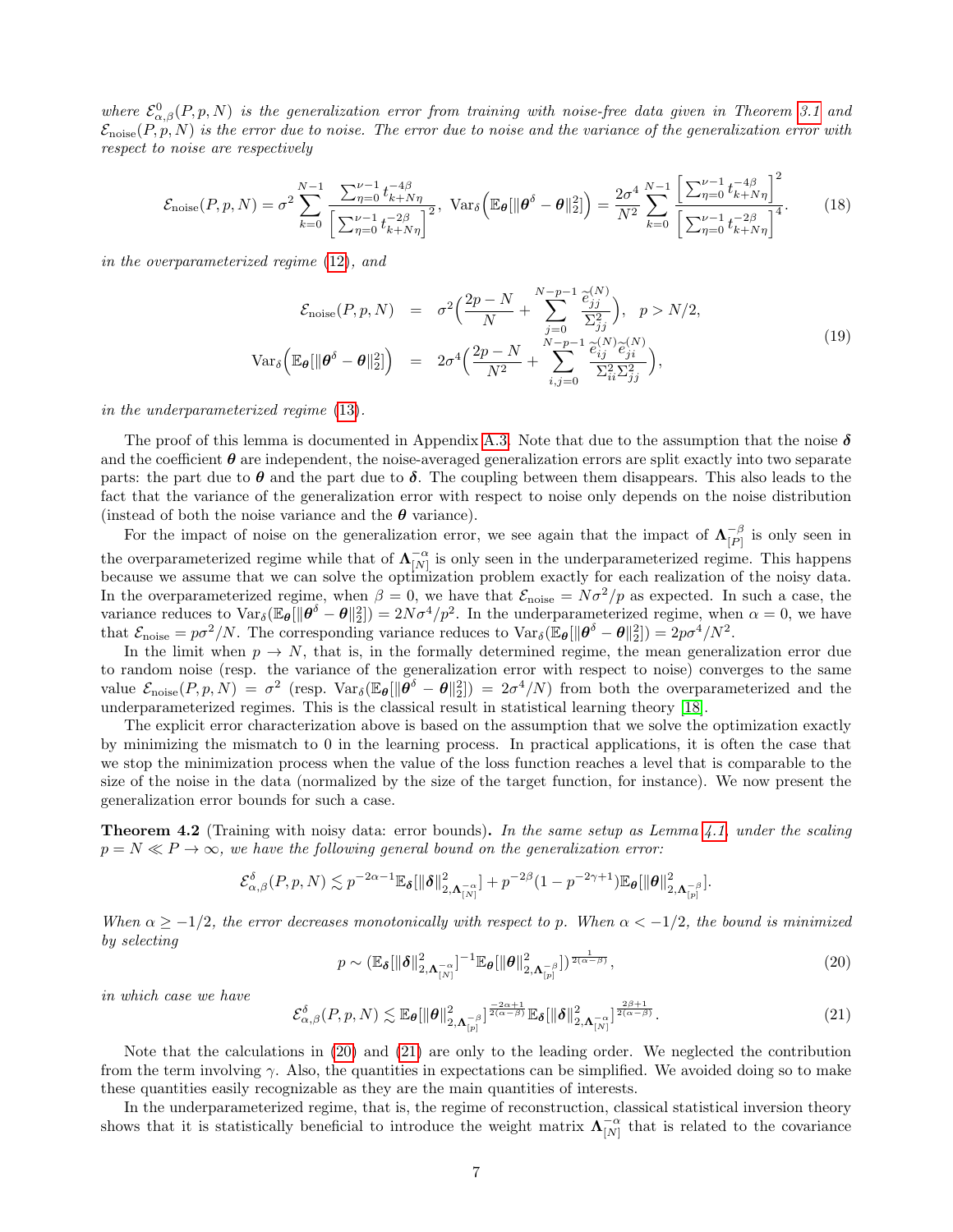*where* $\mathcal{E}^0_{\alpha,\beta}(P,p,N)$ *is the generalization error from training with noise-free data given in Theorem 3.1 and* $\mathcal{E}_{\rm noise}(P,p,N)$ *is the error due to noise. The error due to noise and the variance of the generalization error with respect to noise are respectively*

$$\mathcal{E}_{\rm noise}(P,p,N) = \sigma^2 \sum_{k=0}^{N-1} \frac{\sum_{\eta=0}^{\nu-1} t_{k+N\eta}^{-4\beta}}{\Big[\sum_{\eta=0}^{\nu-1} t_{k+N\eta}^{-2\beta}\Big]^2},\ \ \mathrm{Var}_{\delta}\Big(\mathbb{E}_{\boldsymbol{\theta}}[\|\boldsymbol{\theta}^\delta - \boldsymbol{\theta}\|_2^2]\Big) = \frac{2\sigma^4}{N^2} \sum_{k=0}^{N-1} \frac{\Big[\sum_{\eta=0}^{\nu-1} t_{k+N\eta}^{-4\beta}\Big]^2}{\Big[\sum_{\eta=0}^{\nu-1} t_{k+N\eta}^{-2\beta}\Big]^4}. \tag{18}$$

*in the overparameterized regime* (12)*, and*

$$\begin{aligned}
\mathcal{E}_{\rm noise}(P,p,N) &= \sigma^2\Big(\frac{2p-N}{N} + \sum_{j=0}^{N-p-1} \frac{\widetilde{e}_{jj}^{(N)}}{\Sigma_{jj}^2}\Big), \quad p > N/2,\\
\mathrm{Var}_{\delta}\Big(\mathbb{E}_{\boldsymbol{\theta}}[\|\boldsymbol{\theta}^\delta - \boldsymbol{\theta}\|_2^2]\Big) &= 2\sigma^4\Big(\frac{2p-N}{N^2} + \sum_{i,j=0}^{N-p-1} \frac{\widetilde{e}_{ij}^{(N)}\widetilde{e}_{ji}^{(N)}}{\Sigma_{ii}^2\Sigma_{jj}^2}\Big),
\end{aligned} \tag{19}$$

*in the underparameterized regime* (13).

The proof of this lemma is documented in Appendix A.3. Note that due to the assumption that the noise $\boldsymbol{\delta}$ and the coefficient $\boldsymbol{\theta}$ are independent, the noise-averaged generalization errors are split exactly into two separate parts: the part due to $\boldsymbol{\theta}$ and the part due to $\boldsymbol{\delta}$. The coupling between them disappears. This also leads to the fact that the variance of the generalization error with respect to noise only depends on the noise distribution (instead of both the noise variance and the $\boldsymbol{\theta}$ variance).

For the impact of noise on the generalization error, we see again that the impact of $\boldsymbol{\Lambda}_{[P]}^{-\beta}$ is only seen in the overparameterized regime while that of $\boldsymbol{\Lambda}_{[N]}^{-\alpha}$ is only seen in the underparameterized regime. This happens because we assume that we can solve the optimization problem exactly for each realization of the noisy data. In the overparameterized regime, when $\beta = 0$, we have that $\mathcal{E}_{\rm noise} = N\sigma^2/p$ as expected. In such a case, the variance reduces to $\mathrm{Var}_{\delta}(\mathbb{E}_{\boldsymbol{\theta}}[\|\boldsymbol{\theta}^\delta - \boldsymbol{\theta}\|_2^2]) = 2N\sigma^4/p^2$. In the underparameterized regime, when $\alpha = 0$, we have that $\mathcal{E}_{\rm noise} = p\sigma^2/N$. The corresponding variance reduces to $\mathrm{Var}_{\delta}(\mathbb{E}_{\boldsymbol{\theta}}[\|\boldsymbol{\theta}^\delta - \boldsymbol{\theta}\|_2^2]) = 2p\sigma^4/N^2$.

In the limit when $p \to N$, that is, in the formally determined regime, the mean generalization error due to random noise (resp. the variance of the generalization error with respect to noise) converges to the same value $\mathcal{E}_{\rm noise}(P,p,N) = \sigma^2$ (resp. $\mathrm{Var}_{\delta}(\mathbb{E}_{\boldsymbol{\theta}}[\|\boldsymbol{\theta}^\delta - \boldsymbol{\theta}\|_2^2]) = 2\sigma^4/N$) from both the overparameterized and the underparameterized regimes. This is the classical result in statistical learning theory [18].

The explicit error characterization above is based on the assumption that we solve the optimization exactly by minimizing the mismatch to 0 in the learning process. In practical applications, it is often the case that we stop the minimization process when the value of the loss function reaches a level that is comparable to the size of the noise in the data (normalized by the size of the target function, for instance). We now present the generalization error bounds for such a case.

**Theorem 4.2** (Training with noisy data: error bounds)**.** *In the same setup as Lemma 4.1, under the scaling* $p = N \ll P \to \infty$*, we have the following general bound on the generalization error:*

$$\mathcal{E}^\delta_{\alpha,\beta}(P,p,N) \lesssim p^{-2\alpha-1}\mathbb{E}_{\boldsymbol{\delta}}[\|\boldsymbol{\delta}\|^2_{2,\boldsymbol{\Lambda}_{[N]}^{-\alpha}}] + p^{-2\beta}(1-p^{-2\gamma+1})\mathbb{E}_{\boldsymbol{\theta}}[\|\boldsymbol{\theta}\|^2_{2,\boldsymbol{\Lambda}_{[p]}^{-\beta}}].$$

*When* $\alpha \ge -1/2$*, the error decreases monotonically with respect to* $p$*. When* $\alpha < -1/2$*, the bound is minimized by selecting*

$$p \sim \big(\mathbb{E}_{\boldsymbol{\delta}}[\|\boldsymbol{\delta}\|^2_{2,\boldsymbol{\Lambda}_{[N]}^{-\alpha}}]^{-1}\mathbb{E}_{\boldsymbol{\theta}}[\|\boldsymbol{\theta}\|^2_{2,\boldsymbol{\Lambda}_{[p]}^{-\beta}}]\big)^{\frac{1}{2(\alpha-\beta)}}, \tag{20}$$

*in which case we have*

$$\mathcal{E}^\delta_{\alpha,\beta}(P,p,N) \lesssim \mathbb{E}_{\boldsymbol{\theta}}[\|\boldsymbol{\theta}\|^2_{2,\boldsymbol{\Lambda}_{[p]}^{-\beta}}]^{\frac{-2\alpha+1}{2(\alpha-\beta)}}\mathbb{E}_{\boldsymbol{\delta}}[\|\boldsymbol{\delta}\|^2_{2,\boldsymbol{\Lambda}_{[N]}^{-\alpha}}]^{\frac{2\beta+1}{2(\alpha-\beta)}}. \tag{21}$$

Note that the calculations in (20) and (21) are only to the leading order. We neglected the contribution from the term involving $\gamma$. Also, the quantities in expectations can be simplified. We avoided doing so to make these quantities easily recognizable as they are the main quantities of interests.

In the underparameterized regime, that is, the regime of reconstruction, classical statistical inversion theory shows that it is statistically beneficial to introduce the weight matrix $\boldsymbol{\Lambda}_{[N]}^{-\alpha}$ that is related to the covariance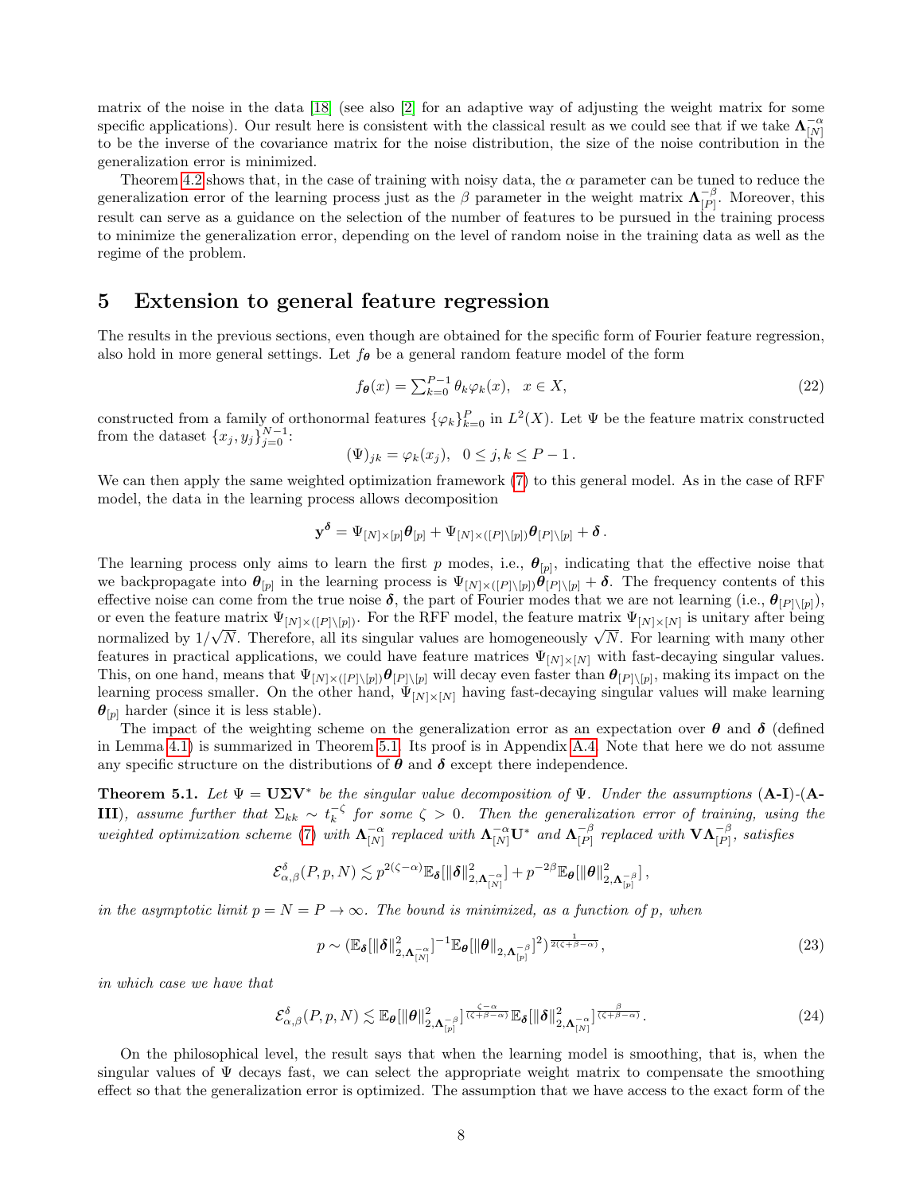matrix of the noise in the data [18] (see also [2] for an adaptive way of adjusting the weight matrix for some specific applications). Our result here is consistent with the classical result as we could see that if we take $\mathbf{\Lambda}_{[N]}^{-\alpha}$ to be the inverse of the covariance matrix for the noise distribution, the size of the noise contribution in the generalization error is minimized.

Theorem 4.2 shows that, in the case of training with noisy data, the $\alpha$ parameter can be tuned to reduce the generalization error of the learning process just as the $\beta$ parameter in the weight matrix $\mathbf{\Lambda}_{[P]}^{-\beta}$. Moreover, this result can serve as a guidance on the selection of the number of features to be pursued in the training process to minimize the generalization error, depending on the level of random noise in the training data as well as the regime of the problem.

# 5 Extension to general feature regression

The results in the previous sections, even though are obtained for the specific form of Fourier feature regression, also hold in more general settings. Let $f_{\boldsymbol{\theta}}$ be a general random feature model of the form

$$f_{\boldsymbol{\theta}}(x) = \sum_{k=0}^{P-1} \theta_k \varphi_k(x), \quad x \in X, \tag{22}$$

constructed from a family of orthonormal features $\{\varphi_k\}_{k=0}^{P}$ in $L^2(X)$. Let $\Psi$ be the feature matrix constructed from the dataset $\{x_j, y_j\}_{j=0}^{N-1}$:

$$(\Psi)_{jk} = \varphi_k(x_j), \quad 0 \le j, k \le P-1\,.$$

We can then apply the same weighted optimization framework (7) to this general model. As in the case of RFF model, the data in the learning process allows decomposition

$$\mathbf{y}^{\boldsymbol{\delta}} = \Psi_{[N]\times[p]}\boldsymbol{\theta}_{[p]} + \Psi_{[N]\times([P]\backslash[p])}\boldsymbol{\theta}_{[P]\backslash[p]} + \boldsymbol{\delta}\,.$$

The learning process only aims to learn the first $p$ modes, i.e., $\boldsymbol{\theta}_{[p]}$, indicating that the effective noise that we backpropagate into $\boldsymbol{\theta}_{[p]}$ in the learning process is $\Psi_{[N]\times([P]\backslash[p])}\boldsymbol{\theta}_{[P]\backslash[p]} + \boldsymbol{\delta}$. The frequency contents of this effective noise can come from the true noise $\boldsymbol{\delta}$, the part of Fourier modes that we are not learning (i.e., $\boldsymbol{\theta}_{[P]\backslash[p]}$), or even the feature matrix $\Psi_{[N]\times([P]\backslash[p])}$. For the RFF model, the feature matrix $\Psi_{[N]\times[N]}$ is unitary after being normalized by $1/\sqrt{N}$. Therefore, all its singular values are homogeneously $\sqrt{N}$. For learning with many other features in practical applications, we could have feature matrices $\Psi_{[N]\times[N]}$ with fast-decaying singular values. This, on one hand, means that $\Psi_{[N]\times([P]\backslash[p])}\boldsymbol{\theta}_{[P]\backslash[p]}$ will decay even faster than $\boldsymbol{\theta}_{[P]\backslash[p]}$, making its impact on the learning process smaller. On the other hand, $\Psi_{[N]\times[N]}$ having fast-decaying singular values will make learning $\boldsymbol{\theta}_{[p]}$ harder (since it is less stable).

The impact of the weighting scheme on the generalization error as an expectation over $\boldsymbol{\theta}$ and $\boldsymbol{\delta}$ (defined in Lemma 4.1) is summarized in Theorem 5.1. Its proof is in Appendix A.4. Note that here we do not assume any specific structure on the distributions of $\boldsymbol{\theta}$ and $\boldsymbol{\delta}$ except there independence.

**Theorem 5.1.** *Let $\Psi = \mathbf{U}\mathbf{\Sigma}\mathbf{V}^*$ be the singular value decomposition of $\Psi$. Under the assumptions* **(A-I)**-**(A-III)**, *assume further that $\Sigma_{kk} \sim t_k^{-\zeta}$ for some $\zeta > 0$. Then the generalization error of training, using the weighted optimization scheme (7) with $\mathbf{\Lambda}_{[N]}^{-\alpha}$ replaced with $\mathbf{\Lambda}_{[N]}^{-\alpha}\mathbf{U}^*$ and $\mathbf{\Lambda}_{[P]}^{-\beta}$ replaced with $\mathbf{V}\mathbf{\Lambda}_{[P]}^{-\beta}$, satisfies*

$$\mathcal{E}_{\alpha,\beta}^{\delta}(P,p,N) \lesssim p^{2(\zeta-\alpha)}\mathbb{E}_{\boldsymbol{\delta}}[\|\boldsymbol{\delta}\|^2_{2,\mathbf{\Lambda}_{[N]}^{-\alpha}}] + p^{-2\beta}\mathbb{E}_{\boldsymbol{\theta}}[\|\boldsymbol{\theta}\|^2_{2,\mathbf{\Lambda}_{[p]}^{-\beta}}]\,,$$

*in the asymptotic limit $p = N = P \to \infty$. The bound is minimized, as a function of $p$, when*

$$p \sim (\mathbb{E}_{\boldsymbol{\delta}}[\|\boldsymbol{\delta}\|^2_{2,\mathbf{\Lambda}_{[N]}^{-\alpha}}]^{-1}\mathbb{E}_{\boldsymbol{\theta}}[\|\boldsymbol{\theta}\|_{2,\mathbf{\Lambda}_{[p]}^{-\beta}}]^2)^{\frac{1}{2(\zeta+\beta-\alpha)}}\,, \tag{23}$$

*in which case we have that*

$$\mathcal{E}_{\alpha,\beta}^{\delta}(P,p,N) \lesssim \mathbb{E}_{\boldsymbol{\theta}}[\|\boldsymbol{\theta}\|^2_{2,\mathbf{\Lambda}_{[p]}^{-\beta}}]^{\frac{\zeta-\alpha}{(\zeta+\beta-\alpha)}}\mathbb{E}_{\boldsymbol{\delta}}[\|\boldsymbol{\delta}\|^2_{2,\mathbf{\Lambda}_{[N]}^{-\alpha}}]^{\frac{\beta}{(\zeta+\beta-\alpha)}}\,. \tag{24}$$

On the philosophical level, the result says that when the learning model is smoothing, that is, when the singular values of $\Psi$ decays fast, we can select the appropriate weight matrix to compensate the smoothing effect so that the generalization error is optimized. The assumption that we have access to the exact form of the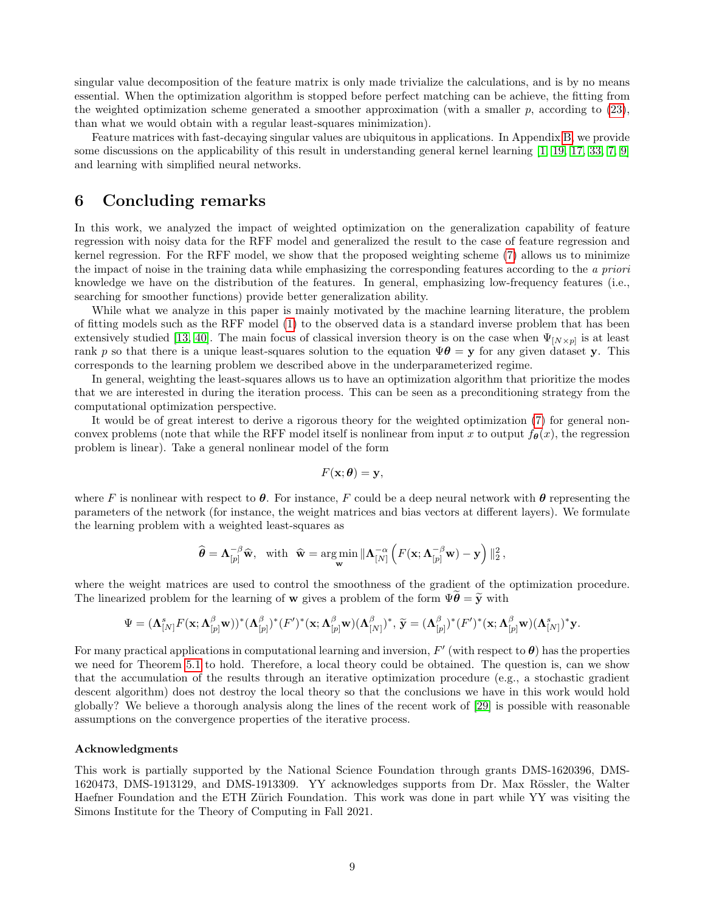singular value decomposition of the feature matrix is only made trivialize the calculations, and is by no means essential. When the optimization algorithm is stopped before perfect matching can be achieve, the fitting from the weighted optimization scheme generated a smoother approximation (with a smaller $p$, according to (23)), than what we would obtain with a regular least-squares minimization).

Feature matrices with fast-decaying singular values are ubiquitous in applications. In Appendix B, we provide some discussions on the applicability of this result in understanding general kernel learning [1, 19, 17, 33, 7, 9] and learning with simplified neural networks.

# 6 Concluding remarks

In this work, we analyzed the impact of weighted optimization on the generalization capability of feature regression with noisy data for the RFF model and generalized the result to the case of feature regression and kernel regression. For the RFF model, we show that the proposed weighting scheme (7) allows us to minimize the impact of noise in the training data while emphasizing the corresponding features according to the *a priori* knowledge we have on the distribution of the features. In general, emphasizing low-frequency features (i.e., searching for smoother functions) provide better generalization ability.

While what we analyze in this paper is mainly motivated by the machine learning literature, the problem of fitting models such as the RFF model (1) to the observed data is a standard inverse problem that has been extensively studied [13, 40]. The main focus of classical inversion theory is on the case when $\Psi_{[N\times p]}$ is at least rank $p$ so that there is a unique least-squares solution to the equation $\Psi\boldsymbol{\theta} = \mathbf{y}$ for any given dataset $\mathbf{y}$. This corresponds to the learning problem we described above in the underparameterized regime.

In general, weighting the least-squares allows us to have an optimization algorithm that prioritize the modes that we are interested in during the iteration process. This can be seen as a preconditioning strategy from the computational optimization perspective.

It would be of great interest to derive a rigorous theory for the weighted optimization (7) for general non-convex problems (note that while the RFF model itself is nonlinear from input $x$ to output $f_{\boldsymbol{\theta}}(x)$, the regression problem is linear). Take a general nonlinear model of the form

$$F(\mathbf{x};\boldsymbol{\theta}) = \mathbf{y},$$

where $F$ is nonlinear with respect to $\boldsymbol{\theta}$. For instance, $F$ could be a deep neural network with $\boldsymbol{\theta}$ representing the parameters of the network (for instance, the weight matrices and bias vectors at different layers). We formulate the learning problem with a weighted least-squares as

$$\widehat{\boldsymbol{\theta}} = \boldsymbol{\Lambda}_{[p]}^{-\beta}\widehat{\mathbf{w}}, \quad \text{with} \quad \widehat{\mathbf{w}} = \underset{\mathbf{w}}{\arg\min} \|\boldsymbol{\Lambda}_{[N]}^{-\alpha}\Big(F(\mathbf{x};\boldsymbol{\Lambda}_{[p]}^{-\beta}\mathbf{w}) - \mathbf{y}\Big)\|_2^2\,,$$

where the weight matrices are used to control the smoothness of the gradient of the optimization procedure. The linearized problem for the learning of $\mathbf{w}$ gives a problem of the form $\Psi\widetilde{\boldsymbol{\theta}} = \widetilde{\mathbf{y}}$ with

$$\Psi = (\boldsymbol{\Lambda}_{[N]}^{s}F(\mathbf{x};\boldsymbol{\Lambda}_{[p]}^{\beta}\mathbf{w}))^*(\boldsymbol{\Lambda}_{[p]}^{\beta})^*(F')^*(\mathbf{x};\boldsymbol{\Lambda}_{[p]}^{\beta}\mathbf{w})(\boldsymbol{\Lambda}_{[N]}^{\beta})^*,\ \widetilde{\mathbf{y}} = (\boldsymbol{\Lambda}_{[p]}^{\beta})^*(F')^*(\mathbf{x};\boldsymbol{\Lambda}_{[p]}^{\beta}\mathbf{w})(\boldsymbol{\Lambda}_{[N]}^{s})^*\mathbf{y}.$$

For many practical applications in computational learning and inversion, $F'$ (with respect to $\boldsymbol{\theta}$) has the properties we need for Theorem 5.1 to hold. Therefore, a local theory could be obtained. The question is, can we show that the accumulation of the results through an iterative optimization procedure (e.g., a stochastic gradient descent algorithm) does not destroy the local theory so that the conclusions we have in this work would hold globally? We believe a thorough analysis along the lines of the recent work of [29] is possible with reasonable assumptions on the convergence properties of the iterative process.

### Acknowledgments

This work is partially supported by the National Science Foundation through grants DMS-1620396, DMS-1620473, DMS-1913129, and DMS-1913309. YY acknowledges supports from Dr. Max Rössler, the Walter Haefner Foundation and the ETH Zürich Foundation. This work was done in part while YY was visiting the Simons Institute for the Theory of Computing in Fall 2021.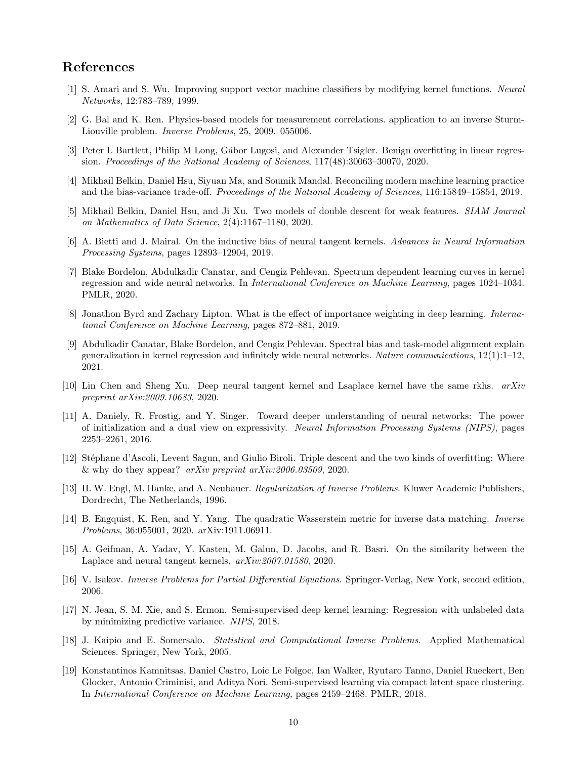# References

[1] S. Amari and S. Wu. Improving support vector machine classifiers by modifying kernel functions. *Neural Networks*, 12:783–789, 1999.

[2] G. Bal and K. Ren. Physics-based models for measurement correlations. application to an inverse Sturm-Liouville problem. *Inverse Problems*, 25, 2009. 055006.

[3] Peter L Bartlett, Philip M Long, Gábor Lugosi, and Alexander Tsigler. Benign overfitting in linear regression. *Proceedings of the National Academy of Sciences*, 117(48):30063–30070, 2020.

[4] Mikhail Belkin, Daniel Hsu, Siyuan Ma, and Soumik Mandal. Reconciling modern machine learning practice and the bias-variance trade-off. *Proceedings of the National Academy of Sciences*, 116:15849–15854, 2019.

[5] Mikhail Belkin, Daniel Hsu, and Ji Xu. Two models of double descent for weak features. *SIAM Journal on Mathematics of Data Science*, 2(4):1167–1180, 2020.

[6] A. Bietti and J. Mairal. On the inductive bias of neural tangent kernels. *Advances in Neural Information Processing Systems*, pages 12893–12904, 2019.

[7] Blake Bordelon, Abdulkadir Canatar, and Cengiz Pehlevan. Spectrum dependent learning curves in kernel regression and wide neural networks. In *International Conference on Machine Learning*, pages 1024–1034. PMLR, 2020.

[8] Jonathon Byrd and Zachary Lipton. What is the effect of importance weighting in deep learning. *International Conference on Machine Learning*, pages 872–881, 2019.

[9] Abdulkadir Canatar, Blake Bordelon, and Cengiz Pehlevan. Spectral bias and task-model alignment explain generalization in kernel regression and infinitely wide neural networks. *Nature communications*, 12(1):1–12, 2021.

[10] Lin Chen and Sheng Xu. Deep neural tangent kernel and Lsaplace kernel have the same rkhs. *arXiv preprint arXiv:2009.10683*, 2020.

[11] A. Daniely, R. Frostig, and Y. Singer. Toward deeper understanding of neural networks: The power of initialization and a dual view on expressivity. *Neural Information Processing Systems (NIPS)*, pages 2253–2261, 2016.

[12] Stéphane d'Ascoli, Levent Sagun, and Giulio Biroli. Triple descent and the two kinds of overfitting: Where & why do they appear? *arXiv preprint arXiv:2006.03509*, 2020.

[13] H. W. Engl, M. Hanke, and A. Neubauer. *Regularization of Inverse Problems*. Kluwer Academic Publishers, Dordrecht, The Netherlands, 1996.

[14] B. Engquist, K. Ren, and Y. Yang. The quadratic Wasserstein metric for inverse data matching. *Inverse Problems*, 36:055001, 2020. arXiv:1911.06911.

[15] A. Geifman, A. Yadav, Y. Kasten, M. Galun, D. Jacobs, and R. Basri. On the similarity between the Laplace and neural tangent kernels. *arXiv:2007.01580*, 2020.

[16] V. Isakov. *Inverse Problems for Partial Differential Equations*. Springer-Verlag, New York, second edition, 2006.

[17] N. Jean, S. M. Xie, and S. Ermon. Semi-supervised deep kernel learning: Regression with unlabeled data by minimizing predictive variance. *NIPS*, 2018.

[18] J. Kaipio and E. Somersalo. *Statistical and Computational Inverse Problems*. Applied Mathematical Sciences. Springer, New York, 2005.

[19] Konstantinos Kamnitsas, Daniel Castro, Loic Le Folgoc, Ian Walker, Ryutaro Tanno, Daniel Rueckert, Ben Glocker, Antonio Criminisi, and Aditya Nori. Semi-supervised learning via compact latent space clustering. In *International Conference on Machine Learning*, pages 2459–2468. PMLR, 2018.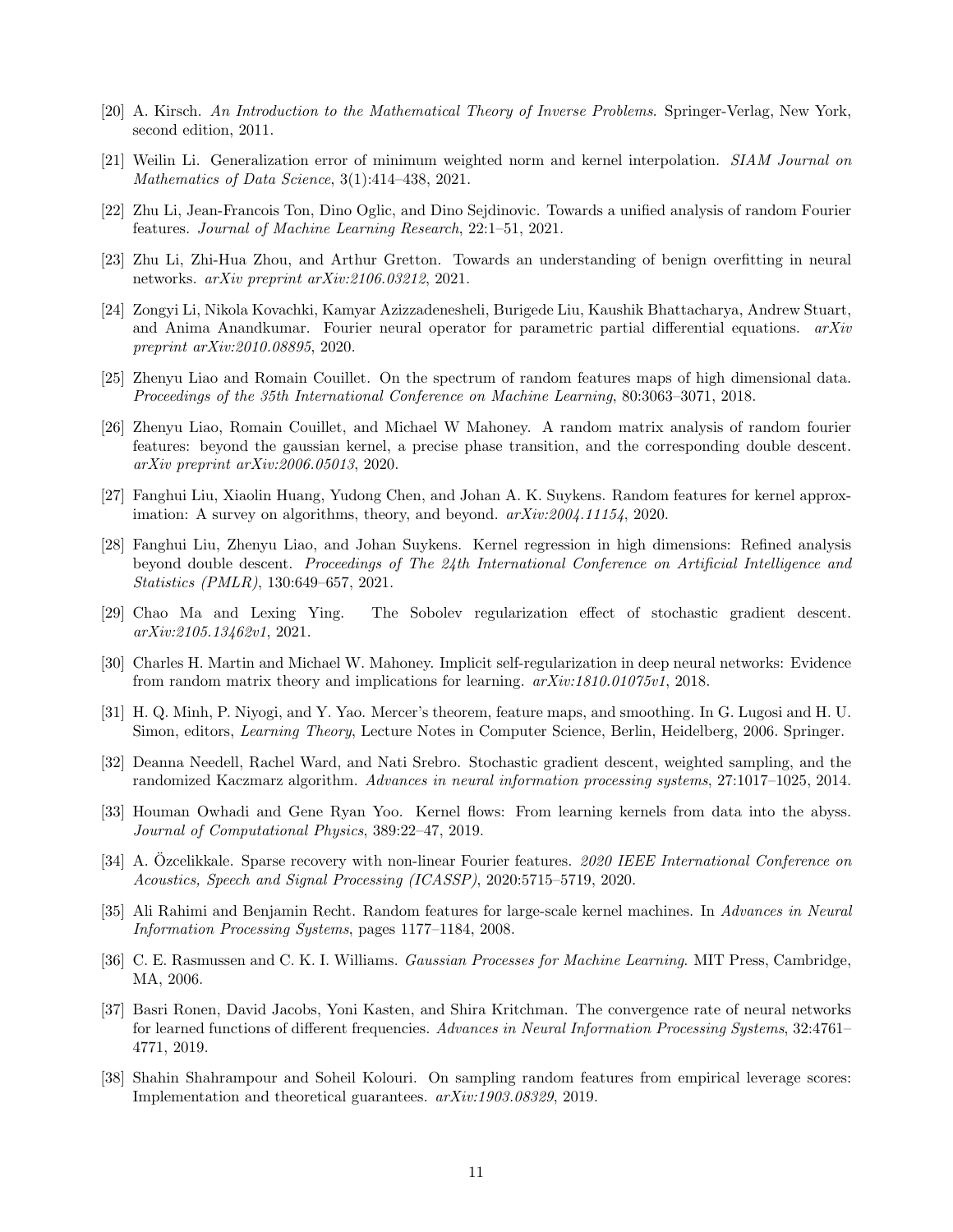[20] A. Kirsch. *An Introduction to the Mathematical Theory of Inverse Problems*. Springer-Verlag, New York, second edition, 2011.

[21] Weilin Li. Generalization error of minimum weighted norm and kernel interpolation. *SIAM Journal on Mathematics of Data Science*, 3(1):414–438, 2021.

[22] Zhu Li, Jean-Francois Ton, Dino Oglic, and Dino Sejdinovic. Towards a unified analysis of random Fourier features. *Journal of Machine Learning Research*, 22:1–51, 2021.

[23] Zhu Li, Zhi-Hua Zhou, and Arthur Gretton. Towards an understanding of benign overfitting in neural networks. *arXiv preprint arXiv:2106.03212*, 2021.

[24] Zongyi Li, Nikola Kovachki, Kamyar Azizzadenesheli, Burigede Liu, Kaushik Bhattacharya, Andrew Stuart, and Anima Anandkumar. Fourier neural operator for parametric partial differential equations. *arXiv preprint arXiv:2010.08895*, 2020.

[25] Zhenyu Liao and Romain Couillet. On the spectrum of random features maps of high dimensional data. *Proceedings of the 35th International Conference on Machine Learning*, 80:3063–3071, 2018.

[26] Zhenyu Liao, Romain Couillet, and Michael W Mahoney. A random matrix analysis of random fourier features: beyond the gaussian kernel, a precise phase transition, and the corresponding double descent. *arXiv preprint arXiv:2006.05013*, 2020.

[27] Fanghui Liu, Xiaolin Huang, Yudong Chen, and Johan A. K. Suykens. Random features for kernel approximation: A survey on algorithms, theory, and beyond. *arXiv:2004.11154*, 2020.

[28] Fanghui Liu, Zhenyu Liao, and Johan Suykens. Kernel regression in high dimensions: Refined analysis beyond double descent. *Proceedings of The 24th International Conference on Artificial Intelligence and Statistics (PMLR)*, 130:649–657, 2021.

[29] Chao Ma and Lexing Ying. The Sobolev regularization effect of stochastic gradient descent. *arXiv:2105.13462v1*, 2021.

[30] Charles H. Martin and Michael W. Mahoney. Implicit self-regularization in deep neural networks: Evidence from random matrix theory and implications for learning. *arXiv:1810.01075v1*, 2018.

[31] H. Q. Minh, P. Niyogi, and Y. Yao. Mercer's theorem, feature maps, and smoothing. In G. Lugosi and H. U. Simon, editors, *Learning Theory*, Lecture Notes in Computer Science, Berlin, Heidelberg, 2006. Springer.

[32] Deanna Needell, Rachel Ward, and Nati Srebro. Stochastic gradient descent, weighted sampling, and the randomized Kaczmarz algorithm. *Advances in neural information processing systems*, 27:1017–1025, 2014.

[33] Houman Owhadi and Gene Ryan Yoo. Kernel flows: From learning kernels from data into the abyss. *Journal of Computational Physics*, 389:22–47, 2019.

[34] A. Özcelikkale. Sparse recovery with non-linear Fourier features. *2020 IEEE International Conference on Acoustics, Speech and Signal Processing (ICASSP)*, 2020:5715–5719, 2020.

[35] Ali Rahimi and Benjamin Recht. Random features for large-scale kernel machines. In *Advances in Neural Information Processing Systems*, pages 1177–1184, 2008.

[36] C. E. Rasmussen and C. K. I. Williams. *Gaussian Processes for Machine Learning*. MIT Press, Cambridge, MA, 2006.

[37] Basri Ronen, David Jacobs, Yoni Kasten, and Shira Kritchman. The convergence rate of neural networks for learned functions of different frequencies. *Advances in Neural Information Processing Systems*, 32:4761–4771, 2019.

[38] Shahin Shahrampour and Soheil Kolouri. On sampling random features from empirical leverage scores: Implementation and theoretical guarantees. *arXiv:1903.08329*, 2019.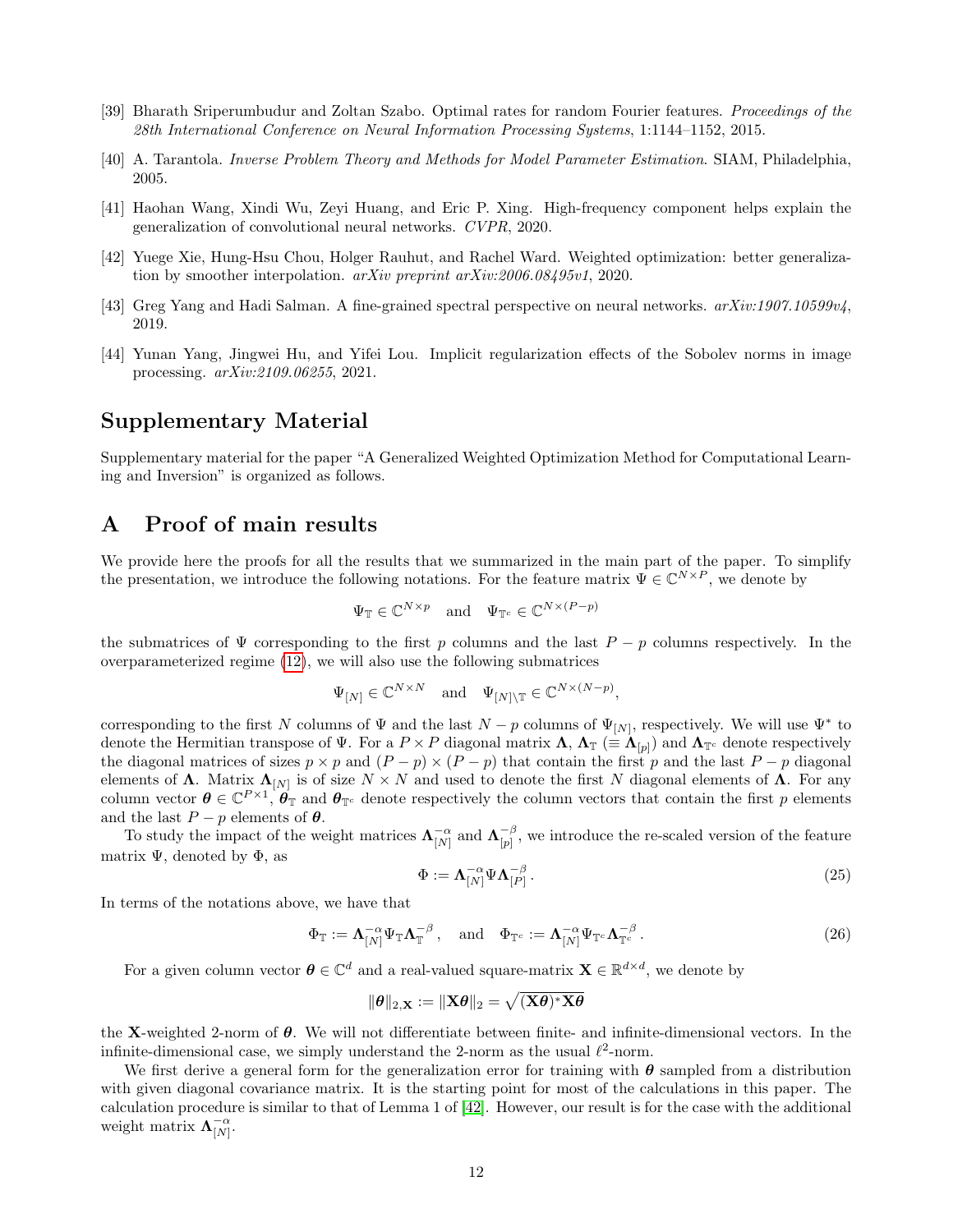[39] Bharath Sriperumbudur and Zoltan Szabo. Optimal rates for random Fourier features. *Proceedings of the 28th International Conference on Neural Information Processing Systems*, 1:1144–1152, 2015.

[40] A. Tarantola. *Inverse Problem Theory and Methods for Model Parameter Estimation*. SIAM, Philadelphia, 2005.

[41] Haohan Wang, Xindi Wu, Zeyi Huang, and Eric P. Xing. High-frequency component helps explain the generalization of convolutional neural networks. *CVPR*, 2020.

[42] Yuege Xie, Hung-Hsu Chou, Holger Rauhut, and Rachel Ward. Weighted optimization: better generalization by smoother interpolation. *arXiv preprint arXiv:2006.08495v1*, 2020.

[43] Greg Yang and Hadi Salman. A fine-grained spectral perspective on neural networks. *arXiv:1907.10599v4*, 2019.

[44] Yunan Yang, Jingwei Hu, and Yifei Lou. Implicit regularization effects of the Sobolev norms in image processing. *arXiv:2109.06255*, 2021.

# Supplementary Material

Supplementary material for the paper "A Generalized Weighted Optimization Method for Computational Learning and Inversion" is organized as follows.

## A Proof of main results

We provide here the proofs for all the results that we summarized in the main part of the paper. To simplify the presentation, we introduce the following notations. For the feature matrix $\Psi \in \mathbb{C}^{N\times P}$, we denote by

$$\Psi_{\mathbb{T}} \in \mathbb{C}^{N\times p} \quad \text{and} \quad \Psi_{\mathbb{T}^c} \in \mathbb{C}^{N\times(P-p)}$$

the submatrices of $\Psi$ corresponding to the first $p$ columns and the last $P-p$ columns respectively. In the overparameterized regime (12), we will also use the following submatrices

$$\Psi_{[N]} \in \mathbb{C}^{N\times N} \quad \text{and} \quad \Psi_{[N]\setminus\mathbb{T}} \in \mathbb{C}^{N\times(N-p)},$$

corresponding to the first $N$ columns of $\Psi$ and the last $N-p$ columns of $\Psi_{[N]}$, respectively. We will use $\Psi^*$ to denote the Hermitian transpose of $\Psi$. For a $P\times P$ diagonal matrix $\mathbf{\Lambda}$, $\mathbf{\Lambda}_{\mathbb{T}}$ ($\equiv \mathbf{\Lambda}_{[p]}$) and $\mathbf{\Lambda}_{\mathbb{T}^c}$ denote respectively the diagonal matrices of sizes $p\times p$ and $(P-p)\times(P-p)$ that contain the first $p$ and the last $P-p$ diagonal elements of $\mathbf{\Lambda}$. Matrix $\mathbf{\Lambda}_{[N]}$ is of size $N\times N$ and used to denote the first $N$ diagonal elements of $\mathbf{\Lambda}$. For any column vector $\boldsymbol{\theta} \in \mathbb{C}^{P\times 1}$, $\boldsymbol{\theta}_{\mathbb{T}}$ and $\boldsymbol{\theta}_{\mathbb{T}^c}$ denote respectively the column vectors that contain the first $p$ elements and the last $P-p$ elements of $\boldsymbol{\theta}$.

To study the impact of the weight matrices $\mathbf{\Lambda}_{[N]}^{-\alpha}$ and $\mathbf{\Lambda}_{[p]}^{-\beta}$, we introduce the re-scaled version of the feature matrix $\Psi$, denoted by $\Phi$, as

$$\Phi := \mathbf{\Lambda}_{[N]}^{-\alpha}\Psi\mathbf{\Lambda}_{[P]}^{-\beta}. \tag{25}$$

In terms of the notations above, we have that

$$\Phi_{\mathbb{T}} := \mathbf{\Lambda}_{[N]}^{-\alpha}\Psi_{\mathbb{T}}\mathbf{\Lambda}_{\mathbb{T}}^{-\beta}, \quad \text{and} \quad \Phi_{\mathbb{T}^c} := \mathbf{\Lambda}_{[N]}^{-\alpha}\Psi_{\mathbb{T}^c}\mathbf{\Lambda}_{\mathbb{T}^c}^{-\beta}. \tag{26}$$

For a given column vector $\boldsymbol{\theta} \in \mathbb{C}^d$ and a real-valued square-matrix $\mathbf{X} \in \mathbb{R}^{d\times d}$, we denote by

$$\|\boldsymbol{\theta}\|_{2,\mathbf{X}} := \|\mathbf{X}\boldsymbol{\theta}\|_2 = \sqrt{(\mathbf{X}\boldsymbol{\theta})^*\mathbf{X}\boldsymbol{\theta}}$$

the $\mathbf{X}$-weighted 2-norm of $\boldsymbol{\theta}$. We will not differentiate between finite- and infinite-dimensional vectors. In the infinite-dimensional case, we simply understand the 2-norm as the usual $\ell^2$-norm.

We first derive a general form for the generalization error for training with $\boldsymbol{\theta}$ sampled from a distribution with given diagonal covariance matrix. It is the starting point for most of the calculations in this paper. The calculation procedure is similar to that of Lemma 1 of [42]. However, our result is for the case with the additional weight matrix $\mathbf{\Lambda}_{[N]}^{-\alpha}$.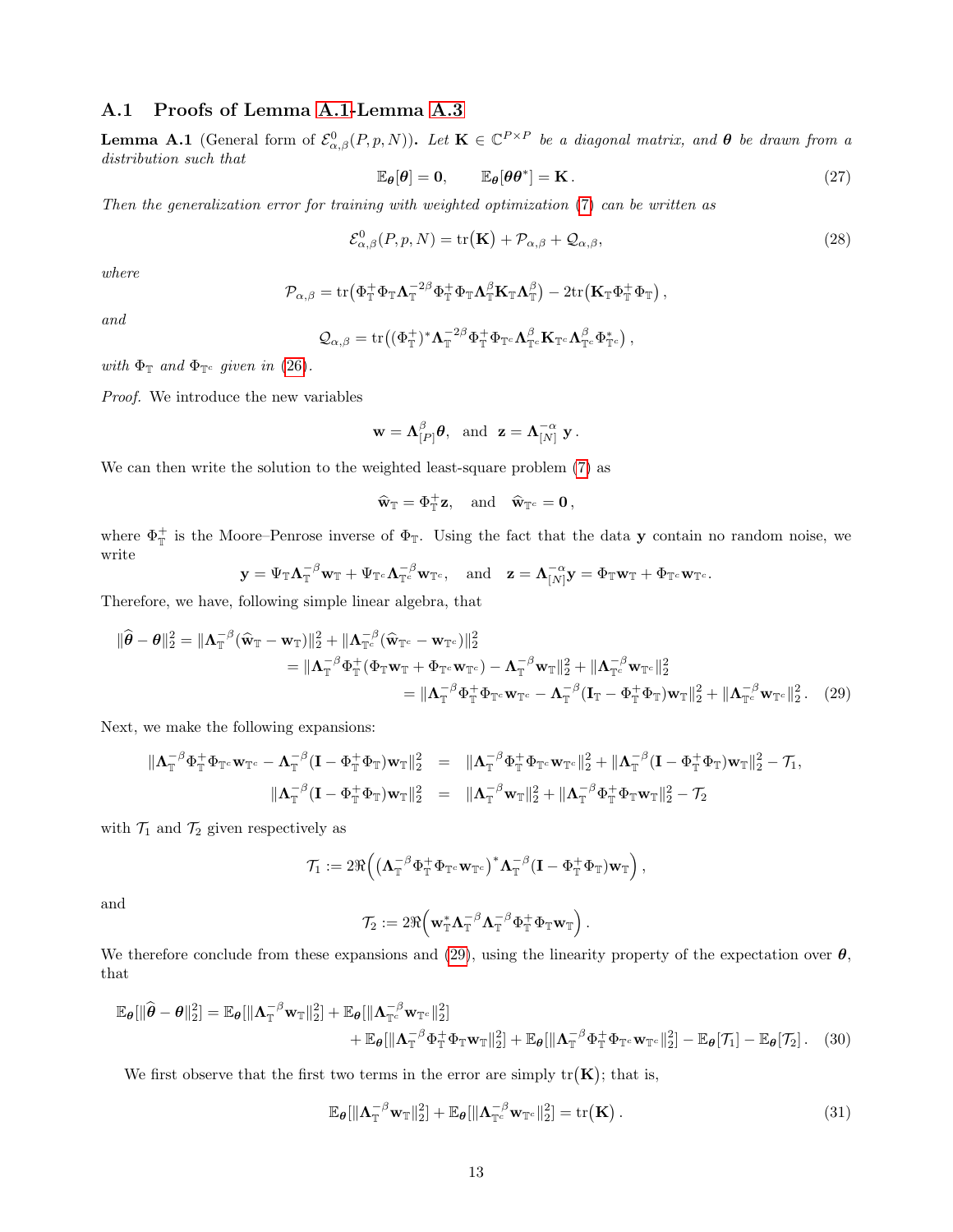## A.1 Proofs of Lemma A.1-Lemma A.3

**Lemma A.1** (General form of $\mathcal{E}^0_{\alpha,\beta}(P,p,N)$)**.** *Let* $\mathbf{K} \in \mathbb{C}^{P\times P}$ *be a diagonal matrix, and* $\boldsymbol{\theta}$ *be drawn from a distribution such that*

$$\mathbb{E}_{\boldsymbol{\theta}}[\boldsymbol{\theta}] = \mathbf{0}, \qquad \mathbb{E}_{\boldsymbol{\theta}}[\boldsymbol{\theta}\boldsymbol{\theta}^*] = \mathbf{K}\,. \tag{27}$$

*Then the generalization error for training with weighted optimization (7) can be written as*

$$\mathcal{E}^0_{\alpha,\beta}(P,p,N) = \operatorname{tr}\big(\mathbf{K}\big) + \mathcal{P}_{\alpha,\beta} + \mathcal{Q}_{\alpha,\beta}, \tag{28}$$

*where*

$$\mathcal{P}_{\alpha,\beta} = \operatorname{tr}\big(\Phi^+_{\mathbb{T}}\Phi_{\mathbb{T}}\boldsymbol{\Lambda}^{-2\beta}_{\mathbb{T}}\Phi^+_{\mathbb{T}}\Phi_{\mathbb{T}}\boldsymbol{\Lambda}^{\beta}_{\mathbb{T}}\mathbf{K}_{\mathbb{T}}\boldsymbol{\Lambda}^{\beta}_{\mathbb{T}}\big) - 2\operatorname{tr}\big(\mathbf{K}_{\mathbb{T}}\Phi^+_{\mathbb{T}}\Phi_{\mathbb{T}}\big)\,,$$

*and*

$$\mathcal{Q}_{\alpha,\beta} = \operatorname{tr}\big((\Phi^+_{\mathbb{T}})^*\boldsymbol{\Lambda}^{-2\beta}_{\mathbb{T}}\Phi^+_{\mathbb{T}}\Phi_{\mathbb{T}^c}\boldsymbol{\Lambda}^{\beta}_{\mathbb{T}^c}\mathbf{K}_{\mathbb{T}^c}\boldsymbol{\Lambda}^{\beta}_{\mathbb{T}^c}\Phi^*_{\mathbb{T}^c}\big)\,,$$

*with* $\Phi_{\mathbb{T}}$ *and* $\Phi_{\mathbb{T}^c}$ *given in (26).*

*Proof.* We introduce the new variables

$$\mathbf{w} = \boldsymbol{\Lambda}^{\beta}_{[P]}\boldsymbol{\theta}, \quad \text{and} \quad \mathbf{z} = \boldsymbol{\Lambda}^{-\alpha}_{[N]}\,\mathbf{y}\,.$$

We can then write the solution to the weighted least-square problem (7) as

$$\widehat{\mathbf{w}}_{\mathbb{T}} = \Phi^+_{\mathbb{T}}\mathbf{z}, \quad \text{and} \quad \widehat{\mathbf{w}}_{\mathbb{T}^c} = \mathbf{0}\,,$$

where $\Phi^+_{\mathbb{T}}$ is the Moore–Penrose inverse of $\Phi_{\mathbb{T}}$. Using the fact that the data $\mathbf{y}$ contain no random noise, we write

$$\mathbf{y} = \Psi_{\mathbb{T}}\boldsymbol{\Lambda}^{-\beta}_{\mathbb{T}}\mathbf{w}_{\mathbb{T}} + \Psi_{\mathbb{T}^c}\boldsymbol{\Lambda}^{-\beta}_{\mathbb{T}^c}\mathbf{w}_{\mathbb{T}^c}, \quad \text{and} \quad \mathbf{z} = \boldsymbol{\Lambda}^{-\alpha}_{[N]}\mathbf{y} = \Phi_{\mathbb{T}}\mathbf{w}_{\mathbb{T}} + \Phi_{\mathbb{T}^c}\mathbf{w}_{\mathbb{T}^c}.$$

Therefore, we have, following simple linear algebra, that

$$\begin{aligned}
\|\widehat{\boldsymbol{\theta}} - \boldsymbol{\theta}\|_2^2 &= \|\boldsymbol{\Lambda}^{-\beta}_{\mathbb{T}}(\widehat{\mathbf{w}}_{\mathbb{T}} - \mathbf{w}_{\mathbb{T}})\|_2^2 + \|\boldsymbol{\Lambda}^{-\beta}_{\mathbb{T}^c}(\widehat{\mathbf{w}}_{\mathbb{T}^c} - \mathbf{w}_{\mathbb{T}^c})\|_2^2 \\
&= \|\boldsymbol{\Lambda}^{-\beta}_{\mathbb{T}}\Phi^+_{\mathbb{T}}(\Phi_{\mathbb{T}}\mathbf{w}_{\mathbb{T}} + \Phi_{\mathbb{T}^c}\mathbf{w}_{\mathbb{T}^c}) - \boldsymbol{\Lambda}^{-\beta}_{\mathbb{T}}\mathbf{w}_{\mathbb{T}}\|_2^2 + \|\boldsymbol{\Lambda}^{-\beta}_{\mathbb{T}^c}\mathbf{w}_{\mathbb{T}^c}\|_2^2 \\
&= \|\boldsymbol{\Lambda}^{-\beta}_{\mathbb{T}}\Phi^+_{\mathbb{T}}\Phi_{\mathbb{T}^c}\mathbf{w}_{\mathbb{T}^c} - \boldsymbol{\Lambda}^{-\beta}_{\mathbb{T}}(\mathbf{I}_{\mathbb{T}} - \Phi^+_{\mathbb{T}}\Phi_{\mathbb{T}})\mathbf{w}_{\mathbb{T}}\|_2^2 + \|\boldsymbol{\Lambda}^{-\beta}_{\mathbb{T}^c}\mathbf{w}_{\mathbb{T}^c}\|_2^2\,.
\end{aligned} \tag{29}$$

Next, we make the following expansions:

$$\begin{aligned}
\|\boldsymbol{\Lambda}^{-\beta}_{\mathbb{T}}\Phi^+_{\mathbb{T}}\Phi_{\mathbb{T}^c}\mathbf{w}_{\mathbb{T}^c} - \boldsymbol{\Lambda}^{-\beta}_{\mathbb{T}}(\mathbf{I} - \Phi^+_{\mathbb{T}}\Phi_{\mathbb{T}})\mathbf{w}_{\mathbb{T}}\|_2^2 &= \|\boldsymbol{\Lambda}^{-\beta}_{\mathbb{T}}\Phi^+_{\mathbb{T}}\Phi_{\mathbb{T}^c}\mathbf{w}_{\mathbb{T}^c}\|_2^2 + \|\boldsymbol{\Lambda}^{-\beta}_{\mathbb{T}}(\mathbf{I} - \Phi^+_{\mathbb{T}}\Phi_{\mathbb{T}})\mathbf{w}_{\mathbb{T}}\|_2^2 - \mathcal{T}_1, \\
\|\boldsymbol{\Lambda}^{-\beta}_{\mathbb{T}}(\mathbf{I} - \Phi^+_{\mathbb{T}}\Phi_{\mathbb{T}})\mathbf{w}_{\mathbb{T}}\|_2^2 &= \|\boldsymbol{\Lambda}^{-\beta}_{\mathbb{T}}\mathbf{w}_{\mathbb{T}}\|_2^2 + \|\boldsymbol{\Lambda}^{-\beta}_{\mathbb{T}}\Phi^+_{\mathbb{T}}\Phi_{\mathbb{T}}\mathbf{w}_{\mathbb{T}}\|_2^2 - \mathcal{T}_2
\end{aligned}$$

with $\mathcal{T}_1$ and $\mathcal{T}_2$ given respectively as

$$\mathcal{T}_1 := 2\Re\Big(\big(\boldsymbol{\Lambda}^{-\beta}_{\mathbb{T}}\Phi^+_{\mathbb{T}}\Phi_{\mathbb{T}^c}\mathbf{w}_{\mathbb{T}^c}\big)^*\boldsymbol{\Lambda}^{-\beta}_{\mathbb{T}}(\mathbf{I} - \Phi^+_{\mathbb{T}}\Phi_{\mathbb{T}})\mathbf{w}_{\mathbb{T}}\Big)\,,$$

and

$$\mathcal{T}_2 := 2\Re\Big(\mathbf{w}^*_{\mathbb{T}}\boldsymbol{\Lambda}^{-\beta}_{\mathbb{T}}\boldsymbol{\Lambda}^{-\beta}_{\mathbb{T}}\Phi^+_{\mathbb{T}}\Phi_{\mathbb{T}}\mathbf{w}_{\mathbb{T}}\Big)\,.$$

We therefore conclude from these expansions and (29), using the linearity property of the expectation over $\boldsymbol{\theta}$, that

$$\begin{aligned}
\mathbb{E}_{\boldsymbol{\theta}}[\|\widehat{\boldsymbol{\theta}} - \boldsymbol{\theta}\|_2^2] = \mathbb{E}_{\boldsymbol{\theta}}[\|\boldsymbol{\Lambda}^{-\beta}_{\mathbb{T}}\mathbf{w}_{\mathbb{T}}\|_2^2] &+ \mathbb{E}_{\boldsymbol{\theta}}[\|\boldsymbol{\Lambda}^{-\beta}_{\mathbb{T}^c}\mathbf{w}_{\mathbb{T}^c}\|_2^2] \\
&+ \mathbb{E}_{\boldsymbol{\theta}}[\|\boldsymbol{\Lambda}^{-\beta}_{\mathbb{T}}\Phi^+_{\mathbb{T}}\Phi_{\mathbb{T}}\mathbf{w}_{\mathbb{T}}\|_2^2] + \mathbb{E}_{\boldsymbol{\theta}}[\|\boldsymbol{\Lambda}^{-\beta}_{\mathbb{T}}\Phi^+_{\mathbb{T}}\Phi_{\mathbb{T}^c}\mathbf{w}_{\mathbb{T}^c}\|_2^2] - \mathbb{E}_{\boldsymbol{\theta}}[\mathcal{T}_1] - \mathbb{E}_{\boldsymbol{\theta}}[\mathcal{T}_2]\,.
\end{aligned} \tag{30}$$

We first observe that the first two terms in the error are simply $\operatorname{tr}\big(\mathbf{K}\big)$; that is,

$$\mathbb{E}_{\boldsymbol{\theta}}[\|\boldsymbol{\Lambda}^{-\beta}_{\mathbb{T}}\mathbf{w}_{\mathbb{T}}\|_2^2] + \mathbb{E}_{\boldsymbol{\theta}}[\|\boldsymbol{\Lambda}^{-\beta}_{\mathbb{T}^c}\mathbf{w}_{\mathbb{T}^c}\|_2^2] = \operatorname{tr}\big(\mathbf{K}\big)\,. \tag{31}$$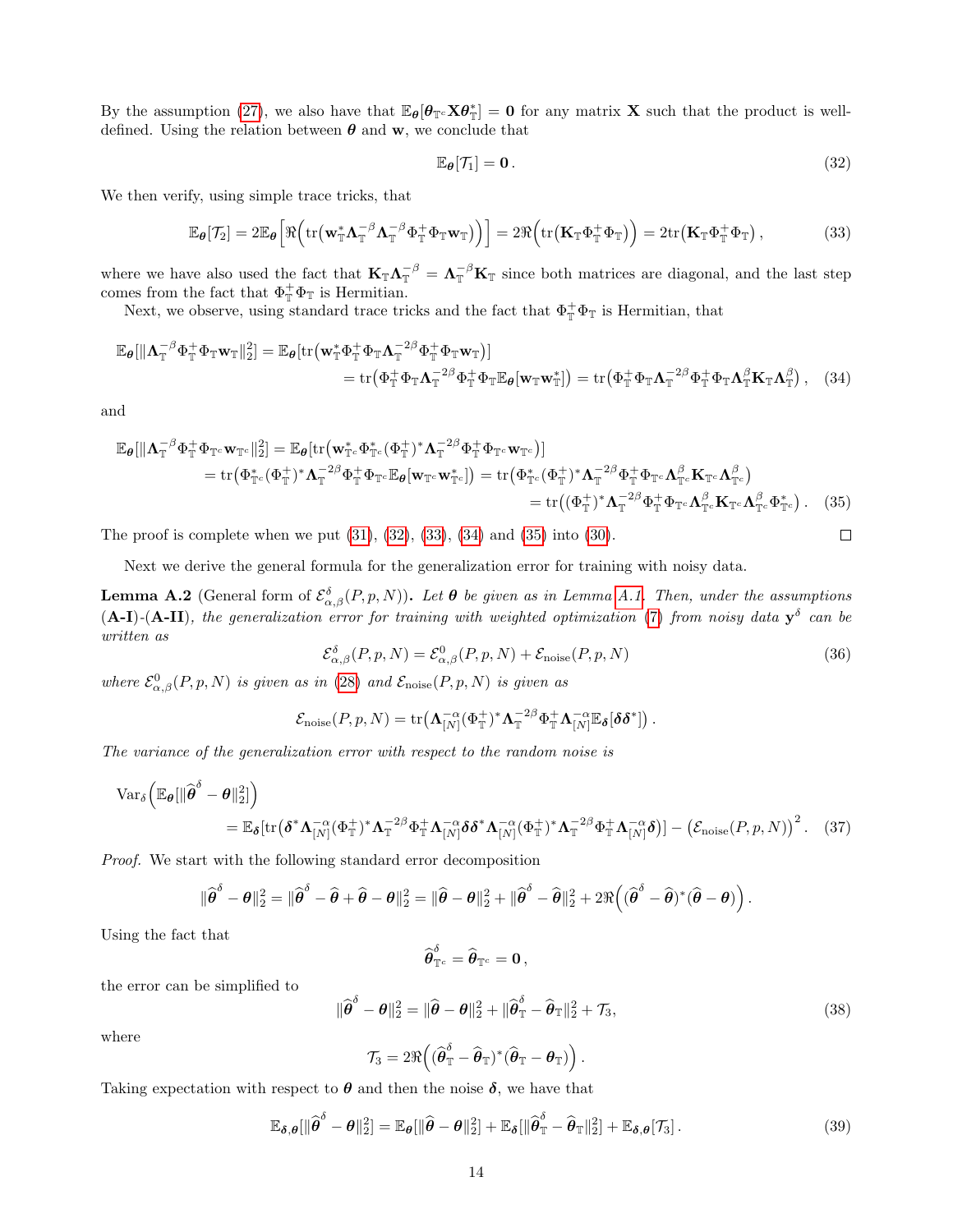By the assumption (27), we also have that $\mathbb{E}_{\boldsymbol{\theta}}[\boldsymbol{\theta}_{\mathbb{T}^c}\mathbf{X}\boldsymbol{\theta}_{\mathbb{T}}^*] = \mathbf{0}$ for any matrix $\mathbf{X}$ such that the product is well-defined. Using the relation between $\boldsymbol{\theta}$ and $\mathbf{w}$, we conclude that

$$\mathbb{E}_{\boldsymbol{\theta}}[\mathcal{T}_1] = \mathbf{0}\,. \tag{32}$$

We then verify, using simple trace tricks, that

$$\mathbb{E}_{\boldsymbol{\theta}}[\mathcal{T}_2] = 2\mathbb{E}_{\boldsymbol{\theta}}\Big[\Re\Big(\mathrm{tr}\big(\mathbf{w}_{\mathbb{T}}^*\boldsymbol{\Lambda}_{\mathbb{T}}^{-\beta}\boldsymbol{\Lambda}_{\mathbb{T}}^{-\beta}\Phi_{\mathbb{T}}^{+}\Phi_{\mathbb{T}}\mathbf{w}_{\mathbb{T}}\big)\Big)\Big] = 2\Re\Big(\mathrm{tr}\big(\mathbf{K}_{\mathbb{T}}\Phi_{\mathbb{T}}^{+}\Phi_{\mathbb{T}}\big)\Big) = 2\mathrm{tr}\big(\mathbf{K}_{\mathbb{T}}\Phi_{\mathbb{T}}^{+}\Phi_{\mathbb{T}}\big)\,, \tag{33}$$

where we have also used the fact that $\mathbf{K}_{\mathbb{T}}\boldsymbol{\Lambda}_{\mathbb{T}}^{-\beta} = \boldsymbol{\Lambda}_{\mathbb{T}}^{-\beta}\mathbf{K}_{\mathbb{T}}$ since both matrices are diagonal, and the last step comes from the fact that $\Phi_{\mathbb{T}}^{+}\Phi_{\mathbb{T}}$ is Hermitian.

Next, we observe, using standard trace tricks and the fact that $\Phi_{\mathbb{T}}^{+}\Phi_{\mathbb{T}}$ is Hermitian, that

$$\begin{aligned}\mathbb{E}_{\boldsymbol{\theta}}[\|\boldsymbol{\Lambda}_{\mathbb{T}}^{-\beta}\Phi_{\mathbb{T}}^{+}\Phi_{\mathbb{T}}\mathbf{w}_{\mathbb{T}}\|_2^2] &= \mathbb{E}_{\boldsymbol{\theta}}[\mathrm{tr}\big(\mathbf{w}_{\mathbb{T}}^*\Phi_{\mathbb{T}}^{+}\Phi_{\mathbb{T}}\boldsymbol{\Lambda}_{\mathbb{T}}^{-2\beta}\Phi_{\mathbb{T}}^{+}\Phi_{\mathbb{T}}\mathbf{w}_{\mathbb{T}}\big)]\\ &= \mathrm{tr}\big(\Phi_{\mathbb{T}}^{+}\Phi_{\mathbb{T}}\boldsymbol{\Lambda}_{\mathbb{T}}^{-2\beta}\Phi_{\mathbb{T}}^{+}\Phi_{\mathbb{T}}\mathbb{E}_{\boldsymbol{\theta}}[\mathbf{w}_{\mathbb{T}}\mathbf{w}_{\mathbb{T}}^*]\big) = \mathrm{tr}\big(\Phi_{\mathbb{T}}^{+}\Phi_{\mathbb{T}}\boldsymbol{\Lambda}_{\mathbb{T}}^{-2\beta}\Phi_{\mathbb{T}}^{+}\Phi_{\mathbb{T}}\boldsymbol{\Lambda}_{\mathbb{T}}^{\beta}\mathbf{K}_{\mathbb{T}}\boldsymbol{\Lambda}_{\mathbb{T}}^{\beta}\big)\,,\end{aligned} \tag{34}$$

and

$$\begin{aligned}\mathbb{E}_{\boldsymbol{\theta}}[\|\boldsymbol{\Lambda}_{\mathbb{T}}^{-\beta}\Phi_{\mathbb{T}}^{+}\Phi_{\mathbb{T}^c}\mathbf{w}_{\mathbb{T}^c}\|_2^2] &= \mathbb{E}_{\boldsymbol{\theta}}[\mathrm{tr}\big(\mathbf{w}_{\mathbb{T}^c}^*\Phi_{\mathbb{T}^c}^*(\Phi_{\mathbb{T}}^{+})^*\boldsymbol{\Lambda}_{\mathbb{T}}^{-2\beta}\Phi_{\mathbb{T}}^{+}\Phi_{\mathbb{T}^c}\mathbf{w}_{\mathbb{T}^c}\big)]\\ &= \mathrm{tr}\big(\Phi_{\mathbb{T}^c}^*(\Phi_{\mathbb{T}}^{+})^*\boldsymbol{\Lambda}_{\mathbb{T}}^{-2\beta}\Phi_{\mathbb{T}}^{+}\Phi_{\mathbb{T}^c}\mathbb{E}_{\boldsymbol{\theta}}[\mathbf{w}_{\mathbb{T}^c}\mathbf{w}_{\mathbb{T}^c}^*]\big) = \mathrm{tr}\big(\Phi_{\mathbb{T}^c}^*(\Phi_{\mathbb{T}}^{+})^*\boldsymbol{\Lambda}_{\mathbb{T}}^{-2\beta}\Phi_{\mathbb{T}}^{+}\Phi_{\mathbb{T}^c}\boldsymbol{\Lambda}_{\mathbb{T}^c}^{\beta}\mathbf{K}_{\mathbb{T}^c}\boldsymbol{\Lambda}_{\mathbb{T}^c}^{\beta}\big)\\ &= \mathrm{tr}\big((\Phi_{\mathbb{T}}^{+})^*\boldsymbol{\Lambda}_{\mathbb{T}}^{-2\beta}\Phi_{\mathbb{T}}^{+}\Phi_{\mathbb{T}^c}\boldsymbol{\Lambda}_{\mathbb{T}^c}^{\beta}\mathbf{K}_{\mathbb{T}^c}\boldsymbol{\Lambda}_{\mathbb{T}^c}^{\beta}\Phi_{\mathbb{T}^c}^*\big)\,.\end{aligned} \tag{35}$$

The proof is complete when we put (31), (32), (33), (34) and (35) into (30). □

Next we derive the general formula for the generalization error for training with noisy data.

**Lemma A.2** **(General form of $\mathcal{E}_{\alpha,\beta}^{\delta}(P,p,N)$).** *Let $\boldsymbol{\theta}$ be given as in Lemma A.1. Then, under the assumptions* **(A-I)**-**(A-II)**, *the generalization error for training with weighted optimization (7) from noisy data $\mathbf{y}^\delta$ can be written as*

$$\mathcal{E}_{\alpha,\beta}^{\delta}(P,p,N) = \mathcal{E}_{\alpha,\beta}^{0}(P,p,N) + \mathcal{E}_{\mathrm{noise}}(P,p,N) \tag{36}$$

*where $\mathcal{E}_{\alpha,\beta}^{0}(P,p,N)$ is given as in (28) and $\mathcal{E}_{\mathrm{noise}}(P,p,N)$ is given as*

$$\mathcal{E}_{\mathrm{noise}}(P,p,N) = \mathrm{tr}\big(\boldsymbol{\Lambda}_{[N]}^{-\alpha}(\Phi_{\mathbb{T}}^{+})^*\boldsymbol{\Lambda}_{\mathbb{T}}^{-2\beta}\Phi_{\mathbb{T}}^{+}\boldsymbol{\Lambda}_{[N]}^{-\alpha}\mathbb{E}_{\boldsymbol{\delta}}[\boldsymbol{\delta}\boldsymbol{\delta}^*]\big)\,.$$

*The variance of the generalization error with respect to the random noise is*

$$\begin{aligned}&\mathrm{Var}_{\boldsymbol{\delta}}\Big(\mathbb{E}_{\boldsymbol{\theta}}[\|\widehat{\boldsymbol{\theta}}^{\delta} - \boldsymbol{\theta}\|_2^2]\Big)\\ &\quad= \mathbb{E}_{\boldsymbol{\delta}}[\mathrm{tr}\big(\boldsymbol{\delta}^*\boldsymbol{\Lambda}_{[N]}^{-\alpha}(\Phi_{\mathbb{T}}^{+})^*\boldsymbol{\Lambda}_{\mathbb{T}}^{-2\beta}\Phi_{\mathbb{T}}^{+}\boldsymbol{\Lambda}_{[N]}^{-\alpha}\boldsymbol{\delta}\boldsymbol{\delta}^*\boldsymbol{\Lambda}_{[N]}^{-\alpha}(\Phi_{\mathbb{T}}^{+})^*\boldsymbol{\Lambda}_{\mathbb{T}}^{-2\beta}\Phi_{\mathbb{T}}^{+}\boldsymbol{\Lambda}_{[N]}^{-\alpha}\boldsymbol{\delta}\big)] - \big(\mathcal{E}_{\mathrm{noise}}(P,p,N)\big)^2\,.\end{aligned} \tag{37}$$

*Proof.* We start with the following standard error decomposition

$$\|\widehat{\boldsymbol{\theta}}^{\delta} - \boldsymbol{\theta}\|_2^2 = \|\widehat{\boldsymbol{\theta}}^{\delta} - \widehat{\boldsymbol{\theta}} + \widehat{\boldsymbol{\theta}} - \boldsymbol{\theta}\|_2^2 = \|\widehat{\boldsymbol{\theta}} - \boldsymbol{\theta}\|_2^2 + \|\widehat{\boldsymbol{\theta}}^{\delta} - \widehat{\boldsymbol{\theta}}\|_2^2 + 2\Re\Big((\widehat{\boldsymbol{\theta}}^{\delta} - \widehat{\boldsymbol{\theta}})^*(\widehat{\boldsymbol{\theta}} - \boldsymbol{\theta})\Big)\,.$$

Using the fact that

$$\widehat{\boldsymbol{\theta}}_{\mathbb{T}^c}^{\delta} = \widehat{\boldsymbol{\theta}}_{\mathbb{T}^c} = \mathbf{0}\,,$$

the error can be simplified to

$$\|\widehat{\boldsymbol{\theta}}^{\delta} - \boldsymbol{\theta}\|_2^2 = \|\widehat{\boldsymbol{\theta}} - \boldsymbol{\theta}\|_2^2 + \|\widehat{\boldsymbol{\theta}}_{\mathbb{T}}^{\delta} - \widehat{\boldsymbol{\theta}}_{\mathbb{T}}\|_2^2 + \mathcal{T}_3, \tag{38}$$

where

$$\mathcal{T}_3 = 2\Re\Big((\widehat{\boldsymbol{\theta}}_{\mathbb{T}}^{\delta} - \widehat{\boldsymbol{\theta}}_{\mathbb{T}})^*(\widehat{\boldsymbol{\theta}}_{\mathbb{T}} - \boldsymbol{\theta}_{\mathbb{T}})\Big)\,.$$

Taking expectation with respect to $\boldsymbol{\theta}$ and then the noise $\boldsymbol{\delta}$, we have that

$$\mathbb{E}_{\boldsymbol{\delta},\boldsymbol{\theta}}[\|\widehat{\boldsymbol{\theta}}^{\delta} - \boldsymbol{\theta}\|_2^2] = \mathbb{E}_{\boldsymbol{\theta}}[\|\widehat{\boldsymbol{\theta}} - \boldsymbol{\theta}\|_2^2] + \mathbb{E}_{\boldsymbol{\delta}}[\|\widehat{\boldsymbol{\theta}}_{\mathbb{T}}^{\delta} - \widehat{\boldsymbol{\theta}}_{\mathbb{T}}\|_2^2] + \mathbb{E}_{\boldsymbol{\delta},\boldsymbol{\theta}}[\mathcal{T}_3]\,. \tag{39}$$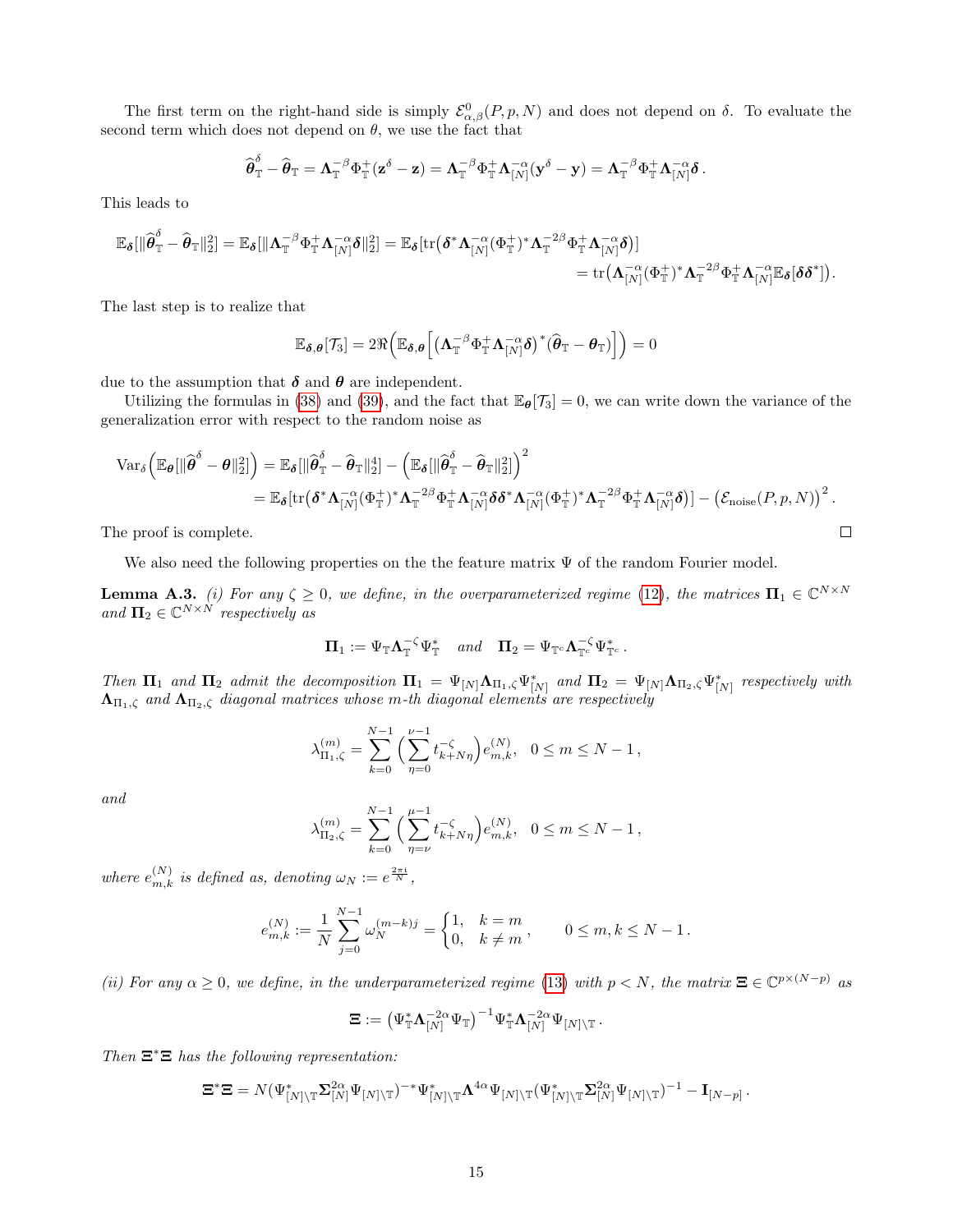The first term on the right-hand side is simply $\mathcal{E}^0_{\alpha,\beta}(P,p,N)$ and does not depend on $\delta$. To evaluate the second term which does not depend on $\theta$, we use the fact that

$$\widehat{\boldsymbol{\theta}}^{\delta}_{\mathbb{T}} - \widehat{\boldsymbol{\theta}}_{\mathbb{T}} = \boldsymbol{\Lambda}_{\mathbb{T}}^{-\beta}\Phi_{\mathbb{T}}^{+}(\mathbf{z}^{\delta}-\mathbf{z}) = \boldsymbol{\Lambda}_{\mathbb{T}}^{-\beta}\Phi_{\mathbb{T}}^{+}\boldsymbol{\Lambda}_{[N]}^{-\alpha}(\mathbf{y}^{\delta}-\mathbf{y}) = \boldsymbol{\Lambda}_{\mathbb{T}}^{-\beta}\Phi_{\mathbb{T}}^{+}\boldsymbol{\Lambda}_{[N]}^{-\alpha}\boldsymbol{\delta}\,.$$

This leads to

$$\begin{aligned}\mathbb{E}_{\boldsymbol{\delta}}[\|\widehat{\boldsymbol{\theta}}^{\delta}_{\mathbb{T}} - \widehat{\boldsymbol{\theta}}_{\mathbb{T}}\|_2^2] = \mathbb{E}_{\boldsymbol{\delta}}[\|\boldsymbol{\Lambda}_{\mathbb{T}}^{-\beta}\Phi_{\mathbb{T}}^{+}\boldsymbol{\Lambda}_{[N]}^{-\alpha}\boldsymbol{\delta}\|_2^2] &= \mathbb{E}_{\boldsymbol{\delta}}[\mathrm{tr}\big(\boldsymbol{\delta}^*\boldsymbol{\Lambda}_{[N]}^{-\alpha}(\Phi_{\mathbb{T}}^{+})^*\boldsymbol{\Lambda}_{\mathbb{T}}^{-2\beta}\Phi_{\mathbb{T}}^{+}\boldsymbol{\Lambda}_{[N]}^{-\alpha}\boldsymbol{\delta}\big)]\\ &= \mathrm{tr}\big(\boldsymbol{\Lambda}_{[N]}^{-\alpha}(\Phi_{\mathbb{T}}^{+})^*\boldsymbol{\Lambda}_{\mathbb{T}}^{-2\beta}\Phi_{\mathbb{T}}^{+}\boldsymbol{\Lambda}_{[N]}^{-\alpha}\mathbb{E}_{\boldsymbol{\delta}}[\boldsymbol{\delta}\boldsymbol{\delta}^*]\big).\end{aligned}$$

The last step is to realize that

$$\mathbb{E}_{\boldsymbol{\delta},\boldsymbol{\theta}}[\mathcal{T}_3] = 2\Re\Big(\mathbb{E}_{\boldsymbol{\delta},\boldsymbol{\theta}}\Big[\big(\boldsymbol{\Lambda}_{\mathbb{T}}^{-\beta}\Phi_{\mathbb{T}}^{+}\boldsymbol{\Lambda}_{[N]}^{-\alpha}\boldsymbol{\delta}\big)^*(\widehat{\boldsymbol{\theta}}_{\mathbb{T}}-\boldsymbol{\theta}_{\mathbb{T}})\Big]\Big) = 0$$

due to the assumption that $\boldsymbol{\delta}$ and $\boldsymbol{\theta}$ are independent.

Utilizing the formulas in (38) and (39), and the fact that $\mathbb{E}_{\boldsymbol{\theta}}[\mathcal{T}_3] = 0$, we can write down the variance of the generalization error with respect to the random noise as

$$\begin{aligned}\mathrm{Var}_{\boldsymbol{\delta}}\Big(\mathbb{E}_{\boldsymbol{\theta}}[\|\widehat{\boldsymbol{\theta}}^{\delta} - \boldsymbol{\theta}\|_2^2]\Big) &= \mathbb{E}_{\boldsymbol{\delta}}[\|\widehat{\boldsymbol{\theta}}^{\delta}_{\mathbb{T}} - \widehat{\boldsymbol{\theta}}_{\mathbb{T}}\|_2^4] - \Big(\mathbb{E}_{\boldsymbol{\delta}}[\|\widehat{\boldsymbol{\theta}}^{\delta}_{\mathbb{T}} - \widehat{\boldsymbol{\theta}}_{\mathbb{T}}\|_2^2]\Big)^2\\ &= \mathbb{E}_{\boldsymbol{\delta}}[\mathrm{tr}\big(\boldsymbol{\delta}^*\boldsymbol{\Lambda}_{[N]}^{-\alpha}(\Phi_{\mathbb{T}}^{+})^*\boldsymbol{\Lambda}_{\mathbb{T}}^{-2\beta}\Phi_{\mathbb{T}}^{+}\boldsymbol{\Lambda}_{[N]}^{-\alpha}\boldsymbol{\delta}\boldsymbol{\delta}^*\boldsymbol{\Lambda}_{[N]}^{-\alpha}(\Phi_{\mathbb{T}}^{+})^*\boldsymbol{\Lambda}_{\mathbb{T}}^{-2\beta}\Phi_{\mathbb{T}}^{+}\boldsymbol{\Lambda}_{[N]}^{-\alpha}\boldsymbol{\delta}\big)] - \big(\mathcal{E}_{\mathrm{noise}}(P,p,N)\big)^2\,.\end{aligned}$$

The proof is complete. ◻

We also need the following properties on the the feature matrix $\Psi$ of the random Fourier model.

**Lemma A.3.** *(i) For any $\zeta \geq 0$, we define, in the overparameterized regime (12), the matrices $\boldsymbol{\Pi}_1 \in \mathbb{C}^{N\times N}$ and $\boldsymbol{\Pi}_2 \in \mathbb{C}^{N\times N}$ respectively as*

$$\boldsymbol{\Pi}_1 := \Psi_{\mathbb{T}}\boldsymbol{\Lambda}_{\mathbb{T}}^{-\zeta}\Psi_{\mathbb{T}}^* \quad \textit{and} \quad \boldsymbol{\Pi}_2 = \Psi_{\mathbb{T}^c}\boldsymbol{\Lambda}_{\mathbb{T}^c}^{-\zeta}\Psi_{\mathbb{T}^c}^*\,.$$

*Then $\boldsymbol{\Pi}_1$ and $\boldsymbol{\Pi}_2$ admit the decomposition $\boldsymbol{\Pi}_1 = \Psi_{[N]}\boldsymbol{\Lambda}_{\Pi_1,\zeta}\Psi_{[N]}^*$ and $\boldsymbol{\Pi}_2 = \Psi_{[N]}\boldsymbol{\Lambda}_{\Pi_2,\zeta}\Psi_{[N]}^*$ respectively with $\boldsymbol{\Lambda}_{\Pi_1,\zeta}$ and $\boldsymbol{\Lambda}_{\Pi_2,\zeta}$ diagonal matrices whose $m$-th diagonal elements are respectively*

$$\lambda_{\Pi_1,\zeta}^{(m)} = \sum_{k=0}^{N-1}\Big(\sum_{\eta=0}^{\nu-1} t_{k+N\eta}^{-\zeta}\Big)e_{m,k}^{(N)},\quad 0\leq m\leq N-1\,,$$

*and*

$$\lambda_{\Pi_2,\zeta}^{(m)} = \sum_{k=0}^{N-1}\Big(\sum_{\eta=\nu}^{\mu-1} t_{k+N\eta}^{-\zeta}\Big)e_{m,k}^{(N)},\quad 0\leq m\leq N-1\,,$$

*where $e_{m,k}^{(N)}$ is defined as, denoting $\omega_N := e^{\frac{2\pi i}{N}}$,*

$$e_{m,k}^{(N)} := \frac{1}{N}\sum_{j=0}^{N-1}\omega_N^{(m-k)j} = \begin{cases}1, & k=m\\ 0, & k\neq m\end{cases}, \qquad 0\leq m,k\leq N-1\,.$$

*(ii) For any $\alpha\geq 0$, we define, in the underparameterized regime (13) with $p<N$, the matrix $\boldsymbol{\Xi}\in\mathbb{C}^{p\times(N-p)}$ as*

$$\boldsymbol{\Xi} := \big(\Psi_{\mathbb{T}}^*\boldsymbol{\Lambda}_{[N]}^{-2\alpha}\Psi_{\mathbb{T}}\big)^{-1}\Psi_{\mathbb{T}}^*\boldsymbol{\Lambda}_{[N]}^{-2\alpha}\Psi_{[N]\setminus\mathbb{T}}\,.$$

*Then $\boldsymbol{\Xi}^*\boldsymbol{\Xi}$ has the following representation:*

$$\boldsymbol{\Xi}^*\boldsymbol{\Xi} = N(\Psi_{[N]\setminus\mathbb{T}}^*\boldsymbol{\Sigma}_{[N]}^{2\alpha}\Psi_{[N]\setminus\mathbb{T}})^{-*}\Psi_{[N]\setminus\mathbb{T}}^*\boldsymbol{\Lambda}^{4\alpha}\Psi_{[N]\setminus\mathbb{T}}(\Psi_{[N]\setminus\mathbb{T}}^*\boldsymbol{\Sigma}_{[N]}^{2\alpha}\Psi_{[N]\setminus\mathbb{T}})^{-1} - \mathbf{I}_{[N-p]}\,.$$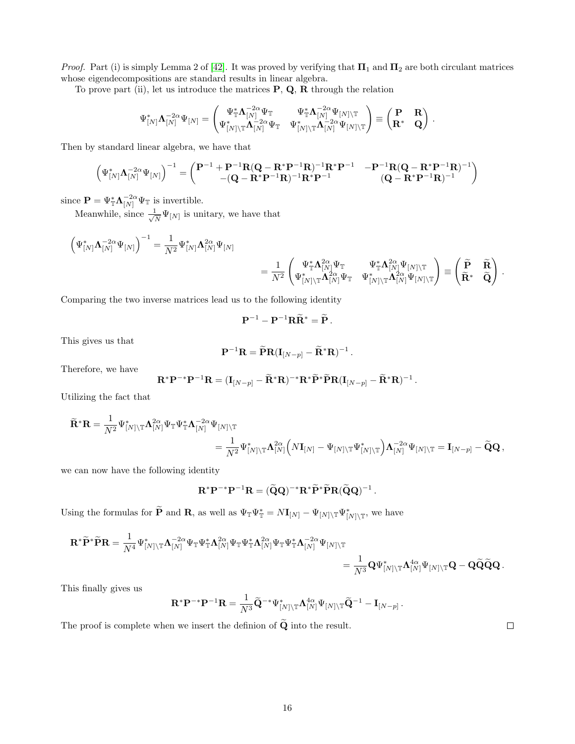*Proof.* Part (i) is simply Lemma 2 of [42]. It was proved by verifying that $\mathbf{\Pi}_1$ and $\mathbf{\Pi}_2$ are both circulant matrices whose eigendecompositions are standard results in linear algebra.

To prove part (ii), let us introduce the matrices $\mathbf{P}$, $\mathbf{Q}$, $\mathbf{R}$ through the relation

$$\Psi_{[N]}^*\mathbf{\Lambda}_{[N]}^{-2\alpha}\Psi_{[N]} = \begin{pmatrix} \Psi_{\mathbb{T}}^*\mathbf{\Lambda}_{[N]}^{-2\alpha}\Psi_{\mathbb{T}} & \Psi_{\mathbb{T}}^*\mathbf{\Lambda}_{[N]}^{-2\alpha}\Psi_{[N]\setminus\mathbb{T}} \\ \Psi_{[N]\setminus\mathbb{T}}^*\mathbf{\Lambda}_{[N]}^{-2\alpha}\Psi_{\mathbb{T}} & \Psi_{[N]\setminus\mathbb{T}}^*\mathbf{\Lambda}_{[N]}^{-2\alpha}\Psi_{[N]\setminus\mathbb{T}} \end{pmatrix} \equiv \begin{pmatrix} \mathbf{P} & \mathbf{R} \\ \mathbf{R}^* & \mathbf{Q} \end{pmatrix}.$$

Then by standard linear algebra, we have that

$$\left(\Psi_{[N]}^*\mathbf{\Lambda}_{[N]}^{-2\alpha}\Psi_{[N]}\right)^{-1} = \begin{pmatrix} \mathbf{P}^{-1} + \mathbf{P}^{-1}\mathbf{R}(\mathbf{Q}-\mathbf{R}^*\mathbf{P}^{-1}\mathbf{R})^{-1}\mathbf{R}^*\mathbf{P}^{-1} & -\mathbf{P}^{-1}\mathbf{R}(\mathbf{Q}-\mathbf{R}^*\mathbf{P}^{-1}\mathbf{R})^{-1} \\ -(\mathbf{Q}-\mathbf{R}^*\mathbf{P}^{-1}\mathbf{R})^{-1}\mathbf{R}^*\mathbf{P}^{-1} & (\mathbf{Q}-\mathbf{R}^*\mathbf{P}^{-1}\mathbf{R})^{-1} \end{pmatrix}$$

since $\mathbf{P} = \Psi_{\mathbb{T}}^*\mathbf{\Lambda}_{[N]}^{-2\alpha}\Psi_{\mathbb{T}}$ is invertible.

Meanwhile, since $\frac{1}{\sqrt{N}}\Psi_{[N]}$ is unitary, we have that

$$\begin{aligned}\left(\Psi_{[N]}^*\mathbf{\Lambda}_{[N]}^{-2\alpha}\Psi_{[N]}\right)^{-1} &= \frac{1}{N^2}\Psi_{[N]}^*\mathbf{\Lambda}_{[N]}^{2\alpha}\Psi_{[N]} \\ &= \frac{1}{N^2}\begin{pmatrix} \Psi_{\mathbb{T}}^*\mathbf{\Lambda}_{[N]}^{2\alpha}\Psi_{\mathbb{T}} & \Psi_{\mathbb{T}}^*\mathbf{\Lambda}_{[N]}^{2\alpha}\Psi_{[N]\setminus\mathbb{T}} \\ \Psi_{[N]\setminus\mathbb{T}}^*\mathbf{\Lambda}_{[N]}^{2\alpha}\Psi_{\mathbb{T}} & \Psi_{[N]\setminus\mathbb{T}}^*\mathbf{\Lambda}_{[N]}^{2\alpha}\Psi_{[N]\setminus\mathbb{T}} \end{pmatrix} \equiv \begin{pmatrix} \widetilde{\mathbf{P}} & \widetilde{\mathbf{R}} \\ \widetilde{\mathbf{R}}^* & \widetilde{\mathbf{Q}} \end{pmatrix}.\end{aligned}$$

Comparing the two inverse matrices lead us to the following identity

$$\mathbf{P}^{-1} - \mathbf{P}^{-1}\mathbf{R}\widetilde{\mathbf{R}}^* = \widetilde{\mathbf{P}}.$$

This gives us that

$$\mathbf{P}^{-1}\mathbf{R} = \widetilde{\mathbf{P}}\mathbf{R}(\mathbf{I}_{[N-p]} - \widetilde{\mathbf{R}}^*\mathbf{R})^{-1}.$$

Therefore, we have

$$\mathbf{R}^*\mathbf{P}^{-*}\mathbf{P}^{-1}\mathbf{R} = (\mathbf{I}_{[N-p]} - \widetilde{\mathbf{R}}^*\mathbf{R})^{-*}\mathbf{R}^*\widetilde{\mathbf{P}}^*\widetilde{\mathbf{P}}\mathbf{R}(\mathbf{I}_{[N-p]} - \widetilde{\mathbf{R}}^*\mathbf{R})^{-1}.$$

Utilizing the fact that

$$\begin{aligned}\widetilde{\mathbf{R}}^*\mathbf{R} &= \frac{1}{N^2}\Psi_{[N]\setminus\mathbb{T}}^*\mathbf{\Lambda}_{[N]}^{2\alpha}\Psi_{\mathbb{T}}\Psi_{\mathbb{T}}^*\mathbf{\Lambda}_{[N]}^{-2\alpha}\Psi_{[N]\setminus\mathbb{T}} \\ &= \frac{1}{N^2}\Psi_{[N]\setminus\mathbb{T}}^*\mathbf{\Lambda}_{[N]}^{2\alpha}\Big(N\mathbf{I}_{[N]} - \Psi_{[N]\setminus\mathbb{T}}\Psi_{[N]\setminus\mathbb{T}}^*\Big)\mathbf{\Lambda}_{[N]}^{-2\alpha}\Psi_{[N]\setminus\mathbb{T}} = \mathbf{I}_{[N-p]} - \widetilde{\mathbf{Q}}\mathbf{Q},\end{aligned}$$

we can now have the following identity

$$\mathbf{R}^*\mathbf{P}^{-*}\mathbf{P}^{-1}\mathbf{R} = (\widetilde{\mathbf{Q}}\mathbf{Q})^{-*}\mathbf{R}^*\widetilde{\mathbf{P}}^*\widetilde{\mathbf{P}}\mathbf{R}(\widetilde{\mathbf{Q}}\mathbf{Q})^{-1}.$$

Using the formulas for $\widetilde{\mathbf{P}}$ and $\mathbf{R}$, as well as $\Psi_{\mathbb{T}}\Psi_{\mathbb{T}}^* = N\mathbf{I}_{[N]} - \Psi_{[N]\setminus\mathbb{T}}\Psi_{[N]\setminus\mathbb{T}}^*$, we have

$$\begin{aligned}\mathbf{R}^*\widetilde{\mathbf{P}}^*\widetilde{\mathbf{P}}\mathbf{R} &= \frac{1}{N^4}\Psi_{[N]\setminus\mathbb{T}}^*\mathbf{\Lambda}_{[N]}^{-2\alpha}\Psi_{\mathbb{T}}\Psi_{\mathbb{T}}^*\mathbf{\Lambda}_{[N]}^{2\alpha}\Psi_{\mathbb{T}}\Psi_{\mathbb{T}}^*\mathbf{\Lambda}_{[N]}^{2\alpha}\Psi_{\mathbb{T}}\Psi_{\mathbb{T}}^*\mathbf{\Lambda}_{[N]}^{-2\alpha}\Psi_{[N]\setminus\mathbb{T}} \\ &= \frac{1}{N^3}\mathbf{Q}\Psi_{[N]\setminus\mathbb{T}}^*\mathbf{\Lambda}_{[N]}^{4\alpha}\Psi_{[N]\setminus\mathbb{T}}\mathbf{Q} - \mathbf{Q}\widetilde{\mathbf{Q}}\widetilde{\mathbf{Q}}\mathbf{Q}.\end{aligned}$$

This finally gives us

$$\mathbf{R}^*\mathbf{P}^{-*}\mathbf{P}^{-1}\mathbf{R} = \frac{1}{N^3}\widetilde{\mathbf{Q}}^{-*}\Psi_{[N]\setminus\mathbb{T}}^*\mathbf{\Lambda}_{[N]}^{4\alpha}\Psi_{[N]\setminus\mathbb{T}}\widetilde{\mathbf{Q}}^{-1} - \mathbf{I}_{[N-p]}.$$

The proof is complete when we insert the definion of $\widetilde{\mathbf{Q}}$ into the result. $\square$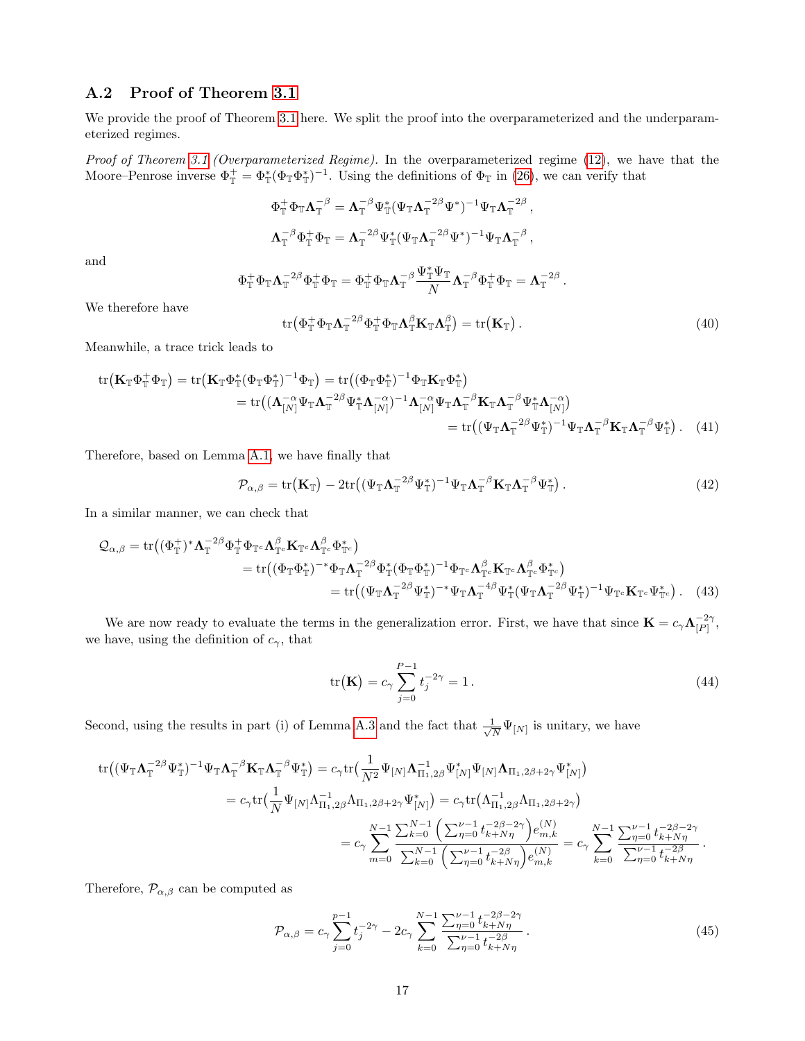## A.2 Proof of Theorem 3.1

We provide the proof of Theorem 3.1 here. We split the proof into the overparameterized and the underparameterized regimes.

*Proof of Theorem 3.1 (Overparameterized Regime).* In the overparameterized regime (12), we have that the Moore–Penrose inverse $\Phi_{\mathbb{T}}^{+} = \Phi_{\mathbb{T}}^{*}(\Phi_{\mathbb{T}}\Phi_{\mathbb{T}}^{*})^{-1}$. Using the definitions of $\Phi_{\mathbb{T}}$ in (26), we can verify that

$$\Phi_{\mathbb{T}}^{+}\Phi_{\mathbb{T}}\mathbf{\Lambda}_{\mathbb{T}}^{-\beta} = \mathbf{\Lambda}_{\mathbb{T}}^{-\beta}\Psi_{\mathbb{T}}^{*}(\Psi_{\mathbb{T}}\mathbf{\Lambda}_{\mathbb{T}}^{-2\beta}\Psi^{*})^{-1}\Psi_{\mathbb{T}}\mathbf{\Lambda}_{\mathbb{T}}^{-2\beta},$$

$$\mathbf{\Lambda}_{\mathbb{T}}^{-\beta}\Phi_{\mathbb{T}}^{+}\Phi_{\mathbb{T}} = \mathbf{\Lambda}_{\mathbb{T}}^{-2\beta}\Psi_{\mathbb{T}}^{*}(\Psi_{\mathbb{T}}\mathbf{\Lambda}_{\mathbb{T}}^{-2\beta}\Psi^{*})^{-1}\Psi_{\mathbb{T}}\mathbf{\Lambda}_{\mathbb{T}}^{-\beta},$$

and

$$\Phi_{\mathbb{T}}^{+}\Phi_{\mathbb{T}}\mathbf{\Lambda}_{\mathbb{T}}^{-2\beta}\Phi_{\mathbb{T}}^{+}\Phi_{\mathbb{T}} = \Phi_{\mathbb{T}}^{+}\Phi_{\mathbb{T}}\mathbf{\Lambda}_{\mathbb{T}}^{-\beta}\frac{\Psi_{\mathbb{T}}^{*}\Psi_{\mathbb{T}}}{N}\mathbf{\Lambda}_{\mathbb{T}}^{-\beta}\Phi_{\mathbb{T}}^{+}\Phi_{\mathbb{T}} = \mathbf{\Lambda}_{\mathbb{T}}^{-2\beta}.$$

We therefore have

$$\operatorname{tr}\big(\Phi_{\mathbb{T}}^{+}\Phi_{\mathbb{T}}\mathbf{\Lambda}_{\mathbb{T}}^{-2\beta}\Phi_{\mathbb{T}}^{+}\Phi_{\mathbb{T}}\mathbf{\Lambda}_{\mathbb{T}}^{\beta}\mathbf{K}_{\mathbb{T}}\mathbf{\Lambda}_{\mathbb{T}}^{\beta}\big) = \operatorname{tr}\big(\mathbf{K}_{\mathbb{T}}\big). \tag{40}$$

Meanwhile, a trace trick leads to

$$\begin{aligned}
\operatorname{tr}\big(\mathbf{K}_{\mathbb{T}}\Phi_{\mathbb{T}}^{+}\Phi_{\mathbb{T}}\big) &= \operatorname{tr}\big(\mathbf{K}_{\mathbb{T}}\Phi_{\mathbb{T}}^{*}(\Phi_{\mathbb{T}}\Phi_{\mathbb{T}}^{*})^{-1}\Phi_{\mathbb{T}}\big) = \operatorname{tr}\big((\Phi_{\mathbb{T}}\Phi_{\mathbb{T}}^{*})^{-1}\Phi_{\mathbb{T}}\mathbf{K}_{\mathbb{T}}\Phi_{\mathbb{T}}^{*}\big)\\
&= \operatorname{tr}\big((\mathbf{\Lambda}_{[N]}^{-\alpha}\Psi_{\mathbb{T}}\mathbf{\Lambda}_{\mathbb{T}}^{-2\beta}\Psi_{\mathbb{T}}^{*}\mathbf{\Lambda}_{[N]}^{-\alpha})^{-1}\mathbf{\Lambda}_{[N]}^{-\alpha}\Psi_{\mathbb{T}}\mathbf{\Lambda}_{\mathbb{T}}^{-\beta}\mathbf{K}_{\mathbb{T}}\mathbf{\Lambda}_{\mathbb{T}}^{-\beta}\Psi_{\mathbb{T}}^{*}\mathbf{\Lambda}_{[N]}^{-\alpha}\big)\\
&= \operatorname{tr}\big((\Psi_{\mathbb{T}}\mathbf{\Lambda}_{\mathbb{T}}^{-2\beta}\Psi_{\mathbb{T}}^{*})^{-1}\Psi_{\mathbb{T}}\mathbf{\Lambda}_{\mathbb{T}}^{-\beta}\mathbf{K}_{\mathbb{T}}\mathbf{\Lambda}_{\mathbb{T}}^{-\beta}\Psi_{\mathbb{T}}^{*}\big).
\end{aligned} \tag{41}$$

Therefore, based on Lemma A.1, we have finally that

$$\mathcal{P}_{\alpha,\beta} = \operatorname{tr}\big(\mathbf{K}_{\mathbb{T}}\big) - 2\operatorname{tr}\big((\Psi_{\mathbb{T}}\mathbf{\Lambda}_{\mathbb{T}}^{-2\beta}\Psi_{\mathbb{T}}^{*})^{-1}\Psi_{\mathbb{T}}\mathbf{\Lambda}_{\mathbb{T}}^{-\beta}\mathbf{K}_{\mathbb{T}}\mathbf{\Lambda}_{\mathbb{T}}^{-\beta}\Psi_{\mathbb{T}}^{*}\big). \tag{42}$$

In a similar manner, we can check that

$$\begin{aligned}
\mathcal{Q}_{\alpha,\beta} &= \operatorname{tr}\big((\Phi_{\mathbb{T}}^{+})^{*}\mathbf{\Lambda}_{\mathbb{T}}^{-2\beta}\Phi_{\mathbb{T}}^{+}\Phi_{\mathbb{T}^c}\mathbf{\Lambda}_{\mathbb{T}^c}^{\beta}\mathbf{K}_{\mathbb{T}^c}\mathbf{\Lambda}_{\mathbb{T}^c}^{\beta}\Phi_{\mathbb{T}^c}^{*}\big)\\
&= \operatorname{tr}\big((\Phi_{\mathbb{T}}\Phi_{\mathbb{T}}^{*})^{-*}\Phi_{\mathbb{T}}\mathbf{\Lambda}_{\mathbb{T}}^{-2\beta}\Phi_{\mathbb{T}}^{*}(\Phi_{\mathbb{T}}\Phi_{\mathbb{T}}^{*})^{-1}\Phi_{\mathbb{T}^c}\mathbf{\Lambda}_{\mathbb{T}^c}^{\beta}\mathbf{K}_{\mathbb{T}^c}\mathbf{\Lambda}_{\mathbb{T}^c}^{\beta}\Phi_{\mathbb{T}^c}^{*}\big)\\
&= \operatorname{tr}\big((\Psi_{\mathbb{T}}\mathbf{\Lambda}_{\mathbb{T}}^{-2\beta}\Psi_{\mathbb{T}}^{*})^{-*}\Psi_{\mathbb{T}}\mathbf{\Lambda}_{\mathbb{T}}^{-4\beta}\Psi_{\mathbb{T}}^{*}(\Psi_{\mathbb{T}}\mathbf{\Lambda}_{\mathbb{T}}^{-2\beta}\Psi_{\mathbb{T}}^{*})^{-1}\Psi_{\mathbb{T}^c}\mathbf{K}_{\mathbb{T}^c}\Psi_{\mathbb{T}^c}^{*}\big).
\end{aligned} \tag{43}$$

We are now ready to evaluate the terms in the generalization error. First, we have that since $\mathbf{K} = c_{\gamma}\mathbf{\Lambda}_{[P]}^{-2\gamma}$, we have, using the definition of $c_{\gamma}$, that

$$\operatorname{tr}\big(\mathbf{K}\big) = c_{\gamma}\sum_{j=0}^{P-1} t_j^{-2\gamma} = 1. \tag{44}$$

Second, using the results in part (i) of Lemma A.3 and the fact that $\frac{1}{\sqrt{N}}\Psi_{[N]}$ is unitary, we have

$$\begin{aligned}
\operatorname{tr}\big((\Psi_{\mathbb{T}}\mathbf{\Lambda}_{\mathbb{T}}^{-2\beta}\Psi_{\mathbb{T}}^{*})^{-1}\Psi_{\mathbb{T}}\mathbf{\Lambda}_{\mathbb{T}}^{-\beta}\mathbf{K}_{\mathbb{T}}\mathbf{\Lambda}_{\mathbb{T}}^{-\beta}\Psi_{\mathbb{T}}^{*}\big) &= c_{\gamma}\operatorname{tr}\big(\frac{1}{N^2}\Psi_{[N]}\mathbf{\Lambda}_{\Pi_1,2\beta}^{-1}\Psi_{[N]}^{*}\Psi_{[N]}\mathbf{\Lambda}_{\Pi_1,2\beta+2\gamma}\Psi_{[N]}^{*}\big)\\
&= c_{\gamma}\operatorname{tr}\big(\frac{1}{N}\Psi_{[N]}\Lambda_{\Pi_1,2\beta}^{-1}\Lambda_{\Pi_1,2\beta+2\gamma}\Psi_{[N]}^{*}\big) = c_{\gamma}\operatorname{tr}\big(\Lambda_{\Pi_1,2\beta}^{-1}\Lambda_{\Pi_1,2\beta+2\gamma}\big)\\
&= c_{\gamma}\sum_{m=0}^{N-1}\frac{\sum_{k=0}^{N-1}\Big(\sum_{\eta=0}^{\nu-1}t_{k+N\eta}^{-2\beta-2\gamma}\Big)e_{m,k}^{(N)}}{\sum_{k=0}^{N-1}\Big(\sum_{\eta=0}^{\nu-1}t_{k+N\eta}^{-2\beta}\Big)e_{m,k}^{(N)}} = c_{\gamma}\sum_{k=0}^{N-1}\frac{\sum_{\eta=0}^{\nu-1}t_{k+N\eta}^{-2\beta-2\gamma}}{\sum_{\eta=0}^{\nu-1}t_{k+N\eta}^{-2\beta}}.
\end{aligned}$$

Therefore, $\mathcal{P}_{\alpha,\beta}$ can be computed as

$$\mathcal{P}_{\alpha,\beta} = c_{\gamma}\sum_{j=0}^{p-1}t_j^{-2\gamma} - 2c_{\gamma}\sum_{k=0}^{N-1}\frac{\sum_{\eta=0}^{\nu-1}t_{k+N\eta}^{-2\beta-2\gamma}}{\sum_{\eta=0}^{\nu-1}t_{k+N\eta}^{-2\beta}}. \tag{45}$$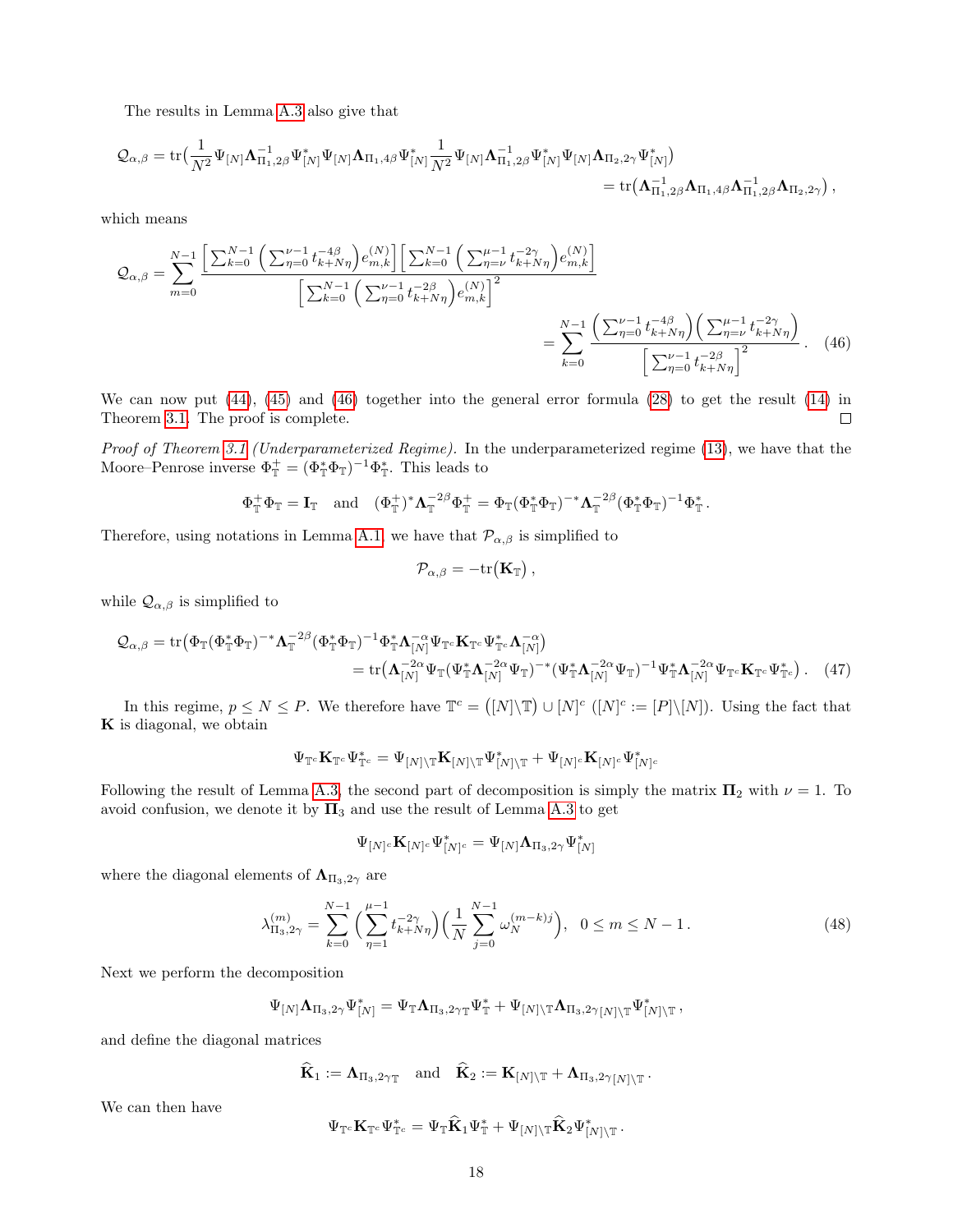The results in Lemma A.3 also give that

$$\mathcal{Q}_{\alpha,\beta} = \mathrm{tr}\big(\frac{1}{N^2}\Psi_{[N]}\mathbf{\Lambda}_{\Pi_1,2\beta}^{-1}\Psi_{[N]}^*\Psi_{[N]}\mathbf{\Lambda}_{\Pi_1,4\beta}\Psi_{[N]}^*\frac{1}{N^2}\Psi_{[N]}\mathbf{\Lambda}_{\Pi_1,2\beta}^{-1}\Psi_{[N]}^*\Psi_{[N]}\mathbf{\Lambda}_{\Pi_2,2\gamma}\Psi_{[N]}^*\big)$$
$$= \mathrm{tr}\big(\mathbf{\Lambda}_{\Pi_1,2\beta}^{-1}\mathbf{\Lambda}_{\Pi_1,4\beta}\mathbf{\Lambda}_{\Pi_1,2\beta}^{-1}\mathbf{\Lambda}_{\Pi_2,2\gamma}\big)\,,$$

which means

$$\mathcal{Q}_{\alpha,\beta} = \sum_{m=0}^{N-1}\frac{\Big[\sum_{k=0}^{N-1}\Big(\sum_{\eta=0}^{\nu-1}t_{k+N\eta}^{-4\beta}\Big)e_{m,k}^{(N)}\Big]\Big[\sum_{k=0}^{N-1}\Big(\sum_{\eta=\nu}^{\mu-1}t_{k+N\eta}^{-2\gamma}\Big)e_{m,k}^{(N)}\Big]}{\Big[\sum_{k=0}^{N-1}\Big(\sum_{\eta=0}^{\nu-1}t_{k+N\eta}^{-2\beta}\Big)e_{m,k}^{(N)}\Big]^2}$$
$$= \sum_{k=0}^{N-1}\frac{\Big(\sum_{\eta=0}^{\nu-1}t_{k+N\eta}^{-4\beta}\Big)\Big(\sum_{\eta=\nu}^{\mu-1}t_{k+N\eta}^{-2\gamma}\Big)}{\Big[\sum_{\eta=0}^{\nu-1}t_{k+N\eta}^{-2\beta}\Big]^2}\,. \quad (46)$$

We can now put (44), (45) and (46) together into the general error formula (28) to get the result (14) in Theorem 3.1. The proof is complete. ◻

*Proof of Theorem 3.1 (Underparameterized Regime).* In the underparameterized regime (13), we have that the Moore–Penrose inverse $\Phi_{\mathbb{T}}^{+} = (\Phi_{\mathbb{T}}^*\Phi_{\mathbb{T}})^{-1}\Phi_{\mathbb{T}}^*$. This leads to

$$\Phi_{\mathbb{T}}^{+}\Phi_{\mathbb{T}} = \mathbf{I}_{\mathbb{T}} \quad \text{and} \quad (\Phi_{\mathbb{T}}^{+})^*\mathbf{\Lambda}_{\mathbb{T}}^{-2\beta}\Phi_{\mathbb{T}}^{+} = \Phi_{\mathbb{T}}(\Phi_{\mathbb{T}}^*\Phi_{\mathbb{T}})^{-*}\mathbf{\Lambda}_{\mathbb{T}}^{-2\beta}(\Phi_{\mathbb{T}}^*\Phi_{\mathbb{T}})^{-1}\Phi_{\mathbb{T}}^*\,.$$

Therefore, using notations in Lemma A.1, we have that $\mathcal{P}_{\alpha,\beta}$ is simplified to

$$\mathcal{P}_{\alpha,\beta} = -\mathrm{tr}\big(\mathbf{K}_{\mathbb{T}}\big)\,,$$

while $\mathcal{Q}_{\alpha,\beta}$ is simplified to

$$\mathcal{Q}_{\alpha,\beta} = \mathrm{tr}\big(\Phi_{\mathbb{T}}(\Phi_{\mathbb{T}}^*\Phi_{\mathbb{T}})^{-*}\mathbf{\Lambda}_{\mathbb{T}}^{-2\beta}(\Phi_{\mathbb{T}}^*\Phi_{\mathbb{T}})^{-1}\Phi_{\mathbb{T}}^*\mathbf{\Lambda}_{[N]}^{-\alpha}\Psi_{\mathbb{T}^c}\mathbf{K}_{\mathbb{T}^c}\Psi_{\mathbb{T}^c}^*\mathbf{\Lambda}_{[N]}^{-\alpha}\big)$$
$$= \mathrm{tr}\big(\mathbf{\Lambda}_{[N]}^{-2\alpha}\Psi_{\mathbb{T}}(\Psi_{\mathbb{T}}^*\mathbf{\Lambda}_{[N]}^{-2\alpha}\Psi_{\mathbb{T}})^{-*}(\Psi_{\mathbb{T}}^*\mathbf{\Lambda}_{[N]}^{-2\alpha}\Psi_{\mathbb{T}})^{-1}\Psi_{\mathbb{T}}^*\mathbf{\Lambda}_{[N]}^{-2\alpha}\Psi_{\mathbb{T}^c}\mathbf{K}_{\mathbb{T}^c}\Psi_{\mathbb{T}^c}^*\big)\,. \quad (47)$$

In this regime, $p \le N \le P$. We therefore have $\mathbb{T}^c = \big([N]\backslash\mathbb{T}\big)\cup[N]^c$ ($[N]^c := [P]\backslash[N]$). Using the fact that $\mathbf{K}$ is diagonal, we obtain

$$\Psi_{\mathbb{T}^c}\mathbf{K}_{\mathbb{T}^c}\Psi_{\mathbb{T}^c}^* = \Psi_{[N]\backslash\mathbb{T}}\mathbf{K}_{[N]\backslash\mathbb{T}}\Psi_{[N]\backslash\mathbb{T}}^* + \Psi_{[N]^c}\mathbf{K}_{[N]^c}\Psi_{[N]^c}^*$$

Following the result of Lemma A.3, the second part of decomposition is simply the matrix $\mathbf{\Pi}_2$ with $\nu = 1$. To avoid confusion, we denote it by $\mathbf{\Pi}_3$ and use the result of Lemma A.3 to get

$$\Psi_{[N]^c}\mathbf{K}_{[N]^c}\Psi_{[N]^c}^* = \Psi_{[N]}\mathbf{\Lambda}_{\Pi_3,2\gamma}\Psi_{[N]}^*$$

where the diagonal elements of $\mathbf{\Lambda}_{\Pi_3,2\gamma}$ are

$$\lambda_{\Pi_3,2\gamma}^{(m)} = \sum_{k=0}^{N-1}\Big(\sum_{\eta=1}^{\mu-1}t_{k+N\eta}^{-2\gamma}\Big)\Big(\frac{1}{N}\sum_{j=0}^{N-1}\omega_N^{(m-k)j}\Big), \quad 0 \le m \le N-1\,. \quad (48)$$

Next we perform the decomposition

$$\Psi_{[N]}\mathbf{\Lambda}_{\Pi_3,2\gamma}\Psi_{[N]}^* = \Psi_{\mathbb{T}}\mathbf{\Lambda}_{\Pi_3,2\gamma\mathbb{T}}\Psi_{\mathbb{T}}^* + \Psi_{[N]\backslash\mathbb{T}}\mathbf{\Lambda}_{\Pi_3,2\gamma[N]\backslash\mathbb{T}}\Psi_{[N]\backslash\mathbb{T}}^*\,,$$

and define the diagonal matrices

$$\widehat{\mathbf{K}}_1 := \mathbf{\Lambda}_{\Pi_3,2\gamma\mathbb{T}} \quad \text{and} \quad \widehat{\mathbf{K}}_2 := \mathbf{K}_{[N]\backslash\mathbb{T}} + \mathbf{\Lambda}_{\Pi_3,2\gamma[N]\backslash\mathbb{T}}\,.$$

We can then have

$$\Psi_{\mathbb{T}^c}\mathbf{K}_{\mathbb{T}^c}\Psi_{\mathbb{T}^c}^* = \Psi_{\mathbb{T}}\widehat{\mathbf{K}}_1\Psi_{\mathbb{T}}^* + \Psi_{[N]\backslash\mathbb{T}}\widehat{\mathbf{K}}_2\Psi_{[N]\backslash\mathbb{T}}^*\,.$$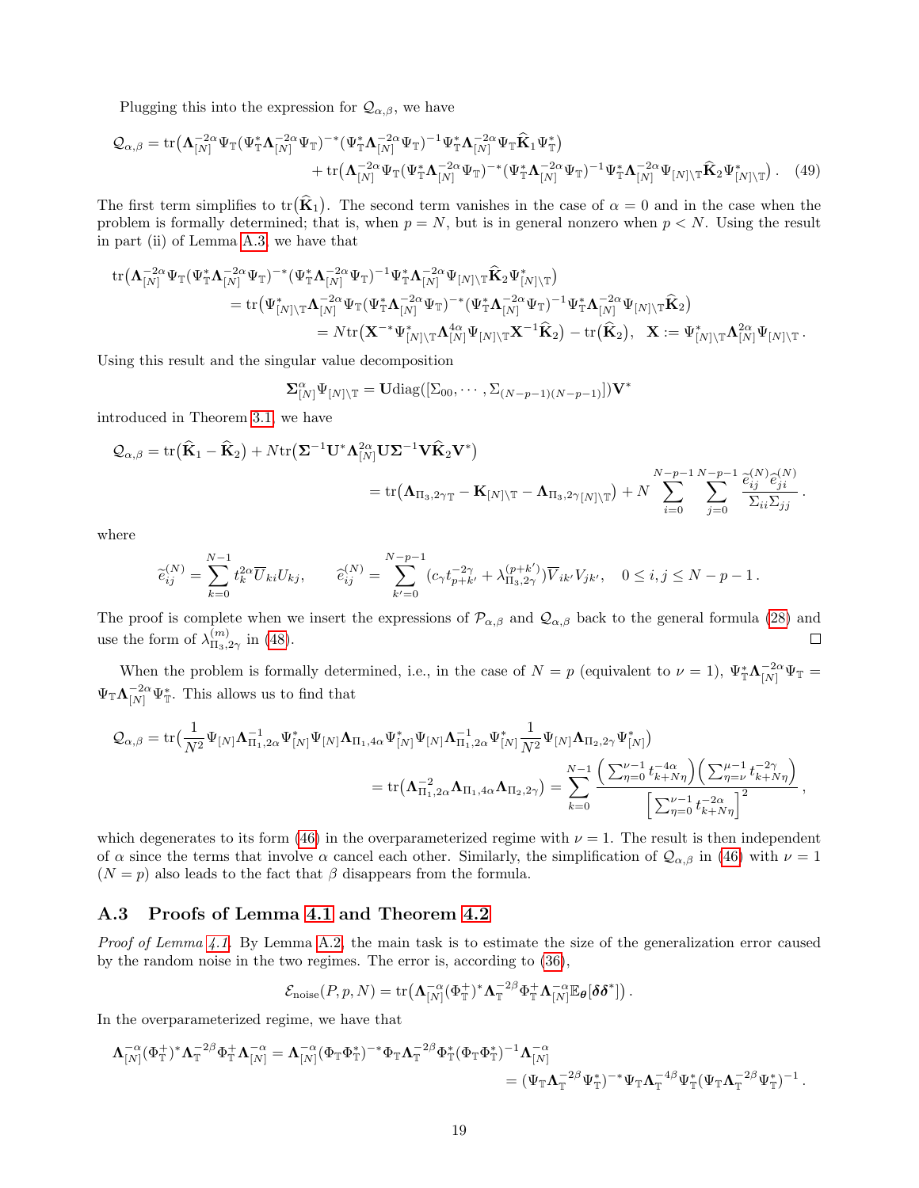Plugging this into the expression for $\mathcal{Q}_{\alpha,\beta}$, we have

$$\mathcal{Q}_{\alpha,\beta} = \mathrm{tr}\big(\boldsymbol{\Lambda}_{[N]}^{-2\alpha}\Psi_{\mathbb{T}}(\Psi_{\mathbb{T}}^*\boldsymbol{\Lambda}_{[N]}^{-2\alpha}\Psi_{\mathbb{T}})^{-*}(\Psi_{\mathbb{T}}^*\boldsymbol{\Lambda}_{[N]}^{-2\alpha}\Psi_{\mathbb{T}})^{-1}\Psi_{\mathbb{T}}^*\boldsymbol{\Lambda}_{[N]}^{-2\alpha}\Psi_{\mathbb{T}}\widehat{\mathbf{K}}_1\Psi_{\mathbb{T}}^*\big)$$
$$+ \mathrm{tr}\big(\boldsymbol{\Lambda}_{[N]}^{-2\alpha}\Psi_{\mathbb{T}}(\Psi_{\mathbb{T}}^*\boldsymbol{\Lambda}_{[N]}^{-2\alpha}\Psi_{\mathbb{T}})^{-*}(\Psi_{\mathbb{T}}^*\boldsymbol{\Lambda}_{[N]}^{-2\alpha}\Psi_{\mathbb{T}})^{-1}\Psi_{\mathbb{T}}^*\boldsymbol{\Lambda}_{[N]}^{-2\alpha}\Psi_{[N]\backslash\mathbb{T}}\widehat{\mathbf{K}}_2\Psi_{[N]\backslash\mathbb{T}}^*\big). \quad (49)$$

The first term simplifies to $\mathrm{tr}(\widehat{\mathbf{K}}_1)$. The second term vanishes in the case of $\alpha = 0$ and in the case when the problem is formally determined; that is, when $p = N$, but is in general nonzero when $p < N$. Using the result in part (ii) of Lemma A.3, we have that

$$\mathrm{tr}\big(\boldsymbol{\Lambda}_{[N]}^{-2\alpha}\Psi_{\mathbb{T}}(\Psi_{\mathbb{T}}^*\boldsymbol{\Lambda}_{[N]}^{-2\alpha}\Psi_{\mathbb{T}})^{-*}(\Psi_{\mathbb{T}}^*\boldsymbol{\Lambda}_{[N]}^{-2\alpha}\Psi_{\mathbb{T}})^{-1}\Psi_{\mathbb{T}}^*\boldsymbol{\Lambda}_{[N]}^{-2\alpha}\Psi_{[N]\backslash\mathbb{T}}\widehat{\mathbf{K}}_2\Psi_{[N]\backslash\mathbb{T}}^*\big)$$
$$= \mathrm{tr}\big(\Psi_{[N]\backslash\mathbb{T}}^*\boldsymbol{\Lambda}_{[N]}^{-2\alpha}\Psi_{\mathbb{T}}(\Psi_{\mathbb{T}}^*\boldsymbol{\Lambda}_{[N]}^{-2\alpha}\Psi_{\mathbb{T}})^{-*}(\Psi_{\mathbb{T}}^*\boldsymbol{\Lambda}_{[N]}^{-2\alpha}\Psi_{\mathbb{T}})^{-1}\Psi_{\mathbb{T}}^*\boldsymbol{\Lambda}_{[N]}^{-2\alpha}\Psi_{[N]\backslash\mathbb{T}}\widehat{\mathbf{K}}_2\big)$$
$$= N\mathrm{tr}\big(\mathbf{X}^{-*}\Psi_{[N]\backslash\mathbb{T}}^*\boldsymbol{\Lambda}_{[N]}^{4\alpha}\Psi_{[N]\backslash\mathbb{T}}\mathbf{X}^{-1}\widehat{\mathbf{K}}_2\big) - \mathrm{tr}\big(\widehat{\mathbf{K}}_2\big), \quad \mathbf{X} := \Psi_{[N]\backslash\mathbb{T}}^*\boldsymbol{\Lambda}_{[N]}^{2\alpha}\Psi_{[N]\backslash\mathbb{T}}.$$

Using this result and the singular value decomposition

$$\boldsymbol{\Sigma}_{[N]}^{\alpha}\Psi_{[N]\backslash\mathbb{T}} = \mathbf{U}\mathrm{diag}([\Sigma_{00}, \cdots, \Sigma_{(N-p-1)(N-p-1)}])\mathbf{V}^*$$

introduced in Theorem 3.1, we have

$$\mathcal{Q}_{\alpha,\beta} = \mathrm{tr}\big(\widehat{\mathbf{K}}_1 - \widehat{\mathbf{K}}_2\big) + N\mathrm{tr}\big(\boldsymbol{\Sigma}^{-1}\mathbf{U}^*\boldsymbol{\Lambda}_{[N]}^{2\alpha}\mathbf{U}\boldsymbol{\Sigma}^{-1}\mathbf{V}\widehat{\mathbf{K}}_2\mathbf{V}^*\big)$$
$$= \mathrm{tr}\big(\boldsymbol{\Lambda}_{\Pi_3,2\gamma\mathbb{T}} - \mathbf{K}_{[N]\backslash\mathbb{T}} - \boldsymbol{\Lambda}_{\Pi_3,2\gamma[N]\backslash\mathbb{T}}\big) + N\sum_{i=0}^{N-p-1}\sum_{j=0}^{N-p-1}\frac{\widetilde{e}_{ij}^{(N)}\widehat{e}_{ji}^{(N)}}{\Sigma_{ii}\Sigma_{jj}}.$$

where

$$\widetilde{e}_{ij}^{(N)} = \sum_{k=0}^{N-1} t_k^{2\alpha}\overline{U}_{ki}U_{kj}, \qquad \widehat{e}_{ij}^{(N)} = \sum_{k'=0}^{N-p-1}(c_\gamma t_{p+k'}^{-2\gamma} + \lambda_{\Pi_3,2\gamma}^{(p+k')})\overline{V}_{ik'}V_{jk'}, \quad 0 \le i,j \le N-p-1.$$

The proof is complete when we insert the expressions of $\mathcal{P}_{\alpha,\beta}$ and $\mathcal{Q}_{\alpha,\beta}$ back to the general formula (28) and use the form of $\lambda_{\Pi_3,2\gamma}^{(m)}$ in (48). □

When the problem is formally determined, i.e., in the case of $N = p$ (equivalent to $\nu = 1$), $\Psi_{\mathbb{T}}^*\boldsymbol{\Lambda}_{[N]}^{-2\alpha}\Psi_{\mathbb{T}} = \Psi_{\mathbb{T}}\boldsymbol{\Lambda}_{[N]}^{-2\alpha}\Psi_{\mathbb{T}}^*$. This allows us to find that

$$\mathcal{Q}_{\alpha,\beta} = \mathrm{tr}\big(\frac{1}{N^2}\Psi_{[N]}\boldsymbol{\Lambda}_{\Pi_1,2\alpha}^{-1}\Psi_{[N]}^*\Psi_{[N]}\boldsymbol{\Lambda}_{\Pi_1,4\alpha}\Psi_{[N]}^*\Psi_{[N]}\boldsymbol{\Lambda}_{\Pi_1,2\alpha}^{-1}\Psi_{[N]}^*\frac{1}{N^2}\Psi_{[N]}\boldsymbol{\Lambda}_{\Pi_2,2\gamma}\Psi_{[N]}^*\big)$$
$$= \mathrm{tr}\big(\boldsymbol{\Lambda}_{\Pi_1,2\alpha}^{-2}\boldsymbol{\Lambda}_{\Pi_1,4\alpha}\boldsymbol{\Lambda}_{\Pi_2,2\gamma}\big) = \sum_{k=0}^{N-1}\frac{\Big(\sum_{\eta=0}^{\nu-1}t_{k+N\eta}^{-4\alpha}\Big)\Big(\sum_{\eta=\nu}^{\mu-1}t_{k+N\eta}^{-2\gamma}\Big)}{\Big[\sum_{\eta=0}^{\nu-1}t_{k+N\eta}^{-2\alpha}\Big]^2},$$

which degenerates to its form (46) in the overparameterized regime with $\nu = 1$. The result is then independent of $\alpha$ since the terms that involve $\alpha$ cancel each other. Similarly, the simplification of $\mathcal{Q}_{\alpha,\beta}$ in (46) with $\nu = 1$ ($N = p$) also leads to the fact that $\beta$ disappears from the formula.

### A.3 Proofs of Lemma 4.1 and Theorem 4.2

*Proof of Lemma 4.1.* By Lemma A.2, the main task is to estimate the size of the generalization error caused by the random noise in the two regimes. The error is, according to (36),

$$\mathcal{E}_{\mathrm{noise}}(P,p,N) = \mathrm{tr}\big(\boldsymbol{\Lambda}_{[N]}^{-\alpha}(\Phi_{\mathbb{T}}^+)^*\boldsymbol{\Lambda}_{\mathbb{T}}^{-2\beta}\Phi_{\mathbb{T}}^+\boldsymbol{\Lambda}_{[N]}^{-\alpha}\mathbb{E}_{\boldsymbol{\theta}}[\boldsymbol{\delta}\boldsymbol{\delta}^*]\big).$$

In the overparameterized regime, we have that

$$\boldsymbol{\Lambda}_{[N]}^{-\alpha}(\Phi_{\mathbb{T}}^+)^*\boldsymbol{\Lambda}_{\mathbb{T}}^{-2\beta}\Phi_{\mathbb{T}}^+\boldsymbol{\Lambda}_{[N]}^{-\alpha} = \boldsymbol{\Lambda}_{[N]}^{-\alpha}(\Phi_{\mathbb{T}}\Phi_{\mathbb{T}}^*)^{-*}\Phi_{\mathbb{T}}\boldsymbol{\Lambda}_{\mathbb{T}}^{-2\beta}\Phi_{\mathbb{T}}^*(\Phi_{\mathbb{T}}\Phi_{\mathbb{T}}^*)^{-1}\boldsymbol{\Lambda}_{[N]}^{-\alpha}$$
$$= (\Psi_{\mathbb{T}}\boldsymbol{\Lambda}_{\mathbb{T}}^{-2\beta}\Psi_{\mathbb{T}}^*)^{-*}\Psi_{\mathbb{T}}\boldsymbol{\Lambda}_{\mathbb{T}}^{-4\beta}\Psi_{\mathbb{T}}^*(\Psi_{\mathbb{T}}\boldsymbol{\Lambda}_{\mathbb{T}}^{-2\beta}\Psi_{\mathbb{T}}^*)^{-1}.$$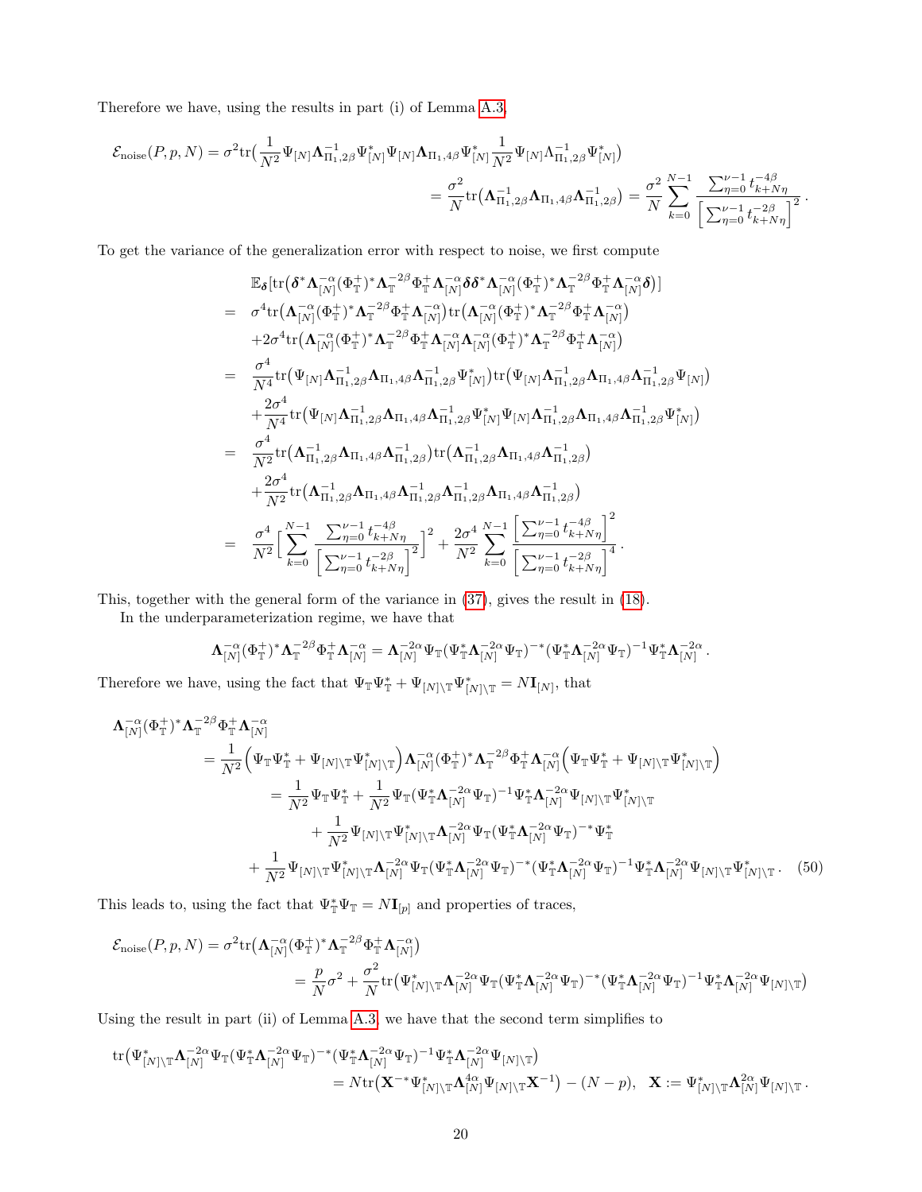Therefore we have, using the results in part (i) of Lemma A.3,

$$
\begin{aligned}
\mathcal{E}_{\rm noise}(P,p,N) &= \sigma^2 {\rm tr}\big(\frac{1}{N^2}\Psi_{[N]}\boldsymbol\Lambda_{\Pi_1,2\beta}^{-1}\Psi_{[N]}^*\Psi_{[N]}\boldsymbol\Lambda_{\Pi_1,4\beta}\Psi_{[N]}^*\frac{1}{N^2}\Psi_{[N]}\Lambda_{\Pi_1,2\beta}^{-1}\Psi_{[N]}^*\big)\\
&= \frac{\sigma^2}{N}{\rm tr}\big(\boldsymbol\Lambda_{\Pi_1,2\beta}^{-1}\boldsymbol\Lambda_{\Pi_1,4\beta}\boldsymbol\Lambda_{\Pi_1,2\beta}^{-1}\big) = \frac{\sigma^2}{N}\sum_{k=0}^{N-1}\frac{\sum_{\eta=0}^{\nu-1}t_{k+N\eta}^{-4\beta}}{\Big[\sum_{\eta=0}^{\nu-1}t_{k+N\eta}^{-2\beta}\Big]^2}\,.
\end{aligned}
$$

To get the variance of the generalization error with respect to noise, we first compute

$$
\begin{aligned}
& \mathbb{E}_{\boldsymbol\delta}[{\rm tr}\big(\boldsymbol\delta^*\boldsymbol\Lambda_{[N]}^{-\alpha}(\Phi_{\mathbb T}^+)^*\boldsymbol\Lambda_{\mathbb T}^{-2\beta}\Phi_{\mathbb T}^+\boldsymbol\Lambda_{[N]}^{-\alpha}\boldsymbol\delta\boldsymbol\delta^*\boldsymbol\Lambda_{[N]}^{-\alpha}(\Phi_{\mathbb T}^+)^*\boldsymbol\Lambda_{\mathbb T}^{-2\beta}\Phi_{\mathbb T}^+\boldsymbol\Lambda_{[N]}^{-\alpha}\boldsymbol\delta\big)]\\
=\ & \sigma^4{\rm tr}\big(\boldsymbol\Lambda_{[N]}^{-\alpha}(\Phi_{\mathbb T}^+)^*\boldsymbol\Lambda_{\mathbb T}^{-2\beta}\Phi_{\mathbb T}^+\boldsymbol\Lambda_{[N]}^{-\alpha}\big){\rm tr}\big(\boldsymbol\Lambda_{[N]}^{-\alpha}(\Phi_{\mathbb T}^+)^*\boldsymbol\Lambda_{\mathbb T}^{-2\beta}\Phi_{\mathbb T}^+\boldsymbol\Lambda_{[N]}^{-\alpha}\big)\\
&+2\sigma^4{\rm tr}\big(\boldsymbol\Lambda_{[N]}^{-\alpha}(\Phi_{\mathbb T}^+)^*\boldsymbol\Lambda_{\mathbb T}^{-2\beta}\Phi_{\mathbb T}^+\boldsymbol\Lambda_{[N]}^{-\alpha}\boldsymbol\Lambda_{[N]}^{-\alpha}(\Phi_{\mathbb T}^+)^*\boldsymbol\Lambda_{\mathbb T}^{-2\beta}\Phi_{\mathbb T}^+\boldsymbol\Lambda_{[N]}^{-\alpha}\big)\\
=\ & \frac{\sigma^4}{N^4}{\rm tr}\big(\Psi_{[N]}\boldsymbol\Lambda_{\Pi_1,2\beta}^{-1}\boldsymbol\Lambda_{\Pi_1,4\beta}\boldsymbol\Lambda_{\Pi_1,2\beta}^{-1}\Psi_{[N]}^*\big){\rm tr}\big(\Psi_{[N]}\boldsymbol\Lambda_{\Pi_1,2\beta}^{-1}\boldsymbol\Lambda_{\Pi_1,4\beta}\boldsymbol\Lambda_{\Pi_1,2\beta}^{-1}\Psi_{[N]}\big)\\
&+\frac{2\sigma^4}{N^4}{\rm tr}\big(\Psi_{[N]}\boldsymbol\Lambda_{\Pi_1,2\beta}^{-1}\boldsymbol\Lambda_{\Pi_1,4\beta}\boldsymbol\Lambda_{\Pi_1,2\beta}^{-1}\Psi_{[N]}^*\Psi_{[N]}\boldsymbol\Lambda_{\Pi_1,2\beta}^{-1}\boldsymbol\Lambda_{\Pi_1,4\beta}\boldsymbol\Lambda_{\Pi_1,2\beta}^{-1}\Psi_{[N]}^*\big)\\
=\ & \frac{\sigma^4}{N^2}{\rm tr}\big(\boldsymbol\Lambda_{\Pi_1,2\beta}^{-1}\boldsymbol\Lambda_{\Pi_1,4\beta}\boldsymbol\Lambda_{\Pi_1,2\beta}^{-1}\big){\rm tr}\big(\boldsymbol\Lambda_{\Pi_1,2\beta}^{-1}\boldsymbol\Lambda_{\Pi_1,4\beta}\boldsymbol\Lambda_{\Pi_1,2\beta}^{-1}\big)\\
&+\frac{2\sigma^4}{N^2}{\rm tr}\big(\boldsymbol\Lambda_{\Pi_1,2\beta}^{-1}\boldsymbol\Lambda_{\Pi_1,4\beta}\boldsymbol\Lambda_{\Pi_1,2\beta}^{-1}\boldsymbol\Lambda_{\Pi_1,2\beta}^{-1}\boldsymbol\Lambda_{\Pi_1,4\beta}\boldsymbol\Lambda_{\Pi_1,2\beta}^{-1}\big)\\
=\ & \frac{\sigma^4}{N^2}\Big[\sum_{k=0}^{N-1}\frac{\sum_{\eta=0}^{\nu-1}t_{k+N\eta}^{-4\beta}}{\Big[\sum_{\eta=0}^{\nu-1}t_{k+N\eta}^{-2\beta}\Big]^2}\Big]^2+\frac{2\sigma^4}{N^2}\sum_{k=0}^{N-1}\frac{\Big[\sum_{\eta=0}^{\nu-1}t_{k+N\eta}^{-4\beta}\Big]^2}{\Big[\sum_{\eta=0}^{\nu-1}t_{k+N\eta}^{-2\beta}\Big]^4}\,.
\end{aligned}
$$

This, together with the general form of the variance in (37), gives the result in (18).

In the underparameterization regime, we have that

$$
\boldsymbol\Lambda_{[N]}^{-\alpha}(\Phi_{\mathbb T}^+)^*\boldsymbol\Lambda_{\mathbb T}^{-2\beta}\Phi_{\mathbb T}^+\boldsymbol\Lambda_{[N]}^{-\alpha}=\boldsymbol\Lambda_{[N]}^{-2\alpha}\Psi_{\mathbb T}(\Psi_{\mathbb T}^*\boldsymbol\Lambda_{[N]}^{-2\alpha}\Psi_{\mathbb T})^{-*}(\Psi_{\mathbb T}^*\boldsymbol\Lambda_{[N]}^{-2\alpha}\Psi_{\mathbb T})^{-1}\Psi_{\mathbb T}^*\boldsymbol\Lambda_{[N]}^{-2\alpha}\,.
$$

Therefore we have, using the fact that $\Psi_{\mathbb T}\Psi_{\mathbb T}^*+\Psi_{[N]\backslash\mathbb T}\Psi_{[N]\backslash\mathbb T}^*=N\mathbf I_{[N]}$, that

$$
\begin{aligned}
&\boldsymbol\Lambda_{[N]}^{-\alpha}(\Phi_{\mathbb T}^+)^*\boldsymbol\Lambda_{\mathbb T}^{-2\beta}\Phi_{\mathbb T}^+\boldsymbol\Lambda_{[N]}^{-\alpha}\\
&\quad=\frac{1}{N^2}\Big(\Psi_{\mathbb T}\Psi_{\mathbb T}^*+\Psi_{[N]\backslash\mathbb T}\Psi_{[N]\backslash\mathbb T}^*\Big)\boldsymbol\Lambda_{[N]}^{-\alpha}(\Phi_{\mathbb T}^+)^*\boldsymbol\Lambda_{\mathbb T}^{-2\beta}\Phi_{\mathbb T}^+\boldsymbol\Lambda_{[N]}^{-\alpha}\Big(\Psi_{\mathbb T}\Psi_{\mathbb T}^*+\Psi_{[N]\backslash\mathbb T}\Psi_{[N]\backslash\mathbb T}^*\Big)\\
&\quad=\frac{1}{N^2}\Psi_{\mathbb T}\Psi_{\mathbb T}^*+\frac{1}{N^2}\Psi_{\mathbb T}(\Psi_{\mathbb T}^*\boldsymbol\Lambda_{[N]}^{-2\alpha}\Psi_{\mathbb T})^{-1}\Psi_{\mathbb T}^*\boldsymbol\Lambda_{[N]}^{-2\alpha}\Psi_{[N]\backslash\mathbb T}\Psi_{[N]\backslash\mathbb T}^*\\
&\qquad+\frac{1}{N^2}\Psi_{[N]\backslash\mathbb T}\Psi_{[N]\backslash\mathbb T}^*\boldsymbol\Lambda_{[N]}^{-2\alpha}\Psi_{\mathbb T}(\Psi_{\mathbb T}^*\boldsymbol\Lambda_{[N]}^{-2\alpha}\Psi_{\mathbb T})^{-*}\Psi_{\mathbb T}^*\\
&\qquad+\frac{1}{N^2}\Psi_{[N]\backslash\mathbb T}\Psi_{[N]\backslash\mathbb T}^*\boldsymbol\Lambda_{[N]}^{-2\alpha}\Psi_{\mathbb T}(\Psi_{\mathbb T}^*\boldsymbol\Lambda_{[N]}^{-2\alpha}\Psi_{\mathbb T})^{-*}(\Psi_{\mathbb T}^*\boldsymbol\Lambda_{[N]}^{-2\alpha}\Psi_{\mathbb T})^{-1}\Psi_{\mathbb T}^*\boldsymbol\Lambda_{[N]}^{-2\alpha}\Psi_{[N]\backslash\mathbb T}\Psi_{[N]\backslash\mathbb T}^*\,. \qquad (50)
\end{aligned}
$$

This leads to, using the fact that $\Psi_{\mathbb T}^*\Psi_{\mathbb T}=N\mathbf I_{[p]}$ and properties of traces,

$$
\begin{aligned}
\mathcal{E}_{\rm noise}(P,p,N)&=\sigma^2{\rm tr}\big(\boldsymbol\Lambda_{[N]}^{-\alpha}(\Phi_{\mathbb T}^+)^*\boldsymbol\Lambda_{\mathbb T}^{-2\beta}\Phi_{\mathbb T}^+\boldsymbol\Lambda_{[N]}^{-\alpha}\big)\\
&=\frac{p}{N}\sigma^2+\frac{\sigma^2}{N}{\rm tr}\big(\Psi_{[N]\backslash\mathbb T}^*\boldsymbol\Lambda_{[N]}^{-2\alpha}\Psi_{\mathbb T}(\Psi_{\mathbb T}^*\boldsymbol\Lambda_{[N]}^{-2\alpha}\Psi_{\mathbb T})^{-*}(\Psi_{\mathbb T}^*\boldsymbol\Lambda_{[N]}^{-2\alpha}\Psi_{\mathbb T})^{-1}\Psi_{\mathbb T}^*\boldsymbol\Lambda_{[N]}^{-2\alpha}\Psi_{[N]\backslash\mathbb T}\big)
\end{aligned}
$$

Using the result in part (ii) of Lemma A.3, we have that the second term simplifies to

$$
\begin{aligned}
&{\rm tr}\big(\Psi_{[N]\backslash\mathbb T}^*\boldsymbol\Lambda_{[N]}^{-2\alpha}\Psi_{\mathbb T}(\Psi_{\mathbb T}^*\boldsymbol\Lambda_{[N]}^{-2\alpha}\Psi_{\mathbb T})^{-*}(\Psi_{\mathbb T}^*\boldsymbol\Lambda_{[N]}^{-2\alpha}\Psi_{\mathbb T})^{-1}\Psi_{\mathbb T}^*\boldsymbol\Lambda_{[N]}^{-2\alpha}\Psi_{[N]\backslash\mathbb T}\big)\\
&\qquad= N{\rm tr}\big(\mathbf X^{-*}\Psi_{[N]\backslash\mathbb T}^*\boldsymbol\Lambda_{[N]}^{4\alpha}\Psi_{[N]\backslash\mathbb T}\mathbf X^{-1}\big)-(N-p),\quad \mathbf X:=\Psi_{[N]\backslash\mathbb T}^*\boldsymbol\Lambda_{[N]}^{2\alpha}\Psi_{[N]\backslash\mathbb T}\,.
\end{aligned}
$$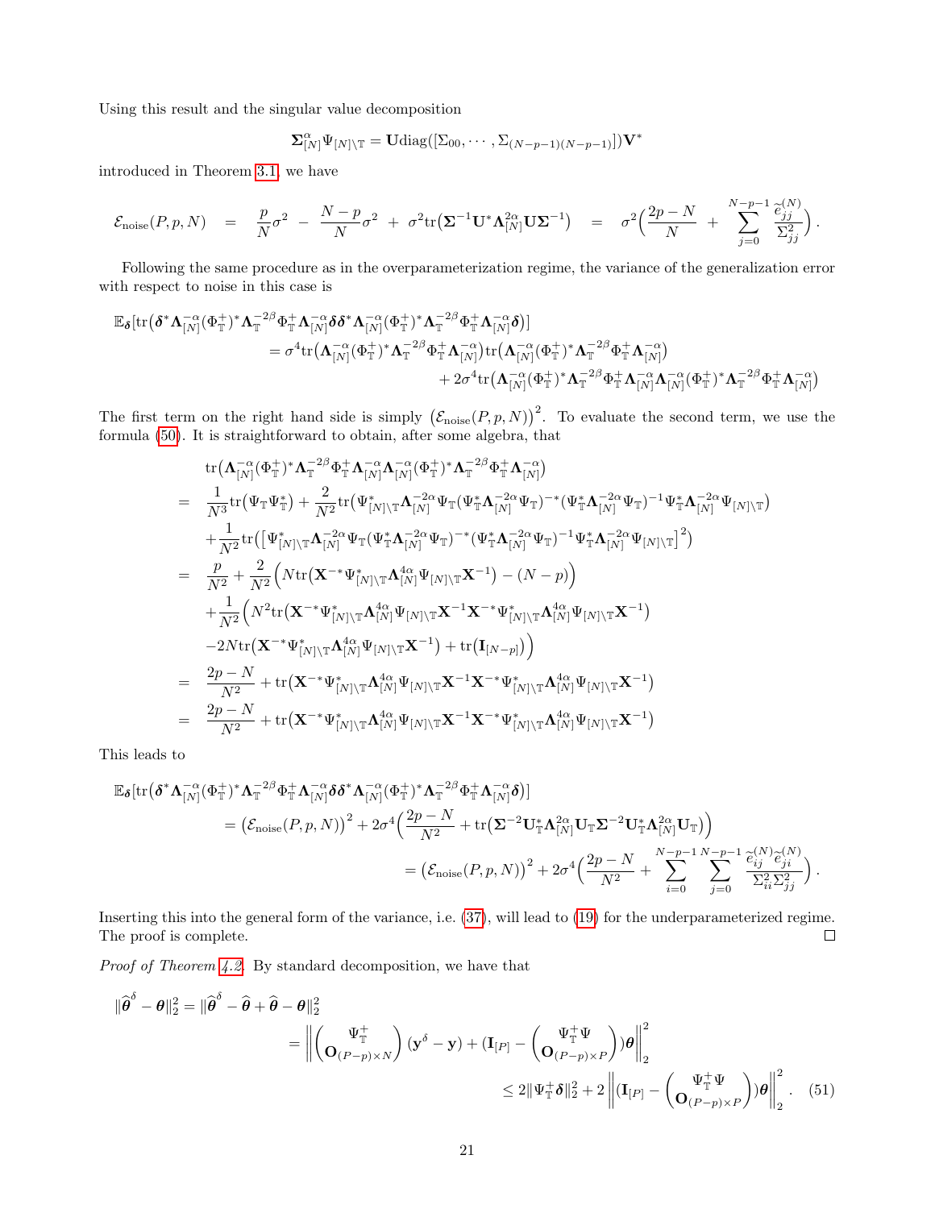Using this result and the singular value decomposition

$$\boldsymbol{\Sigma}_{[N]}^{\alpha}\Psi_{[N]\setminus\mathbb{T}} = \mathbf{U}\mathrm{diag}([\Sigma_{00},\cdots,\Sigma_{(N-p-1)(N-p-1)}])\mathbf{V}^*$$

introduced in Theorem 3.1, we have

$$\mathcal{E}_{\mathrm{noise}}(P,p,N) \;=\; \frac{p}{N}\sigma^2 \;-\; \frac{N-p}{N}\sigma^2 \;+\; \sigma^2\mathrm{tr}\big(\boldsymbol{\Sigma}^{-1}\mathbf{U}^*\boldsymbol{\Lambda}_{[N]}^{2\alpha}\mathbf{U}\boldsymbol{\Sigma}^{-1}\big) \;=\; \sigma^2\Big(\frac{2p-N}{N} + \sum_{j=0}^{N-p-1}\frac{\widetilde{e}_{jj}^{(N)}}{\Sigma_{jj}^2}\Big).$$

Following the same procedure as in the overparameterization regime, the variance of the generalization error with respect to noise in this case is

$$\begin{aligned}
\mathbb{E}_{\boldsymbol{\delta}}[\mathrm{tr}\big(\boldsymbol{\delta}^*\boldsymbol{\Lambda}_{[N]}^{-\alpha}(\Phi_{\mathbb{T}}^+)^*\boldsymbol{\Lambda}_{\mathbb{T}}^{-2\beta}\Phi_{\mathbb{T}}^+\boldsymbol{\Lambda}_{[N]}^{-\alpha}\boldsymbol{\delta}\boldsymbol{\delta}^*\boldsymbol{\Lambda}_{[N]}^{-\alpha}(\Phi_{\mathbb{T}}^+)^*\boldsymbol{\Lambda}_{\mathbb{T}}^{-2\beta}\Phi_{\mathbb{T}}^+\boldsymbol{\Lambda}_{[N]}^{-\alpha}\boldsymbol{\delta}\big)]
&= \sigma^4\mathrm{tr}\big(\boldsymbol{\Lambda}_{[N]}^{-\alpha}(\Phi_{\mathbb{T}}^+)^*\boldsymbol{\Lambda}_{\mathbb{T}}^{-2\beta}\Phi_{\mathbb{T}}^+\boldsymbol{\Lambda}_{[N]}^{-\alpha}\big)\mathrm{tr}\big(\boldsymbol{\Lambda}_{[N]}^{-\alpha}(\Phi_{\mathbb{T}}^+)^*\boldsymbol{\Lambda}_{\mathbb{T}}^{-2\beta}\Phi_{\mathbb{T}}^+\boldsymbol{\Lambda}_{[N]}^{-\alpha}\big)\\
&\quad + 2\sigma^4\mathrm{tr}\big(\boldsymbol{\Lambda}_{[N]}^{-\alpha}(\Phi_{\mathbb{T}}^+)^*\boldsymbol{\Lambda}_{\mathbb{T}}^{-2\beta}\Phi_{\mathbb{T}}^+\boldsymbol{\Lambda}_{[N]}^{-\alpha}\boldsymbol{\Lambda}_{[N]}^{-\alpha}(\Phi_{\mathbb{T}}^+)^*\boldsymbol{\Lambda}_{\mathbb{T}}^{-2\beta}\Phi_{\mathbb{T}}^+\boldsymbol{\Lambda}_{[N]}^{-\alpha}\big)
\end{aligned}$$

The first term on the right hand side is simply $\big(\mathcal{E}_{\mathrm{noise}}(P,p,N)\big)^2$. To evaluate the second term, we use the formula (50). It is straightforward to obtain, after some algebra, that

$$\begin{aligned}
&\mathrm{tr}\big(\boldsymbol{\Lambda}_{[N]}^{-\alpha}(\Phi_{\mathbb{T}}^+)^*\boldsymbol{\Lambda}_{\mathbb{T}}^{-2\beta}\Phi_{\mathbb{T}}^+\boldsymbol{\Lambda}_{[N]}^{-\alpha}\boldsymbol{\Lambda}_{[N]}^{-\alpha}(\Phi_{\mathbb{T}}^+)^*\boldsymbol{\Lambda}_{\mathbb{T}}^{-2\beta}\Phi_{\mathbb{T}}^+\boldsymbol{\Lambda}_{[N]}^{-\alpha}\big)\\
=\;& \frac{1}{N^3}\mathrm{tr}\big(\Psi_{\mathbb{T}}\Psi_{\mathbb{T}}^*\big) + \frac{2}{N^2}\mathrm{tr}\big(\Psi_{[N]\setminus\mathbb{T}}^*\boldsymbol{\Lambda}_{[N]}^{-2\alpha}\Psi_{\mathbb{T}}(\Psi_{\mathbb{T}}^*\boldsymbol{\Lambda}_{[N]}^{-2\alpha}\Psi_{\mathbb{T}})^{-*}(\Psi_{\mathbb{T}}^*\boldsymbol{\Lambda}_{[N]}^{-2\alpha}\Psi_{\mathbb{T}})^{-1}\Psi_{\mathbb{T}}^*\boldsymbol{\Lambda}_{[N]}^{-2\alpha}\Psi_{[N]\setminus\mathbb{T}}\big)\\
&+\frac{1}{N^2}\mathrm{tr}\big(\big[\Psi_{[N]\setminus\mathbb{T}}^*\boldsymbol{\Lambda}_{[N]}^{-2\alpha}\Psi_{\mathbb{T}}(\Psi_{\mathbb{T}}^*\boldsymbol{\Lambda}_{[N]}^{-2\alpha}\Psi_{\mathbb{T}})^{-*}(\Psi_{\mathbb{T}}^*\boldsymbol{\Lambda}_{[N]}^{-2\alpha}\Psi_{\mathbb{T}})^{-1}\Psi_{\mathbb{T}}^*\boldsymbol{\Lambda}_{[N]}^{-2\alpha}\Psi_{[N]\setminus\mathbb{T}}\big]^2\big)\\
=\;& \frac{p}{N^2} + \frac{2}{N^2}\Big(N\mathrm{tr}\big(\mathbf{X}^{-*}\Psi_{[N]\setminus\mathbb{T}}^*\boldsymbol{\Lambda}_{[N]}^{4\alpha}\Psi_{[N]\setminus\mathbb{T}}\mathbf{X}^{-1}\big) - (N-p)\Big)\\
&+\frac{1}{N^2}\Big(N^2\mathrm{tr}\big(\mathbf{X}^{-*}\Psi_{[N]\setminus\mathbb{T}}^*\boldsymbol{\Lambda}_{[N]}^{4\alpha}\Psi_{[N]\setminus\mathbb{T}}\mathbf{X}^{-1}\mathbf{X}^{-*}\Psi_{[N]\setminus\mathbb{T}}^*\boldsymbol{\Lambda}_{[N]}^{4\alpha}\Psi_{[N]\setminus\mathbb{T}}\mathbf{X}^{-1}\big)\\
&-2N\mathrm{tr}\big(\mathbf{X}^{-*}\Psi_{[N]\setminus\mathbb{T}}^*\boldsymbol{\Lambda}_{[N]}^{4\alpha}\Psi_{[N]\setminus\mathbb{T}}\mathbf{X}^{-1}\big) + \mathrm{tr}\big(\mathbf{I}_{[N-p]}\big)\Big)\\
=\;& \frac{2p-N}{N^2} + \mathrm{tr}\big(\mathbf{X}^{-*}\Psi_{[N]\setminus\mathbb{T}}^*\boldsymbol{\Lambda}_{[N]}^{4\alpha}\Psi_{[N]\setminus\mathbb{T}}\mathbf{X}^{-1}\mathbf{X}^{-*}\Psi_{[N]\setminus\mathbb{T}}^*\boldsymbol{\Lambda}_{[N]}^{4\alpha}\Psi_{[N]\setminus\mathbb{T}}\mathbf{X}^{-1}\big)\\
=\;& \frac{2p-N}{N^2} + \mathrm{tr}\big(\mathbf{X}^{-*}\Psi_{[N]\setminus\mathbb{T}}^*\boldsymbol{\Lambda}_{[N]}^{4\alpha}\Psi_{[N]\setminus\mathbb{T}}\mathbf{X}^{-1}\mathbf{X}^{-*}\Psi_{[N]\setminus\mathbb{T}}^*\boldsymbol{\Lambda}_{[N]}^{4\alpha}\Psi_{[N]\setminus\mathbb{T}}\mathbf{X}^{-1}\big)
\end{aligned}$$

This leads to

$$\begin{aligned}
\mathbb{E}_{\boldsymbol{\delta}}[\mathrm{tr}\big(\boldsymbol{\delta}^*\boldsymbol{\Lambda}_{[N]}^{-\alpha}(\Phi_{\mathbb{T}}^+)^*\boldsymbol{\Lambda}_{\mathbb{T}}^{-2\beta}\Phi_{\mathbb{T}}^+\boldsymbol{\Lambda}_{[N]}^{-\alpha}\boldsymbol{\delta}\boldsymbol{\delta}^*\boldsymbol{\Lambda}_{[N]}^{-\alpha}(\Phi_{\mathbb{T}}^+)^*\boldsymbol{\Lambda}_{\mathbb{T}}^{-2\beta}\Phi_{\mathbb{T}}^+\boldsymbol{\Lambda}_{[N]}^{-\alpha}\boldsymbol{\delta}\big)]
&= \big(\mathcal{E}_{\mathrm{noise}}(P,p,N)\big)^2 + 2\sigma^4\Big(\frac{2p-N}{N^2} + \mathrm{tr}\big(\boldsymbol{\Sigma}^{-2}\mathbf{U}_{\mathbb{T}}^*\boldsymbol{\Lambda}_{[N]}^{2\alpha}\mathbf{U}_{\mathbb{T}}\boldsymbol{\Sigma}^{-2}\mathbf{U}_{\mathbb{T}}^*\boldsymbol{\Lambda}_{[N]}^{2\alpha}\mathbf{U}_{\mathbb{T}}\big)\Big)\\
&= \big(\mathcal{E}_{\mathrm{noise}}(P,p,N)\big)^2 + 2\sigma^4\Big(\frac{2p-N}{N^2} + \sum_{i=0}^{N-p-1}\sum_{j=0}^{N-p-1}\frac{\widetilde{e}_{ij}^{(N)}\widetilde{e}_{ji}^{(N)}}{\Sigma_{ii}^2\Sigma_{jj}^2}\Big).
\end{aligned}$$

Inserting this into the general form of the variance, i.e. (37), will lead to (19) for the underparameterized regime. The proof is complete. $\square$

*Proof of Theorem 4.2.* By standard decomposition, we have that

$$\begin{aligned}
\|\widehat{\boldsymbol{\theta}}^{\delta} - \boldsymbol{\theta}\|_2^2 = \|\widehat{\boldsymbol{\theta}}^{\delta} - \widehat{\boldsymbol{\theta}} + \widehat{\boldsymbol{\theta}} - \boldsymbol{\theta}\|_2^2
&= \left\|\begin{pmatrix}\Psi_{\mathbb{T}}^+\\ \mathbf{O}_{(P-p)\times N}\end{pmatrix}(\mathbf{y}^{\delta}-\mathbf{y}) + \Big(\mathbf{I}_{[P]} - \begin{pmatrix}\Psi_{\mathbb{T}}^+\Psi\\ \mathbf{O}_{(P-p)\times P}\end{pmatrix}\Big)\boldsymbol{\theta}\right\|_2^2\\
&\le 2\|\Psi_{\mathbb{T}}^+\boldsymbol{\delta}\|_2^2 + 2\left\|\Big(\mathbf{I}_{[P]} - \begin{pmatrix}\Psi_{\mathbb{T}}^+\Psi\\ \mathbf{O}_{(P-p)\times P}\end{pmatrix}\Big)\boldsymbol{\theta}\right\|_2^2. \qquad (51)
\end{aligned}$$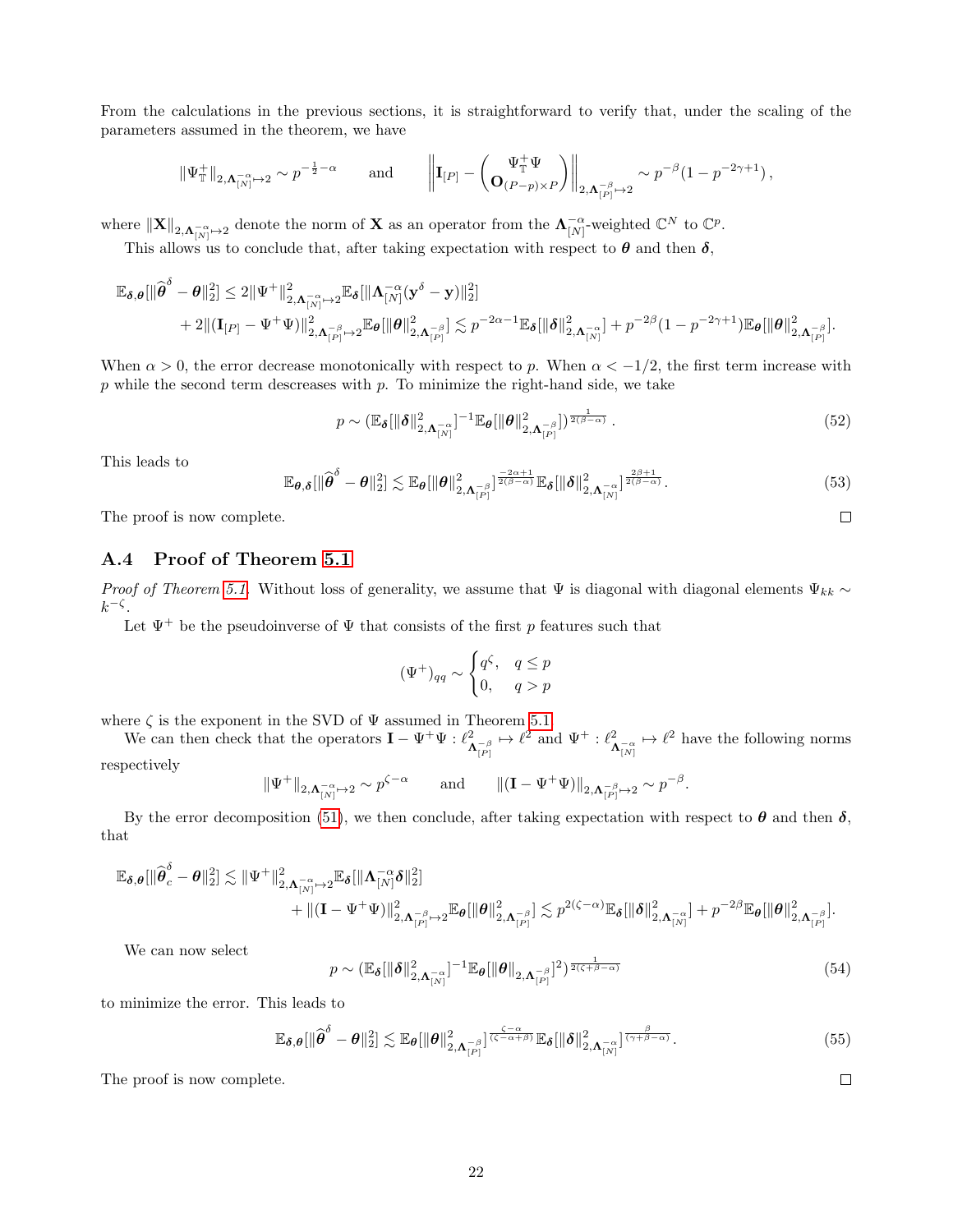From the calculations in the previous sections, it is straightforward to verify that, under the scaling of the parameters assumed in the theorem, we have

$$\|\Psi_{\mathbb{T}}^{+}\|_{2,\mathbf{\Lambda}_{[N]}^{-\alpha}\mapsto 2} \sim p^{-\frac{1}{2}-\alpha} \qquad \text{and} \qquad \left\| \mathbf{I}_{[P]} - \begin{pmatrix} \Psi_{\mathbb{T}}^{+}\Psi \\ \mathbf{O}_{(P-p)\times P} \end{pmatrix} \right\|_{2,\mathbf{\Lambda}_{[P]}^{-\beta}\mapsto 2} \sim p^{-\beta}(1-p^{-2\gamma+1}),$$

where $\|\mathbf{X}\|_{2,\mathbf{\Lambda}_{[N]}^{-\alpha}\mapsto 2}$ denote the norm of $\mathbf{X}$ as an operator from the $\mathbf{\Lambda}_{[N]}^{-\alpha}$-weighted $\mathbb{C}^N$ to $\mathbb{C}^p$.

This allows us to conclude that, after taking expectation with respect to $\boldsymbol{\theta}$ and then $\boldsymbol{\delta}$,

$$\begin{aligned}\mathbb{E}_{\boldsymbol{\delta},\boldsymbol{\theta}}[\|\widehat{\boldsymbol{\theta}}^{\delta} - \boldsymbol{\theta}\|_2^2] \le 2\|\Psi^{+}\|^2_{2,\mathbf{\Lambda}_{[N]}^{-\alpha}\mapsto 2}\mathbb{E}_{\boldsymbol{\delta}}[\|\mathbf{\Lambda}_{[N]}^{-\alpha}(\mathbf{y}^{\delta}-\mathbf{y})\|_2^2] \\ + 2\|(\mathbf{I}_{[P]} - \Psi^{+}\Psi)\|^2_{2,\mathbf{\Lambda}_{[P]}^{-\beta}\mapsto 2}\mathbb{E}_{\boldsymbol{\theta}}[\|\boldsymbol{\theta}\|^2_{2,\mathbf{\Lambda}_{[P]}^{-\beta}}] \lesssim p^{-2\alpha-1}\mathbb{E}_{\boldsymbol{\delta}}[\|\boldsymbol{\delta}\|^2_{2,\mathbf{\Lambda}_{[N]}^{-\alpha}}] + p^{-2\beta}(1-p^{-2\gamma+1})\mathbb{E}_{\boldsymbol{\theta}}[\|\boldsymbol{\theta}\|^2_{2,\mathbf{\Lambda}_{[P]}^{-\beta}}].\end{aligned}$$

When $\alpha > 0$, the error decrease monotonically with respect to $p$. When $\alpha < -1/2$, the first term increase with $p$ while the second term descreases with $p$. To minimize the right-hand side, we take

$$p \sim (\mathbb{E}_{\boldsymbol{\delta}}[\|\boldsymbol{\delta}\|^2_{2,\mathbf{\Lambda}_{[N]}^{-\alpha}}]^{-1}\mathbb{E}_{\boldsymbol{\theta}}[\|\boldsymbol{\theta}\|^2_{2,\mathbf{\Lambda}_{[P]}^{-\beta}}])^{\frac{1}{2(\beta-\alpha)}}. \tag{52}$$

This leads to

$$\mathbb{E}_{\boldsymbol{\theta},\boldsymbol{\delta}}[\|\widehat{\boldsymbol{\theta}}^{\delta} - \boldsymbol{\theta}\|_2^2] \lesssim \mathbb{E}_{\boldsymbol{\theta}}[\|\boldsymbol{\theta}\|^2_{2,\mathbf{\Lambda}_{[P]}^{-\beta}}]^{\frac{-2\alpha+1}{2(\beta-\alpha)}}\mathbb{E}_{\boldsymbol{\delta}}[\|\boldsymbol{\delta}\|^2_{2,\mathbf{\Lambda}_{[N]}^{-\alpha}}]^{\frac{2\beta+1}{2(\beta-\alpha)}}. \tag{53}$$

The proof is now complete. □

## A.4 Proof of Theorem 5.1

*Proof of Theorem 5.1.* Without loss of generality, we assume that $\Psi$ is diagonal with diagonal elements $\Psi_{kk} \sim k^{-\zeta}$.

Let $\Psi^{+}$ be the pseudoinverse of $\Psi$ that consists of the first $p$ features such that

$$(\Psi^{+})_{qq} \sim \begin{cases} q^{\zeta}, & q \le p \\ 0, & q > p \end{cases}$$

where $\zeta$ is the exponent in the SVD of $\Psi$ assumed in Theorem 5.1.

We can then check that the operators $\mathbf{I} - \Psi^{+}\Psi : \ell^2_{\mathbf{\Lambda}_{[P]}^{-\beta}} \mapsto \ell^2$ and $\Psi^{+} : \ell^2_{\mathbf{\Lambda}_{[N]}^{-\alpha}} \mapsto \ell^2$ have the following norms respectively

$$\|\Psi^{+}\|_{2,\mathbf{\Lambda}_{[N]}^{-\alpha}\mapsto 2} \sim p^{\zeta-\alpha} \qquad \text{and} \qquad \|(\mathbf{I}-\Psi^{+}\Psi)\|_{2,\mathbf{\Lambda}_{[P]}^{-\beta}\mapsto 2} \sim p^{-\beta}.$$

By the error decomposition (51), we then conclude, after taking expectation with respect to $\boldsymbol{\theta}$ and then $\boldsymbol{\delta}$, that

$$\begin{aligned}\mathbb{E}_{\boldsymbol{\delta},\boldsymbol{\theta}}[\|\widehat{\boldsymbol{\theta}}_c^{\delta} - \boldsymbol{\theta}\|_2^2] \lesssim \|\Psi^{+}\|^2_{2,\mathbf{\Lambda}_{[N]}^{-\alpha}\mapsto 2}\mathbb{E}_{\boldsymbol{\delta}}[\|\mathbf{\Lambda}_{[N]}^{-\alpha}\boldsymbol{\delta}\|_2^2] \\ + \|(\mathbf{I}-\Psi^{+}\Psi)\|^2_{2,\mathbf{\Lambda}_{[P]}^{-\beta}\mapsto 2}\mathbb{E}_{\boldsymbol{\theta}}[\|\boldsymbol{\theta}\|^2_{2,\mathbf{\Lambda}_{[P]}^{-\beta}}] \lesssim p^{2(\zeta-\alpha)}\mathbb{E}_{\boldsymbol{\delta}}[\|\boldsymbol{\delta}\|^2_{2,\mathbf{\Lambda}_{[N]}^{-\alpha}}] + p^{-2\beta}\mathbb{E}_{\boldsymbol{\theta}}[\|\boldsymbol{\theta}\|^2_{2,\mathbf{\Lambda}_{[P]}^{-\beta}}].\end{aligned}$$

We can now select

$$p \sim (\mathbb{E}_{\boldsymbol{\delta}}[\|\boldsymbol{\delta}\|^2_{2,\mathbf{\Lambda}_{[N]}^{-\alpha}}]^{-1}\mathbb{E}_{\boldsymbol{\theta}}[\|\boldsymbol{\theta}\|_{2,\mathbf{\Lambda}_{[P]}^{-\beta}}]^2)^{\frac{1}{2(\zeta+\beta-\alpha)}} \tag{54}$$

to minimize the error. This leads to

$$\mathbb{E}_{\boldsymbol{\delta},\boldsymbol{\theta}}[\|\widehat{\boldsymbol{\theta}}^{\delta} - \boldsymbol{\theta}\|_2^2] \lesssim \mathbb{E}_{\boldsymbol{\theta}}[\|\boldsymbol{\theta}\|^2_{2,\mathbf{\Lambda}_{[P]}^{-\beta}}]^{\frac{\zeta-\alpha}{(\zeta-\alpha+\beta)}}\mathbb{E}_{\boldsymbol{\delta}}[\|\boldsymbol{\delta}\|^2_{2,\mathbf{\Lambda}_{[N]}^{-\alpha}}]^{\frac{\beta}{(\gamma+\beta-\alpha)}}. \tag{55}$$

The proof is now complete. □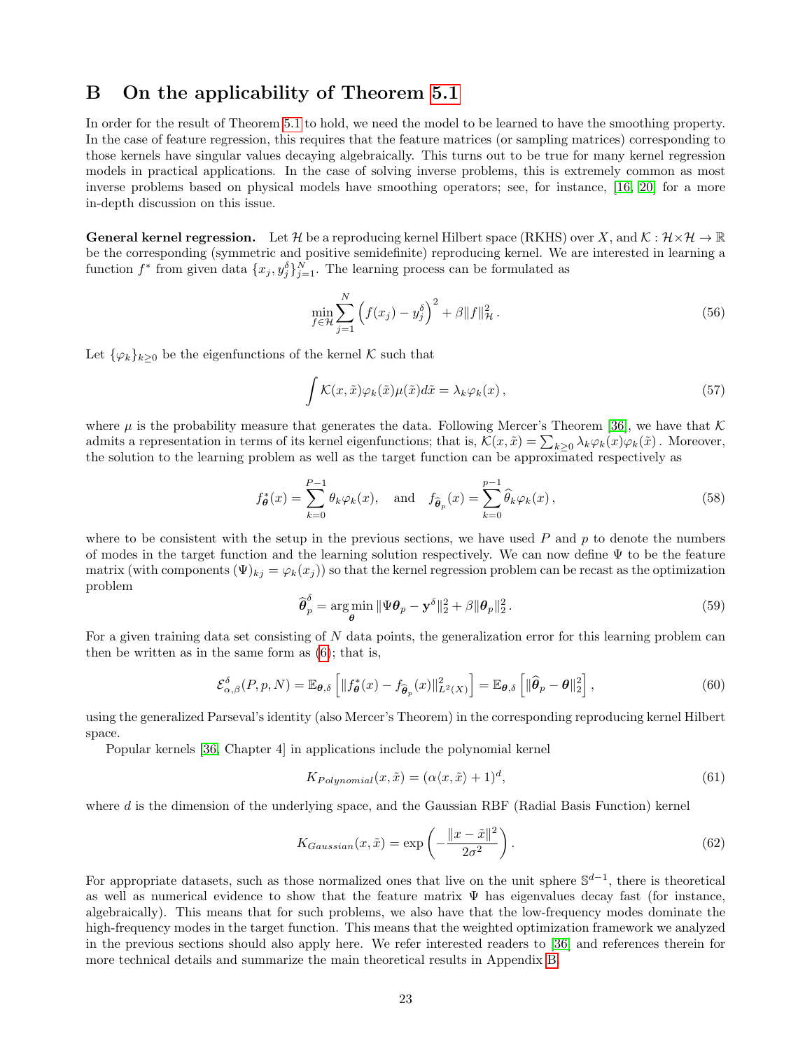# B On the applicability of Theorem 5.1

In order for the result of Theorem 5.1 to hold, we need the model to be learned to have the smoothing property. In the case of feature regression, this requires that the feature matrices (or sampling matrices) corresponding to those kernels have singular values decaying algebraically. This turns out to be true for many kernel regression models in practical applications. In the case of solving inverse problems, this is extremely common as most inverse problems based on physical models have smoothing operators; see, for instance, [16, 20] for a more in-depth discussion on this issue.

**General kernel regression.** Let $\mathcal{H}$ be a reproducing kernel Hilbert space (RKHS) over $X$, and $\mathcal{K} : \mathcal{H} \times \mathcal{H} \to \mathbb{R}$ be the corresponding (symmetric and positive semidefinite) reproducing kernel. We are interested in learning a function $f^*$ from given data $\{x_j, y_j^\delta\}_{j=1}^N$. The learning process can be formulated as

$$\min_{f \in \mathcal{H}} \sum_{j=1}^{N} \left( f(x_j) - y_j^\delta \right)^2 + \beta \|f\|_{\mathcal{H}}^2 . \tag{56}$$

Let $\{\varphi_k\}_{k \geq 0}$ be the eigenfunctions of the kernel $\mathcal{K}$ such that

$$\int \mathcal{K}(x, \tilde{x}) \varphi_k(\tilde{x}) \mu(\tilde{x}) d\tilde{x} = \lambda_k \varphi_k(x) , \tag{57}$$

where $\mu$ is the probability measure that generates the data. Following Mercer's Theorem [36], we have that $\mathcal{K}$ admits a representation in terms of its kernel eigenfunctions; that is, $\mathcal{K}(x, \tilde{x}) = \sum_{k \geq 0} \lambda_k \varphi_k(x) \varphi_k(\tilde{x})$. Moreover, the solution to the learning problem as well as the target function can be approximated respectively as

$$f_{\boldsymbol{\theta}}^*(x) = \sum_{k=0}^{P-1} \theta_k \varphi_k(x), \quad \text{and} \quad f_{\widehat{\boldsymbol{\theta}}_p}(x) = \sum_{k=0}^{p-1} \widehat{\theta}_k \varphi_k(x) , \tag{58}$$

where to be consistent with the setup in the previous sections, we have used $P$ and $p$ to denote the numbers of modes in the target function and the learning solution respectively. We can now define $\Psi$ to be the feature matrix (with components $(\Psi)_{kj} = \varphi_k(x_j)$) so that the kernel regression problem can be recast as the optimization problem

$$\widehat{\boldsymbol{\theta}}_p^\delta = \arg\min_{\boldsymbol{\theta}} \|\Psi \boldsymbol{\theta}_p - \mathbf{y}^\delta\|_2^2 + \beta \|\boldsymbol{\theta}_p\|_2^2 . \tag{59}$$

For a given training data set consisting of $N$ data points, the generalization error for this learning problem can then be written as in the same form as (6); that is,

$$\mathcal{E}_{\alpha,\beta}^\delta(P, p, N) = \mathbb{E}_{\boldsymbol{\theta},\delta} \left[ \|f_{\boldsymbol{\theta}}^*(x) - f_{\widehat{\boldsymbol{\theta}}_p}(x)\|_{L^2(X)}^2 \right] = \mathbb{E}_{\boldsymbol{\theta},\delta} \left[ \|\widehat{\boldsymbol{\theta}}_p - \boldsymbol{\theta}\|_2^2 \right] , \tag{60}$$

using the generalized Parseval's identity (also Mercer's Theorem) in the corresponding reproducing kernel Hilbert space.

Popular kernels [36, Chapter 4] in applications include the polynomial kernel

$$K_{Polynomial}(x, \tilde{x}) = (\alpha \langle x, \tilde{x} \rangle + 1)^d, \tag{61}$$

where $d$ is the dimension of the underlying space, and the Gaussian RBF (Radial Basis Function) kernel

$$K_{Gaussian}(x, \tilde{x}) = \exp\left( -\frac{\|x - \tilde{x}\|^2}{2\sigma^2} \right) . \tag{62}$$

For appropriate datasets, such as those normalized ones that live on the unit sphere $\mathbb{S}^{d-1}$, there is theoretical as well as numerical evidence to show that the feature matrix $\Psi$ has eigenvalues decay fast (for instance, algebraically). This means that for such problems, we also have that the low-frequency modes dominate the high-frequency modes in the target function. This means that the weighted optimization framework we analyzed in the previous sections should also apply here. We refer interested readers to [36] and references therein for more technical details and summarize the main theoretical results in Appendix B.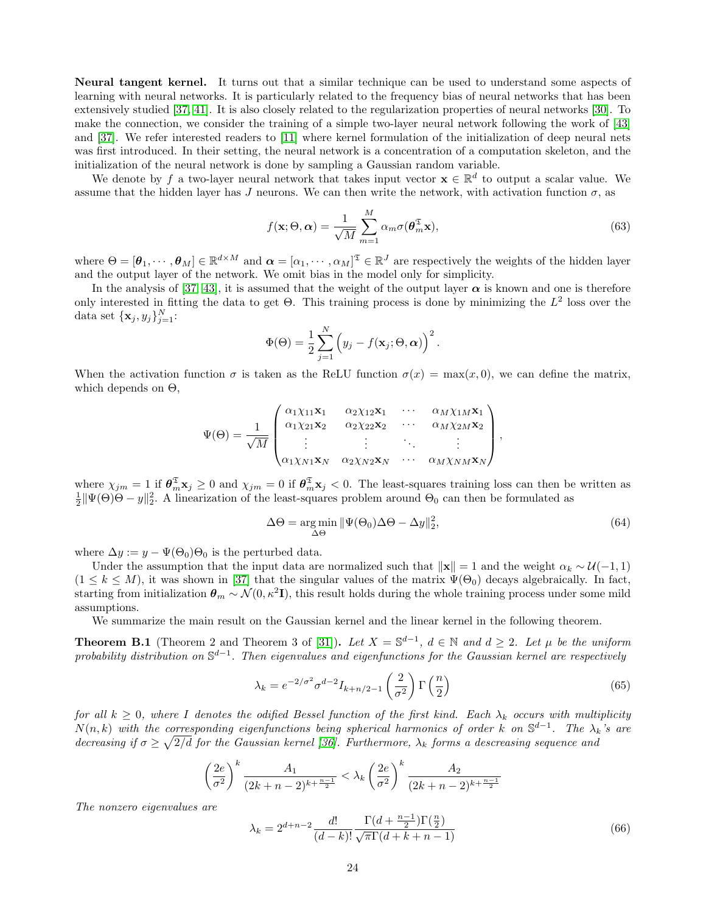**Neural tangent kernel.** It turns out that a similar technique can be used to understand some aspects of learning with neural networks. It is particularly related to the frequency bias of neural networks that has been extensively studied [37, 41]. It is also closely related to the regularization properties of neural networks [30]. To make the connection, we consider the training of a simple two-layer neural network following the work of [43] and [37]. We refer interested readers to [11] where kernel formulation of the initialization of deep neural nets was first introduced. In their setting, the neural network is a concentration of a computation skeleton, and the initialization of the neural network is done by sampling a Gaussian random variable.

We denote by $f$ a two-layer neural network that takes input vector $\mathbf{x} \in \mathbb{R}^d$ to output a scalar value. We assume that the hidden layer has $J$ neurons. We can then write the network, with activation function $\sigma$, as

$$f(\mathbf{x}; \Theta, \boldsymbol{\alpha}) = \frac{1}{\sqrt{M}} \sum_{m=1}^{M} \alpha_m \sigma(\boldsymbol{\theta}_m^{\mathfrak{T}} \mathbf{x}), \tag{63}$$

where $\Theta = [\boldsymbol{\theta}_1, \cdots, \boldsymbol{\theta}_M] \in \mathbb{R}^{d\times M}$ and $\boldsymbol{\alpha} = [\alpha_1, \cdots, \alpha_M]^{\mathfrak{T}} \in \mathbb{R}^J$ are respectively the weights of the hidden layer and the output layer of the network. We omit bias in the model only for simplicity.

In the analysis of [37, 43], it is assumed that the weight of the output layer $\boldsymbol{\alpha}$ is known and one is therefore only interested in fitting the data to get $\Theta$. This training process is done by minimizing the $L^2$ loss over the data set $\{\mathbf{x}_j, y_j\}_{j=1}^N$:

$$\Phi(\Theta) = \frac{1}{2} \sum_{j=1}^{N} \Big( y_j - f(\mathbf{x}_j; \Theta, \boldsymbol{\alpha}) \Big)^2.$$

When the activation function $\sigma$ is taken as the ReLU function $\sigma(x) = \max(x, 0)$, we can define the matrix, which depends on $\Theta$,

$$\Psi(\Theta) = \frac{1}{\sqrt{M}} \begin{pmatrix} \alpha_1\chi_{11}\mathbf{x}_1 & \alpha_2\chi_{12}\mathbf{x}_1 & \cdots & \alpha_M\chi_{1M}\mathbf{x}_1 \\ \alpha_1\chi_{21}\mathbf{x}_2 & \alpha_2\chi_{22}\mathbf{x}_2 & \cdots & \alpha_M\chi_{2M}\mathbf{x}_2 \\ \vdots & \vdots & \ddots & \vdots \\ \alpha_1\chi_{N1}\mathbf{x}_N & \alpha_2\chi_{N2}\mathbf{x}_N & \cdots & \alpha_M\chi_{NM}\mathbf{x}_N \end{pmatrix},$$

where $\chi_{jm} = 1$ if $\boldsymbol{\theta}_m^{\mathfrak{T}}\mathbf{x}_j \geq 0$ and $\chi_{jm} = 0$ if $\boldsymbol{\theta}_m^{\mathfrak{T}}\mathbf{x}_j < 0$. The least-squares training loss can then be written as $\frac{1}{2}\|\Psi(\Theta)\Theta - y\|_2^2$. A linearization of the least-squares problem around $\Theta_0$ can then be formulated as

$$\Delta\Theta = \underset{\Delta\Theta}{\arg\min}\, \|\Psi(\Theta_0)\Delta\Theta - \Delta y\|_2^2, \tag{64}$$

where $\Delta y := y - \Psi(\Theta_0)\Theta_0$ is the perturbed data.

Under the assumption that the input data are normalized such that $\|\mathbf{x}\| = 1$ and the weight $\alpha_k \sim \mathcal{U}(-1, 1)$ $(1 \leq k \leq M)$, it was shown in [37] that the singular values of the matrix $\Psi(\Theta_0)$ decays algebraically. In fact, starting from initialization $\boldsymbol{\theta}_m \sim \mathcal{N}(0, \kappa^2\mathbf{I})$, this result holds during the whole training process under some mild assumptions.

We summarize the main result on the Gaussian kernel and the linear kernel in the following theorem.

**Theorem B.1** (Theorem 2 and Theorem 3 of [31])**.** *Let $X = \mathbb{S}^{d-1}$, $d \in \mathbb{N}$ and $d \geq 2$. Let $\mu$ be the uniform probability distribution on $\mathbb{S}^{d-1}$. Then eigenvalues and eigenfunctions for the Gaussian kernel are respectively*

$$\lambda_k = e^{-2/\sigma^2}\sigma^{d-2} I_{k+n/2-1}\left(\frac{2}{\sigma^2}\right)\Gamma\left(\frac{n}{2}\right) \tag{65}$$

*for all $k \geq 0$, where $I$ denotes the odified Bessel function of the first kind. Each $\lambda_k$ occurs with multiplicity $N(n, k)$ with the corresponding eigenfunctions being spherical harmonics of order $k$ on $\mathbb{S}^{d-1}$. The $\lambda_k$'s are decreasing if $\sigma \geq \sqrt{2/d}$ for the Gaussian kernel [36]. Furthermore, $\lambda_k$ forms a descreasing sequence and*

$$\left(\frac{2e}{\sigma^2}\right)^k \frac{A_1}{(2k+n-2)^{k+\frac{n-1}{2}}} < \lambda_k \left(\frac{2e}{\sigma^2}\right)^k \frac{A_2}{(2k+n-2)^{k+\frac{n-1}{2}}}$$

*The nonzero eigenvalues are*

$$\lambda_k = 2^{d+n-2} \frac{d!}{(d-k)!} \frac{\Gamma(d+\frac{n-1}{2})\Gamma(\frac{n}{2})}{\sqrt{\pi}\,\Gamma(d+k+n-1)} \tag{66}$$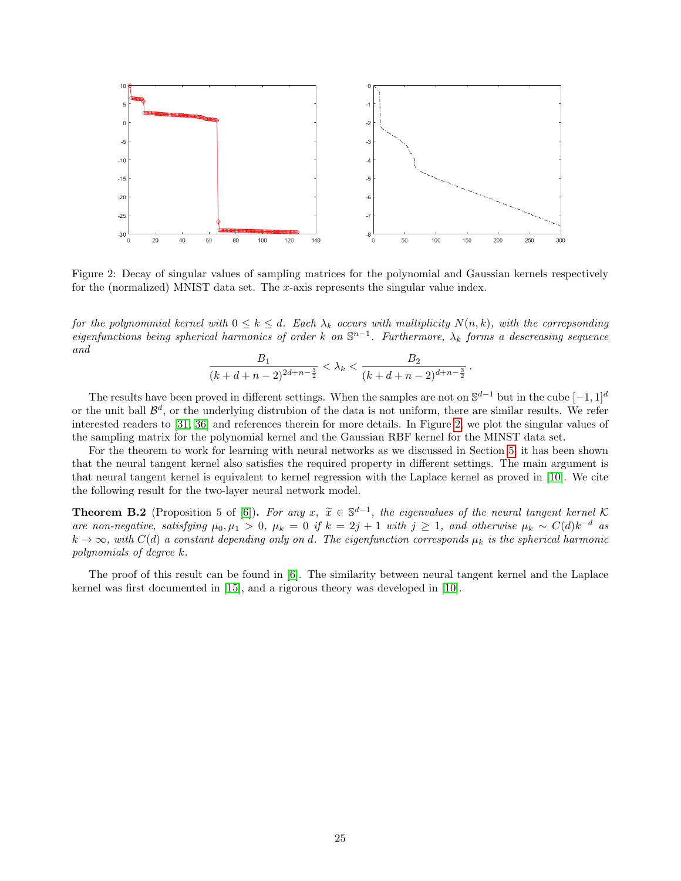10
5
0
-5
-10
-15
-20
-25
-30
0 20 40 60 80 100 120 140

0
-1
-2
-3
-4
-5
-6
-7
-8
0 50 100 150 200 250 300

Figure 2: Decay of singular values of sampling matrices for the polynomial and Gaussian kernels respectively for the (normalized) MNIST data set. The $x$-axis represents the singular value index.

*for the polynommial kernel with $0 \le k \le d$. Each $\lambda_k$ occurs with multiplicity $N(n, k)$, with the correpsonding eigenfunctions being spherical harmonics of order $k$ on $\mathbb{S}^{n-1}$. Furthermore, $\lambda_k$ forms a descreasing sequence and*

$$\frac{B_1}{(k + d + n - 2)^{2d+n-\frac{3}{2}}} < \lambda_k < \frac{B_2}{(k + d + n - 2)^{d+n-\frac{3}{2}}}.$$

The results have been proved in different settings. When the samples are not on $\mathbb{S}^{d-1}$ but in the cube $[-1, 1]^d$ or the unit ball $\mathcal{B}^d$, or the underlying distrubion of the data is not uniform, there are similar results. We refer interested readers to [31, 36] and references therein for more details. In Figure 2, we plot the singular values of the sampling matrix for the polynomial kernel and the Gaussian RBF kernel for the MINST data set.

For the theorem to work for learning with neural networks as we discussed in Section 5, it has been shown that the neural tangent kernel also satisfies the required property in different settings. The main argument is that neural tangent kernel is equivalent to kernel regression with the Laplace kernel as proved in [10]. We cite the following result for the two-layer neural network model.

**Theorem B.2** (Proposition 5 of [6]). *For any $x$, $\widetilde{x} \in \mathbb{S}^{d-1}$, the eigenvalues of the neural tangent kernel $\mathcal{K}$ are non-negative, satisfying $\mu_0, \mu_1 > 0$, $\mu_k = 0$ if $k = 2j + 1$ with $j \ge 1$, and otherwise $\mu_k \sim C(d)k^{-d}$ as $k \to \infty$, with $C(d)$ a constant depending only on $d$. The eigenfunction corresponds $\mu_k$ is the spherical harmonic polynomials of degree $k$.*

The proof of this result can be found in [6]. The similarity between neural tangent kernel and the Laplace kernel was first documented in [15], and a rigorous theory was developed in [10].